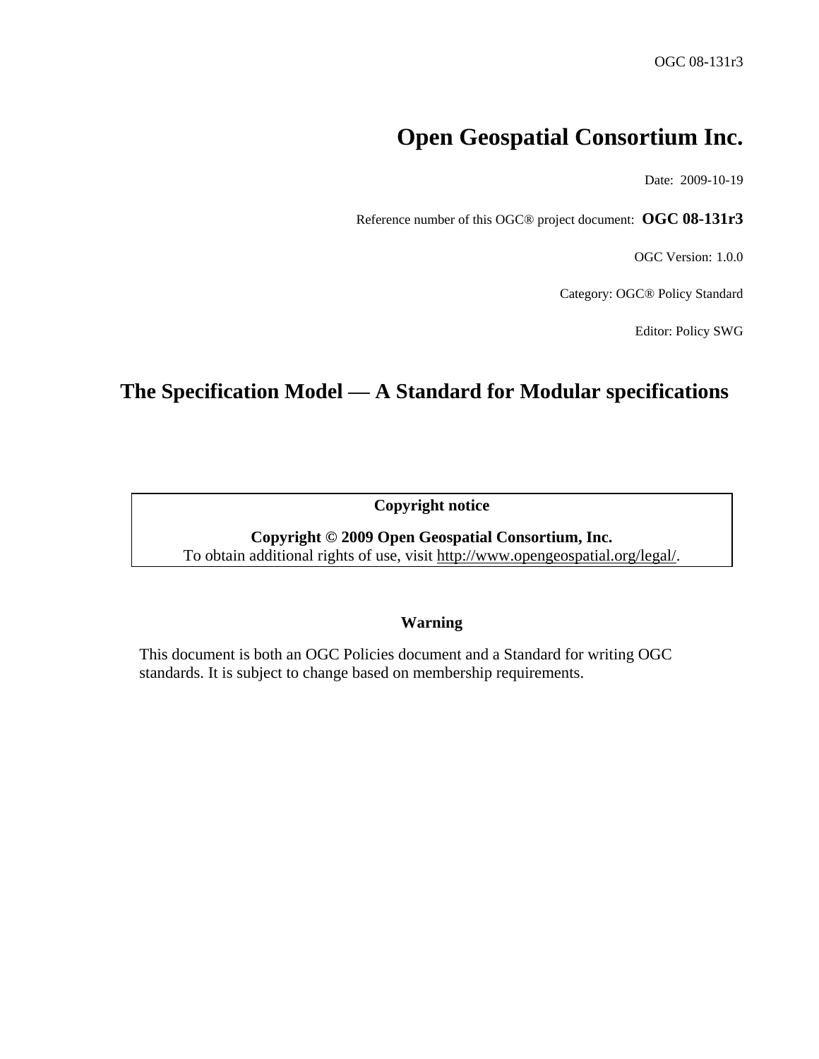OGC 08-131r3

# Open Geospatial Consortium Inc.

Date: 2009-10-19

Reference number of this OGC® project document: **OGC 08-131r3**

OGC Version: 1.0.0

Category: OGC® Policy Standard

Editor: Policy SWG

## The Specification Model — A Standard for Modular specifications

**Copyright notice**

**Copyright © 2009 Open Geospatial Consortium, Inc.**
To obtain additional rights of use, visit http://www.opengeospatial.org/legal/.

**Warning**

This document is both an OGC Policies document and a Standard for writing OGC standards. It is subject to change based on membership requirements.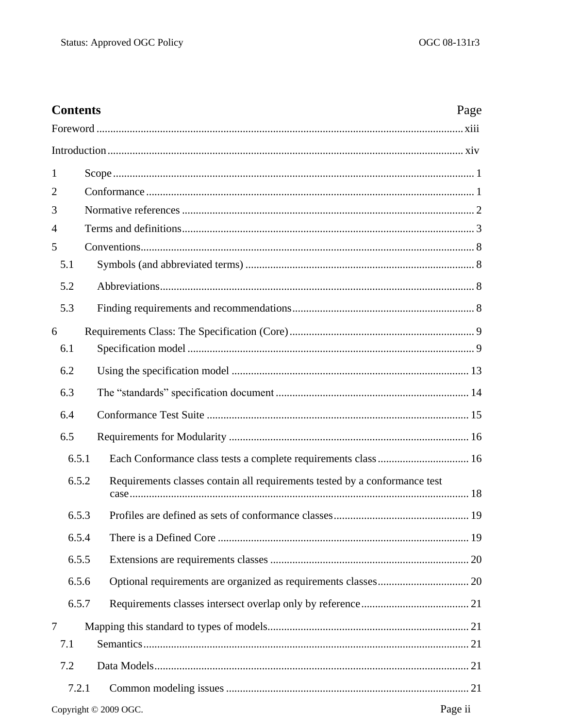# Contents

Page

Foreword ........................................................................................................................ xiii

Introduction ..................................................................................................................... xiv

1 Scope .................................................................................................................. 1

2 Conformance ...................................................................................................... 1

3 Normative references .......................................................................................... 2

4 Terms and definitions .......................................................................................... 3

5 Conventions ......................................................................................................... 8

5.1 Symbols (and abbreviated terms) .................................................................. 8

5.2 Abbreviations ................................................................................................. 8

5.3 Finding requirements and recommendations .................................................. 8

6 Requirements Class: The Specification (Core) .................................................. 9

6.1 Specification model ....................................................................................... 9

6.2 Using the specification model ...................................................................... 13

6.3 The “standards” specification document ...................................................... 14

6.4 Conformance Test Suite .............................................................................. 15

6.5 Requirements for Modularity ....................................................................... 16

6.5.1 Each Conformance class tests a complete requirements class ................................. 16

6.5.2 Requirements classes contain all requirements tested by a conformance test case ........................................................................................................... 18

6.5.3 Profiles are defined as sets of conformance classes ................................................. 19

6.5.4 There is a Defined Core ........................................................................................... 19

6.5.5 Extensions are requirements classes ........................................................................ 20

6.5.6 Optional requirements are organized as requirements classes ................................. 20

6.5.7 Requirements classes intersect overlap only by reference ....................................... 21

7 Mapping this standard to types of models ......................................................... 21

7.1 Semantics ..................................................................................................... 21

7.2 Data Models .................................................................................................. 21

7.2.1 Common modeling issues ........................................................................................ 21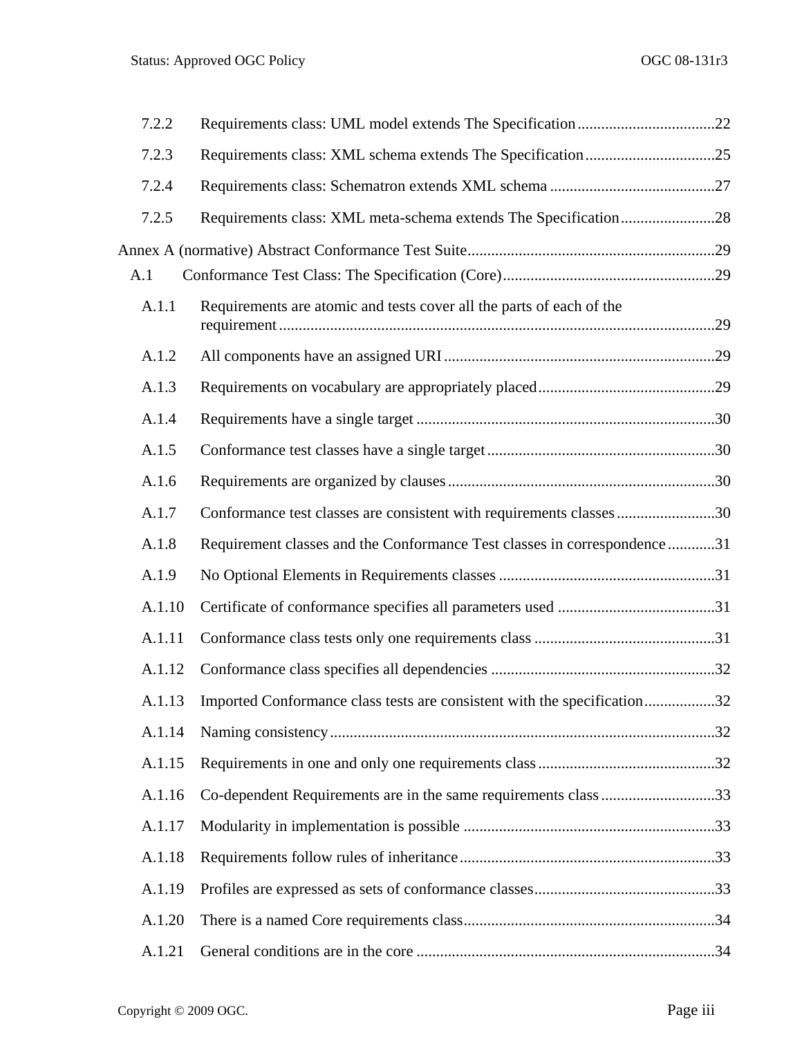7.2.2 Requirements class: UML model extends The Specification ... 22

7.2.3 Requirements class: XML schema extends The Specification ... 25

7.2.4 Requirements class: Schematron extends XML schema ... 27

7.2.5 Requirements class: XML meta-schema extends The Specification ... 28

Annex A (normative) Abstract Conformance Test Suite ... 29

A.1 Conformance Test Class: The Specification (Core) ... 29

A.1.1 Requirements are atomic and tests cover all the parts of each of the requirement ... 29

A.1.2 All components have an assigned URI ... 29

A.1.3 Requirements on vocabulary are appropriately placed ... 29

A.1.4 Requirements have a single target ... 30

A.1.5 Conformance test classes have a single target ... 30

A.1.6 Requirements are organized by clauses ... 30

A.1.7 Conformance test classes are consistent with requirements classes ... 30

A.1.8 Requirement classes and the Conformance Test classes in correspondence ... 31

A.1.9 No Optional Elements in Requirements classes ... 31

A.1.10 Certificate of conformance specifies all parameters used ... 31

A.1.11 Conformance class tests only one requirements class ... 31

A.1.12 Conformance class specifies all dependencies ... 32

A.1.13 Imported Conformance class tests are consistent with the specification ... 32

A.1.14 Naming consistency ... 32

A.1.15 Requirements in one and only one requirements class ... 32

A.1.16 Co-dependent Requirements are in the same requirements class ... 33

A.1.17 Modularity in implementation is possible ... 33

A.1.18 Requirements follow rules of inheritance ... 33

A.1.19 Profiles are expressed as sets of conformance classes ... 33

A.1.20 There is a named Core requirements class ... 34

A.1.21 General conditions are in the core ... 34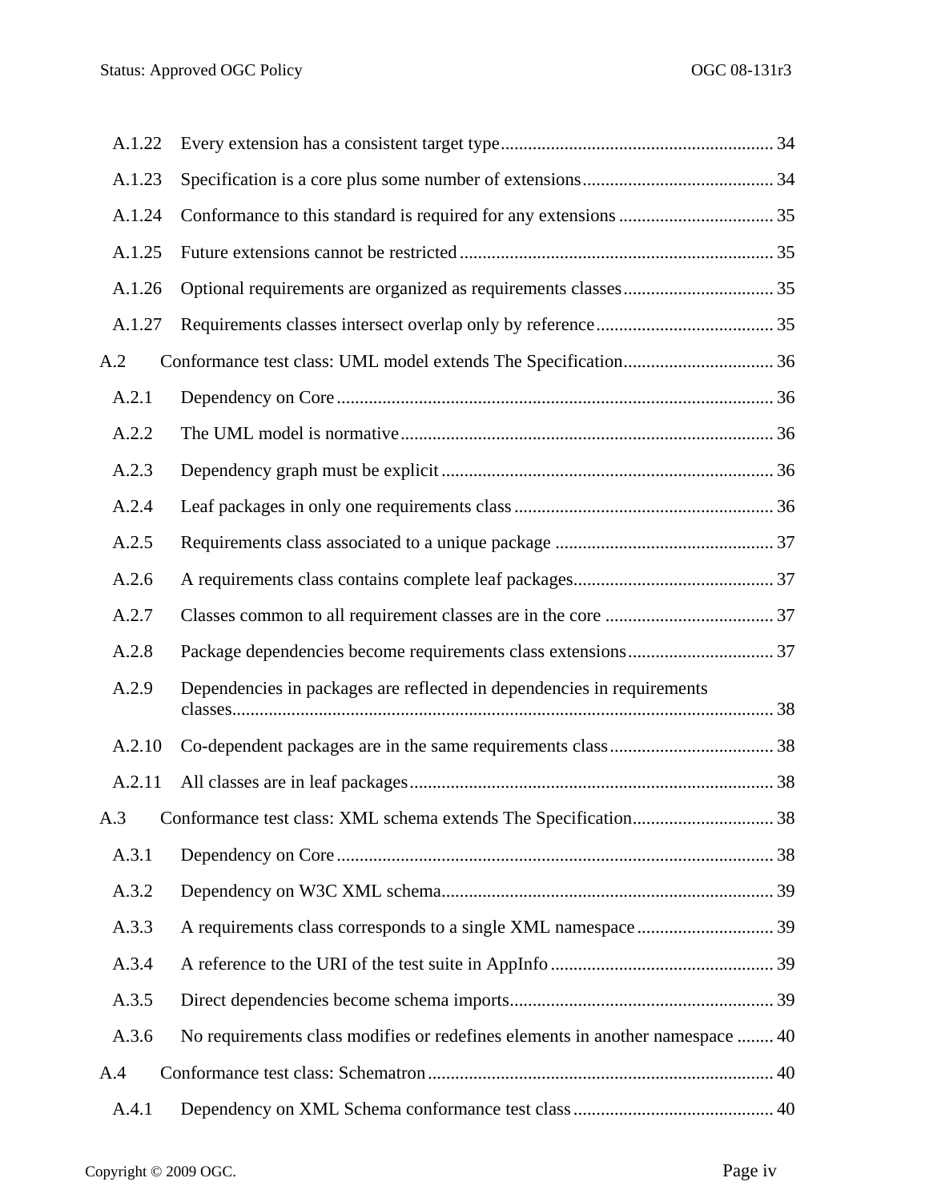A.1.22 Every extension has a consistent target type ... 34

A.1.23 Specification is a core plus some number of extensions ... 34

A.1.24 Conformance to this standard is required for any extensions ... 35

A.1.25 Future extensions cannot be restricted ... 35

A.1.26 Optional requirements are organized as requirements classes ... 35

A.1.27 Requirements classes intersect overlap only by reference ... 35

A.2 Conformance test class: UML model extends The Specification ... 36

A.2.1 Dependency on Core ... 36

A.2.2 The UML model is normative ... 36

A.2.3 Dependency graph must be explicit ... 36

A.2.4 Leaf packages in only one requirements class ... 36

A.2.5 Requirements class associated to a unique package ... 37

A.2.6 A requirements class contains complete leaf packages ... 37

A.2.7 Classes common to all requirement classes are in the core ... 37

A.2.8 Package dependencies become requirements class extensions ... 37

A.2.9 Dependencies in packages are reflected in dependencies in requirements classes ... 38

A.2.10 Co-dependent packages are in the same requirements class ... 38

A.2.11 All classes are in leaf packages ... 38

A.3 Conformance test class: XML schema extends The Specification ... 38

A.3.1 Dependency on Core ... 38

A.3.2 Dependency on W3C XML schema ... 39

A.3.3 A requirements class corresponds to a single XML namespace ... 39

A.3.4 A reference to the URI of the test suite in AppInfo ... 39

A.3.5 Direct dependencies become schema imports ... 39

A.3.6 No requirements class modifies or redefines elements in another namespace ... 40

A.4 Conformance test class: Schematron ... 40

A.4.1 Dependency on XML Schema conformance test class ... 40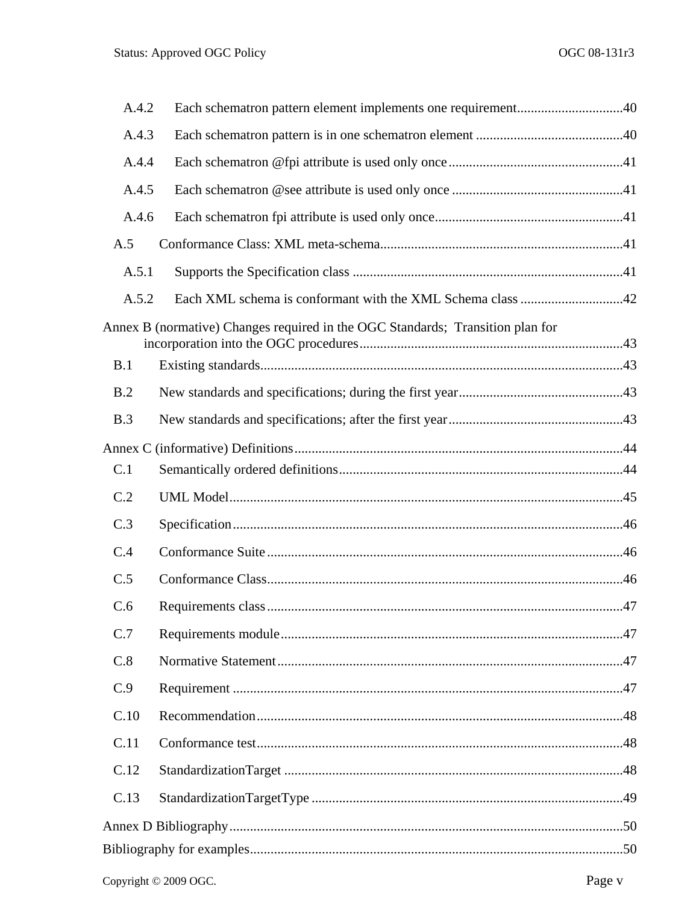A.4.2 Each schematron pattern element implements one requirement.....40

A.4.3 Each schematron pattern is in one schematron element .....40

A.4.4 Each schematron @fpi attribute is used only once.....41

A.4.5 Each schematron @see attribute is used only once .....41

A.4.6 Each schematron fpi attribute is used only once.....41

A.5 Conformance Class: XML meta-schema.....41

A.5.1 Supports the Specification class .....41

A.5.2 Each XML schema is conformant with the XML Schema class .....42

Annex B (normative) Changes required in the OGC Standards; Transition plan for incorporation into the OGC procedures.....43

B.1 Existing standards.....43

B.2 New standards and specifications; during the first year.....43

B.3 New standards and specifications; after the first year.....43

Annex C (informative) Definitions.....44

C.1 Semantically ordered definitions.....44

C.2 UML Model.....45

C.3 Specification.....46

C.4 Conformance Suite.....46

C.5 Conformance Class.....46

C.6 Requirements class.....47

C.7 Requirements module.....47

C.8 Normative Statement.....47

C.9 Requirement .....47

C.10 Recommendation.....48

C.11 Conformance test.....48

C.12 StandardizationTarget .....48

C.13 StandardizationTargetType .....49

Annex D Bibliography.....50

Bibliography for examples.....50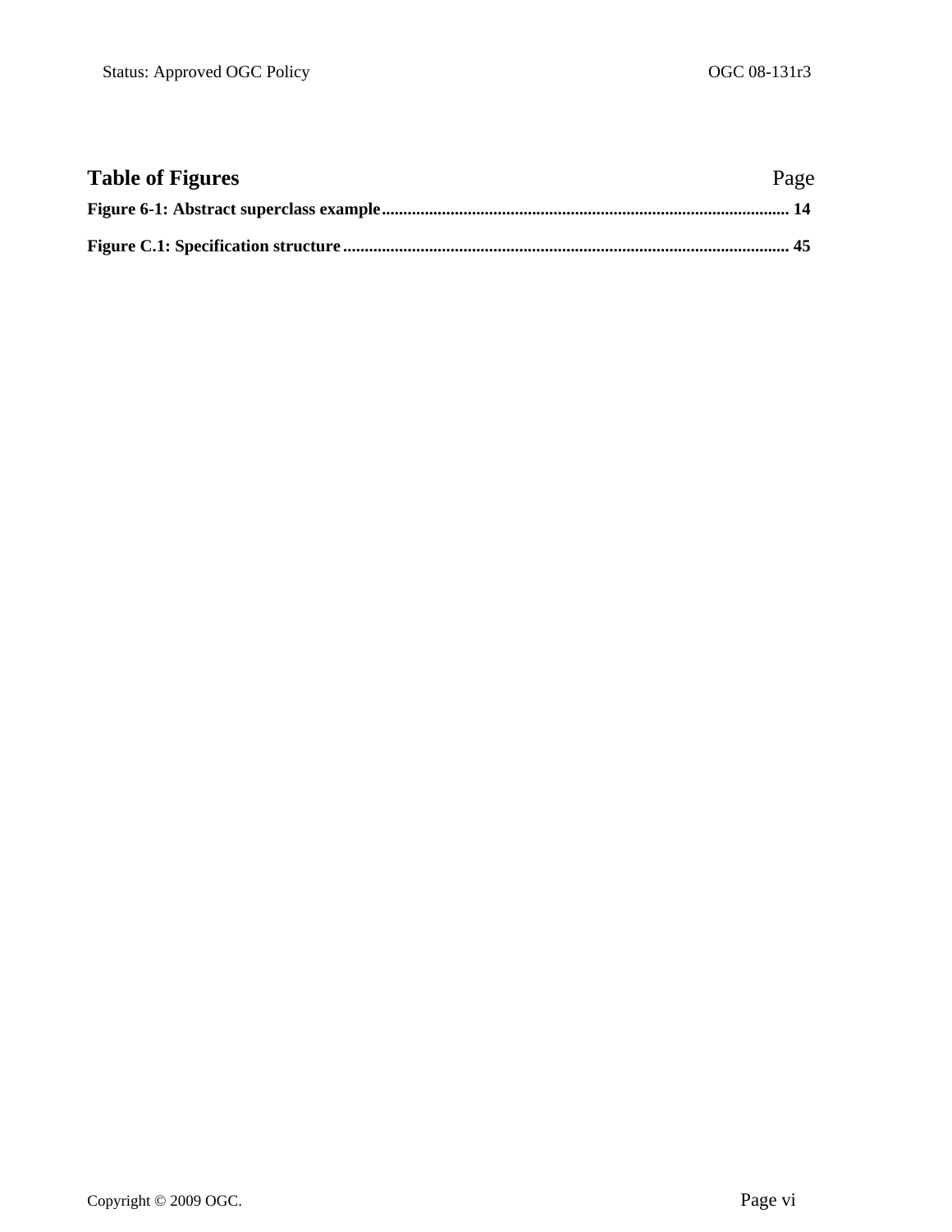# Table of Figures

Page

**Figure 6-1: Abstract superclass example** .............................................................................................. 14

**Figure C.1: Specification structure** ....................................................................................................... 45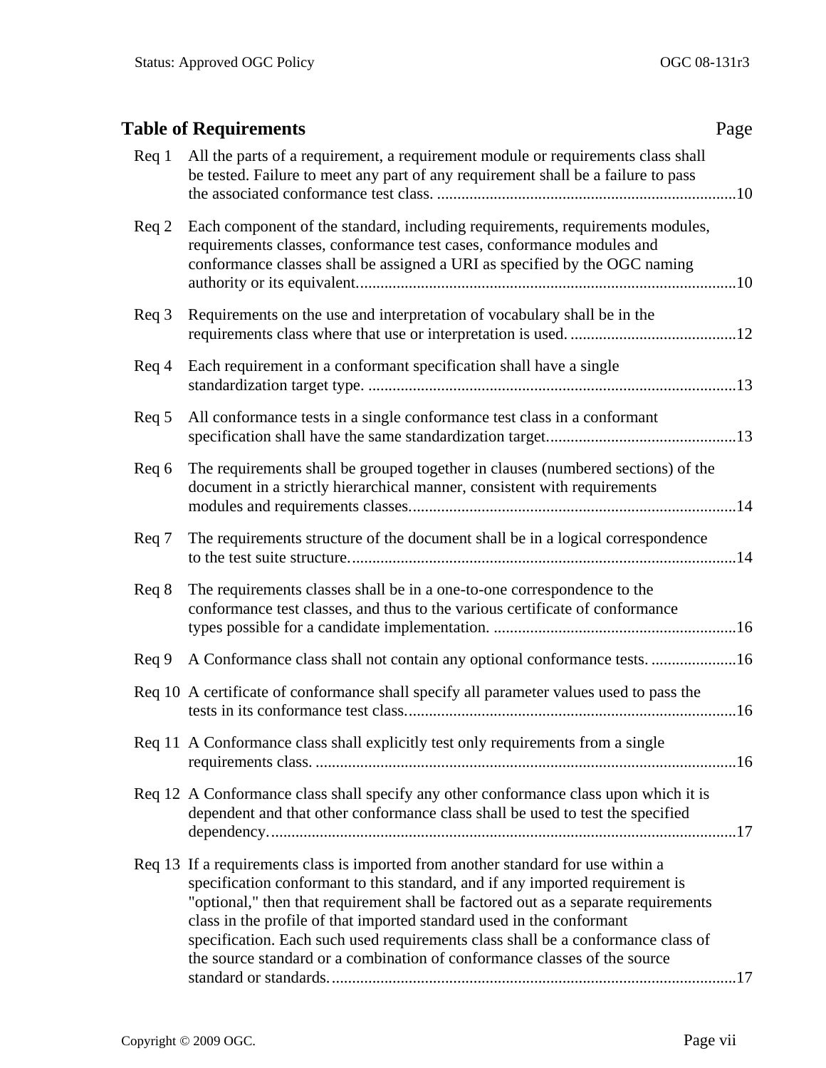## Table of Requirements

| | | Page |
|---|---|---|
| Req 1 | All the parts of a requirement, a requirement module or requirements class shall be tested. Failure to meet any part of any requirement shall be a failure to pass the associated conformance test class. | 10 |
| Req 2 | Each component of the standard, including requirements, requirements modules, requirements classes, conformance test cases, conformance modules and conformance classes shall be assigned a URI as specified by the OGC naming authority or its equivalent. | 10 |
| Req 3 | Requirements on the use and interpretation of vocabulary shall be in the requirements class where that use or interpretation is used. | 12 |
| Req 4 | Each requirement in a conformant specification shall have a single standardization target type. | 13 |
| Req 5 | All conformance tests in a single conformance test class in a conformant specification shall have the same standardization target. | 13 |
| Req 6 | The requirements shall be grouped together in clauses (numbered sections) of the document in a strictly hierarchical manner, consistent with requirements modules and requirements classes. | 14 |
| Req 7 | The requirements structure of the document shall be in a logical correspondence to the test suite structure. | 14 |
| Req 8 | The requirements classes shall be in a one-to-one correspondence to the conformance test classes, and thus to the various certificate of conformance types possible for a candidate implementation. | 16 |
| Req 9 | A Conformance class shall not contain any optional conformance tests. | 16 |
| Req 10 | A certificate of conformance shall specify all parameter values used to pass the tests in its conformance test class. | 16 |
| Req 11 | A Conformance class shall explicitly test only requirements from a single requirements class. | 16 |
| Req 12 | A Conformance class shall specify any other conformance class upon which it is dependent and that other conformance class shall be used to test the specified dependency. | 17 |
| Req 13 | If a requirements class is imported from another standard for use within a specification conformant to this standard, and if any imported requirement is "optional," then that requirement shall be factored out as a separate requirements class in the profile of that imported standard used in the conformant specification. Each such used requirements class shall be a conformance class of the source standard or a combination of conformance classes of the source standard or standards. | 17 |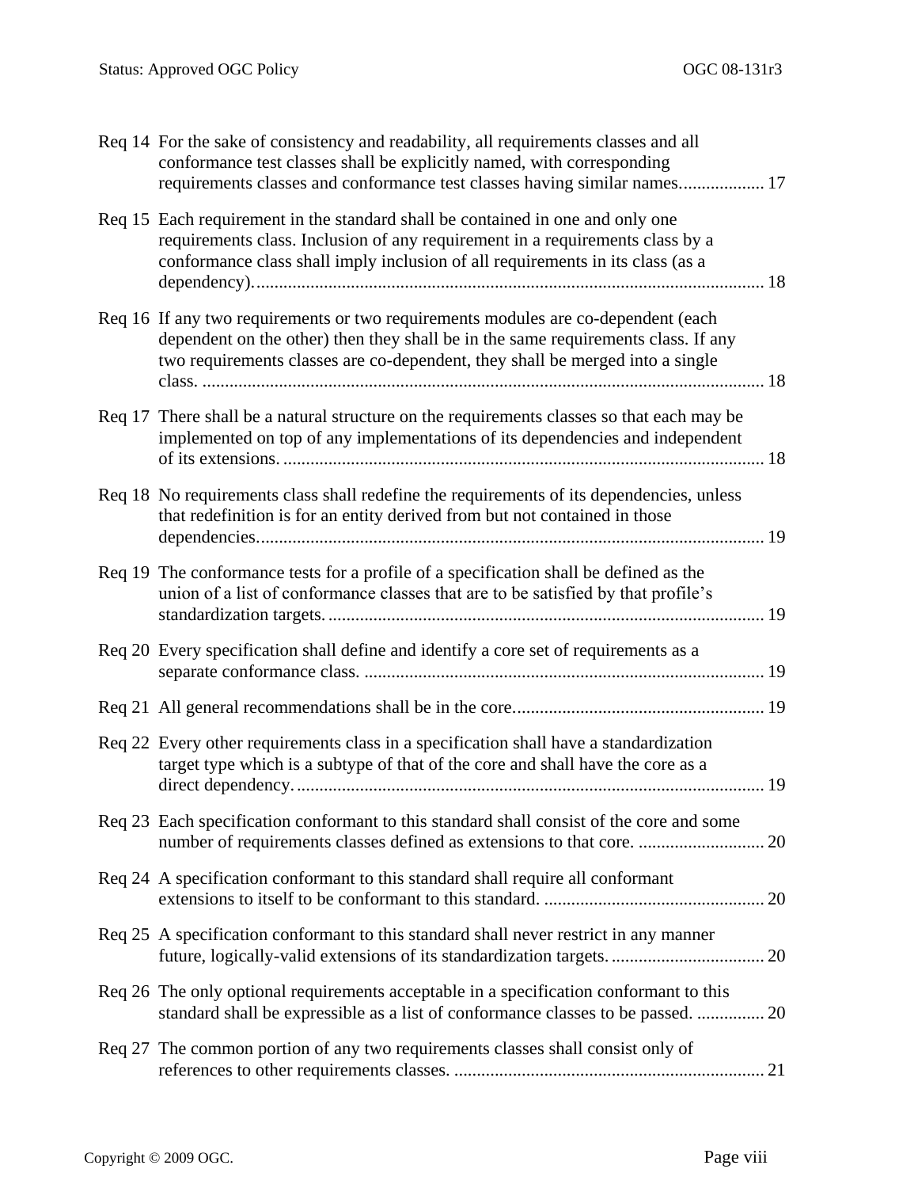Req 14 For the sake of consistency and readability, all requirements classes and all conformance test classes shall be explicitly named, with corresponding requirements classes and conformance test classes having similar names.................. 17

Req 15 Each requirement in the standard shall be contained in one and only one requirements class. Inclusion of any requirement in a requirements class by a conformance class shall imply inclusion of all requirements in its class (as a dependency)................................................................................................................. 18

Req 16 If any two requirements or two requirements modules are co-dependent (each dependent on the other) then they shall be in the same requirements class. If any two requirements classes are co-dependent, they shall be merged into a single class. ............................................................................................................................ 18

Req 17 There shall be a natural structure on the requirements classes so that each may be implemented on top of any implementations of its dependencies and independent of its extensions. ........................................................................................................... 18

Req 18 No requirements class shall redefine the requirements of its dependencies, unless that redefinition is for an entity derived from but not contained in those dependencies................................................................................................................ 19

Req 19 The conformance tests for a profile of a specification shall be defined as the union of a list of conformance classes that are to be satisfied by that profile's standardization targets. ................................................................................................ 19

Req 20 Every specification shall define and identify a core set of requirements as a separate conformance class. ........................................................................................ 19

Req 21 All general recommendations shall be in the core....................................................... 19

Req 22 Every other requirements class in a specification shall have a standardization target type which is a subtype of that of the core and shall have the core as a direct dependency........................................................................................................ 19

Req 23 Each specification conformant to this standard shall consist of the core and some number of requirements classes defined as extensions to that core. ............................ 20

Req 24 A specification conformant to this standard shall require all conformant extensions to itself to be conformant to this standard. ................................................ 20

Req 25 A specification conformant to this standard shall never restrict in any manner future, logically-valid extensions of its standardization targets. ................................. 20

Req 26 The only optional requirements acceptable in a specification conformant to this standard shall be expressible as a list of conformance classes to be passed. ............... 20

Req 27 The common portion of any two requirements classes shall consist only of references to other requirements classes. .................................................................... 21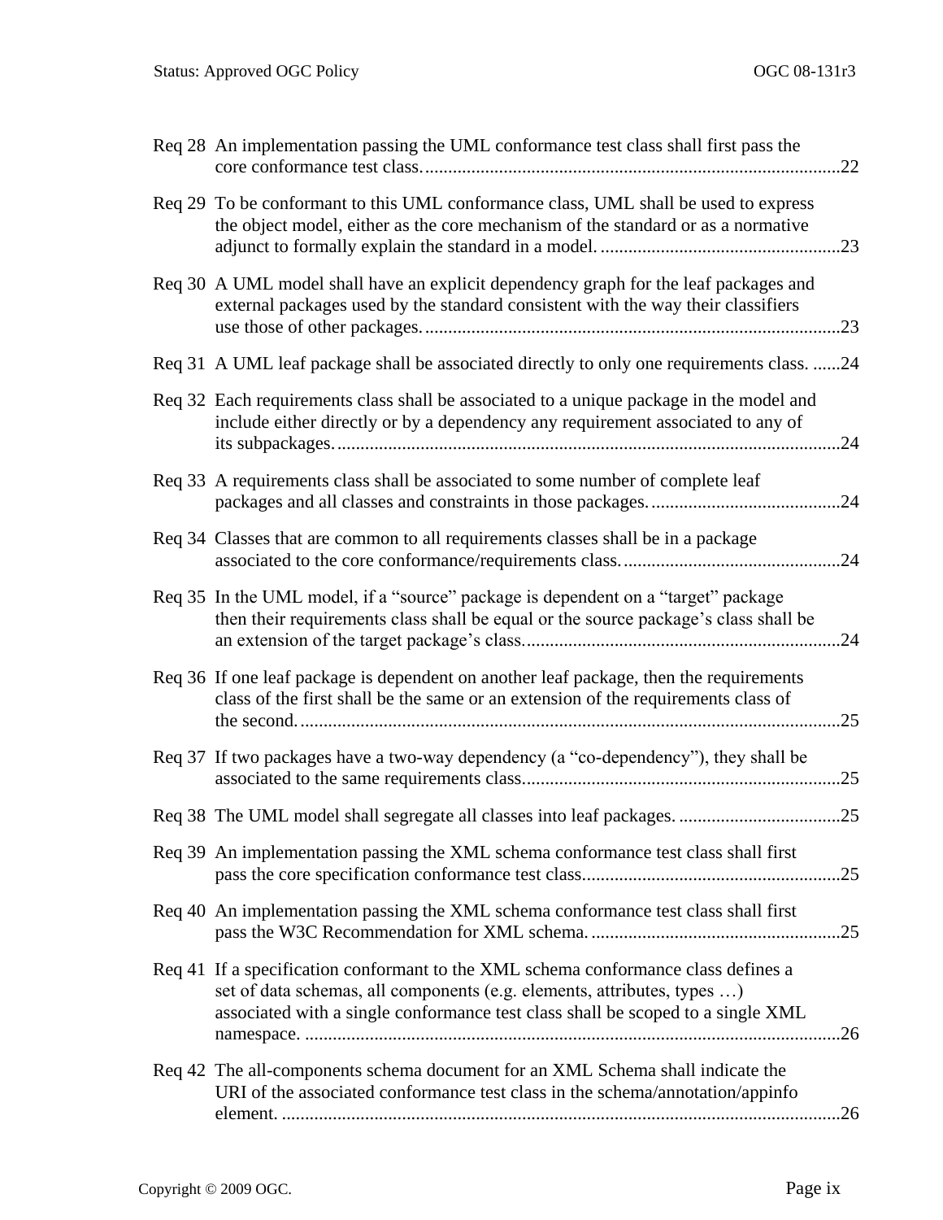Req 28 An implementation passing the UML conformance test class shall first pass the core conformance test class. ....................................................................................... 22

Req 29 To be conformant to this UML conformance class, UML shall be used to express the object model, either as the core mechanism of the standard or as a normative adjunct to formally explain the standard in a model. .................................................... 23

Req 30 A UML model shall have an explicit dependency graph for the leaf packages and external packages used by the standard consistent with the way their classifiers use those of other packages. ......................................................................................... 23

Req 31 A UML leaf package shall be associated directly to only one requirements class. ...... 24

Req 32 Each requirements class shall be associated to a unique package in the model and include either directly or by a dependency any requirement associated to any of its subpackages. ............................................................................................................ 24

Req 33 A requirements class shall be associated to some number of complete leaf packages and all classes and constraints in those packages. ......................................... 24

Req 34 Classes that are common to all requirements classes shall be in a package associated to the core conformance/requirements class. ............................................... 24

Req 35 In the UML model, if a “source” package is dependent on a “target” package then their requirements class shall be equal or the source package’s class shall be an extension of the target package’s class. ................................................................... 24

Req 36 If one leaf package is dependent on another leaf package, then the requirements class of the first shall be the same or an extension of the requirements class of the second. .................................................................................................................... 25

Req 37 If two packages have a two-way dependency (a “co-dependency”), they shall be associated to the same requirements class. ................................................................... 25

Req 38 The UML model shall segregate all classes into leaf packages. ................................... 25

Req 39 An implementation passing the XML schema conformance test class shall first pass the core specification conformance test class. ...................................................... 25

Req 40 An implementation passing the XML schema conformance test class shall first pass the W3C Recommendation for XML schema. ...................................................... 25

Req 41 If a specification conformant to the XML schema conformance class defines a set of data schemas, all components (e.g. elements, attributes, types …) associated with a single conformance test class shall be scoped to a single XML namespace. .................................................................................................................. 26

Req 42 The all-components schema document for an XML Schema shall indicate the URI of the associated conformance test class in the schema/annotation/appinfo element. ....................................................................................................................... 26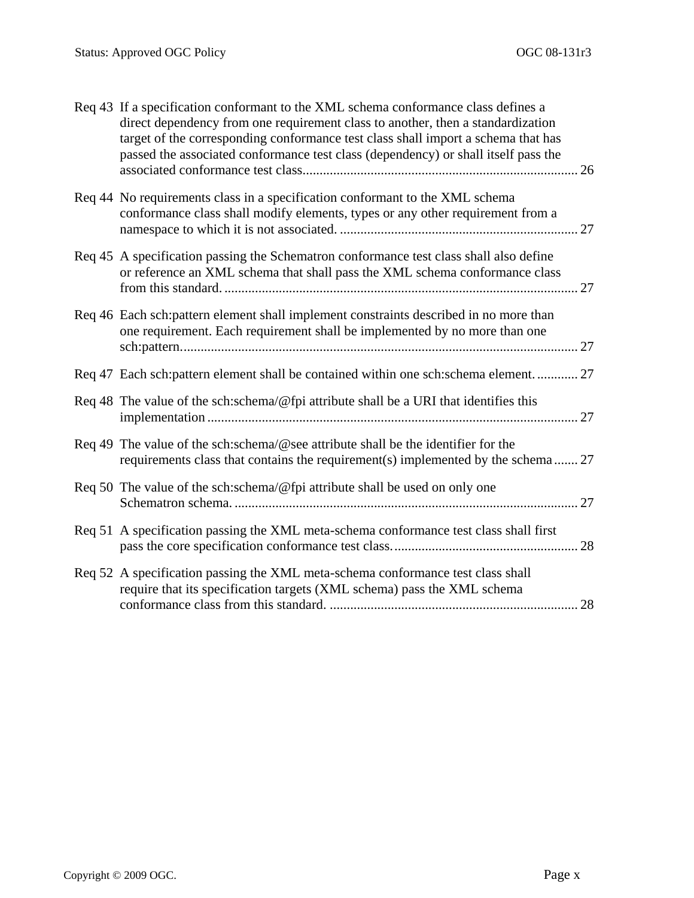Req 43 If a specification conformant to the XML schema conformance class defines a direct dependency from one requirement class to another, then a standardization target of the corresponding conformance test class shall import a schema that has passed the associated conformance test class (dependency) or shall itself pass the associated conformance test class.................................................................................. 26

Req 44 No requirements class in a specification conformant to the XML schema conformance class shall modify elements, types or any other requirement from a namespace to which it is not associated. ...................................................................... 27

Req 45 A specification passing the Schematron conformance test class shall also define or reference an XML schema that shall pass the XML schema conformance class from this standard. ......................................................................................... 27

Req 46 Each sch:pattern element shall implement constraints described in no more than one requirement. Each requirement shall be implemented by no more than one sch:pattern...................................................................................................... 27

Req 47 Each sch:pattern element shall be contained within one sch:schema element. ............ 27

Req 48 The value of the sch:schema/@fpi attribute shall be a URI that identifies this implementation ............................................................................................. 27

Req 49 The value of the sch:schema/@see attribute shall be the identifier for the requirements class that contains the requirement(s) implemented by the schema ....... 27

Req 50 The value of the sch:schema/@fpi attribute shall be used on only one Schematron schema. ..................................................................................... 27

Req 51 A specification passing the XML meta-schema conformance test class shall first pass the core specification conformance test class. ...................................................... 28

Req 52 A specification passing the XML meta-schema conformance test class shall require that its specification targets (XML schema) pass the XML schema conformance class from this standard. ......................................................................... 28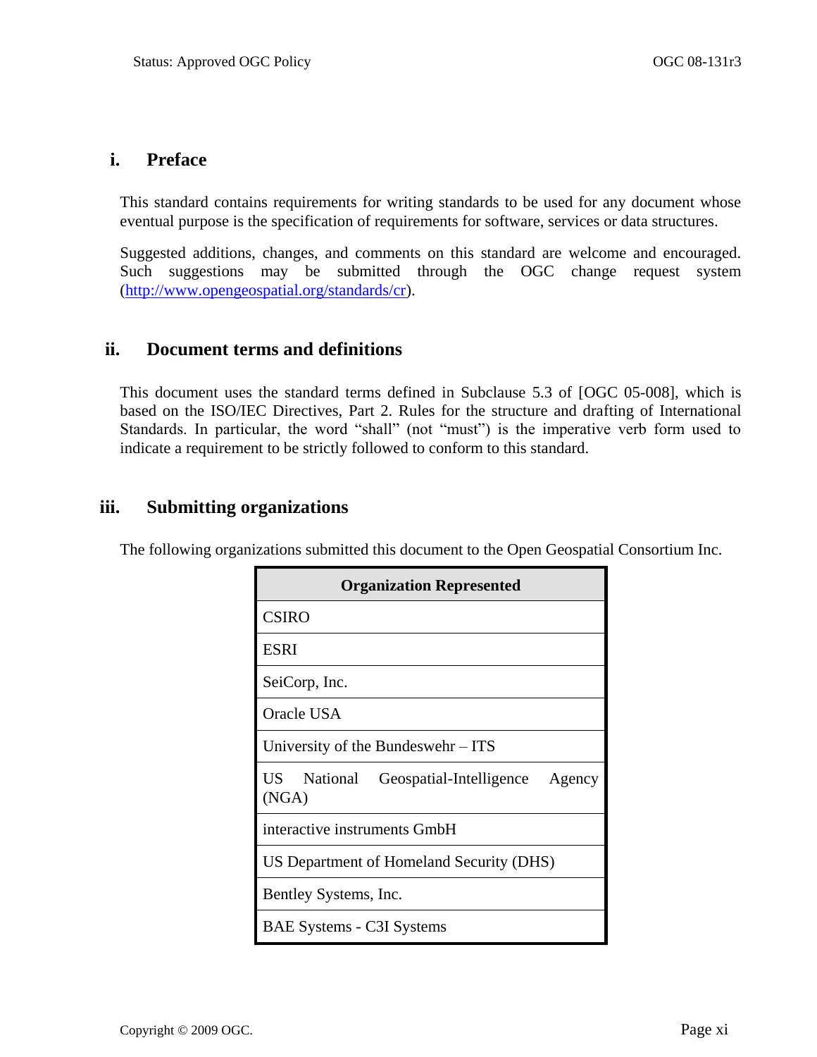## i. Preface

This standard contains requirements for writing standards to be used for any document whose eventual purpose is the specification of requirements for software, services or data structures.

Suggested additions, changes, and comments on this standard are welcome and encouraged. Such suggestions may be submitted through the OGC change request system (http://www.opengeospatial.org/standards/cr).

## ii. Document terms and definitions

This document uses the standard terms defined in Subclause 5.3 of [OGC 05-008], which is based on the ISO/IEC Directives, Part 2. Rules for the structure and drafting of International Standards. In particular, the word "shall" (not "must") is the imperative verb form used to indicate a requirement to be strictly followed to conform to this standard.

## iii. Submitting organizations

The following organizations submitted this document to the Open Geospatial Consortium Inc.

| Organization Represented |
| --- |
| CSIRO |
| ESRI |
| SeiCorp, Inc. |
| Oracle USA |
| University of the Bundeswehr – ITS |
| US National Geospatial-Intelligence Agency (NGA) |
| interactive instruments GmbH |
| US Department of Homeland Security (DHS) |
| Bentley Systems, Inc. |
| BAE Systems - C3I Systems |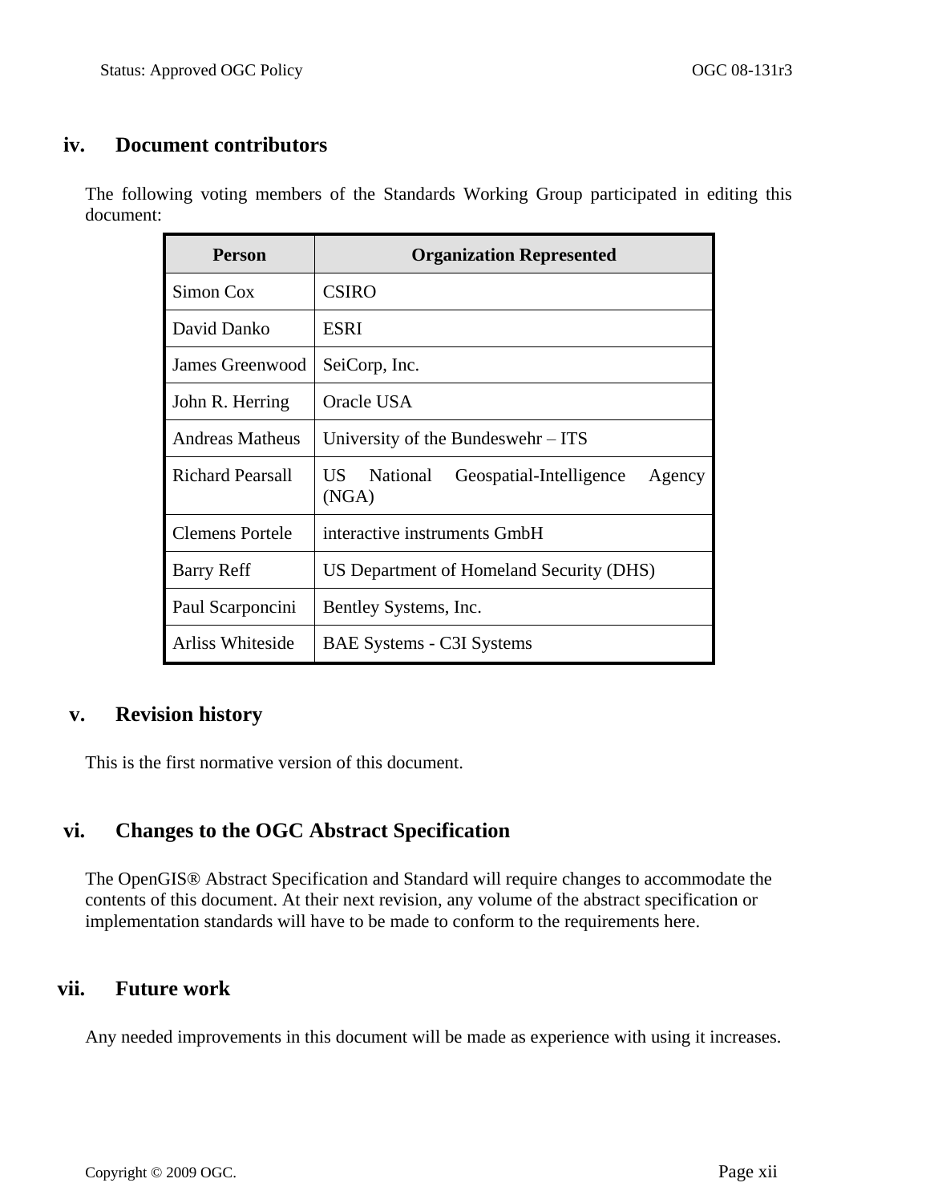## iv. Document contributors

The following voting members of the Standards Working Group participated in editing this document:

| Person | Organization Represented |
| --- | --- |
| Simon Cox | CSIRO |
| David Danko | ESRI |
| James Greenwood | SeiCorp, Inc. |
| John R. Herring | Oracle USA |
| Andreas Matheus | University of the Bundeswehr – ITS |
| Richard Pearsall | US National Geospatial-Intelligence Agency (NGA) |
| Clemens Portele | interactive instruments GmbH |
| Barry Reff | US Department of Homeland Security (DHS) |
| Paul Scarponcini | Bentley Systems, Inc. |
| Arliss Whiteside | BAE Systems - C3I Systems |

## v. Revision history

This is the first normative version of this document.

## vi. Changes to the OGC Abstract Specification

The OpenGIS® Abstract Specification and Standard will require changes to accommodate the contents of this document. At their next revision, any volume of the abstract specification or implementation standards will have to be made to conform to the requirements here.

## vii. Future work

Any needed improvements in this document will be made as experience with using it increases.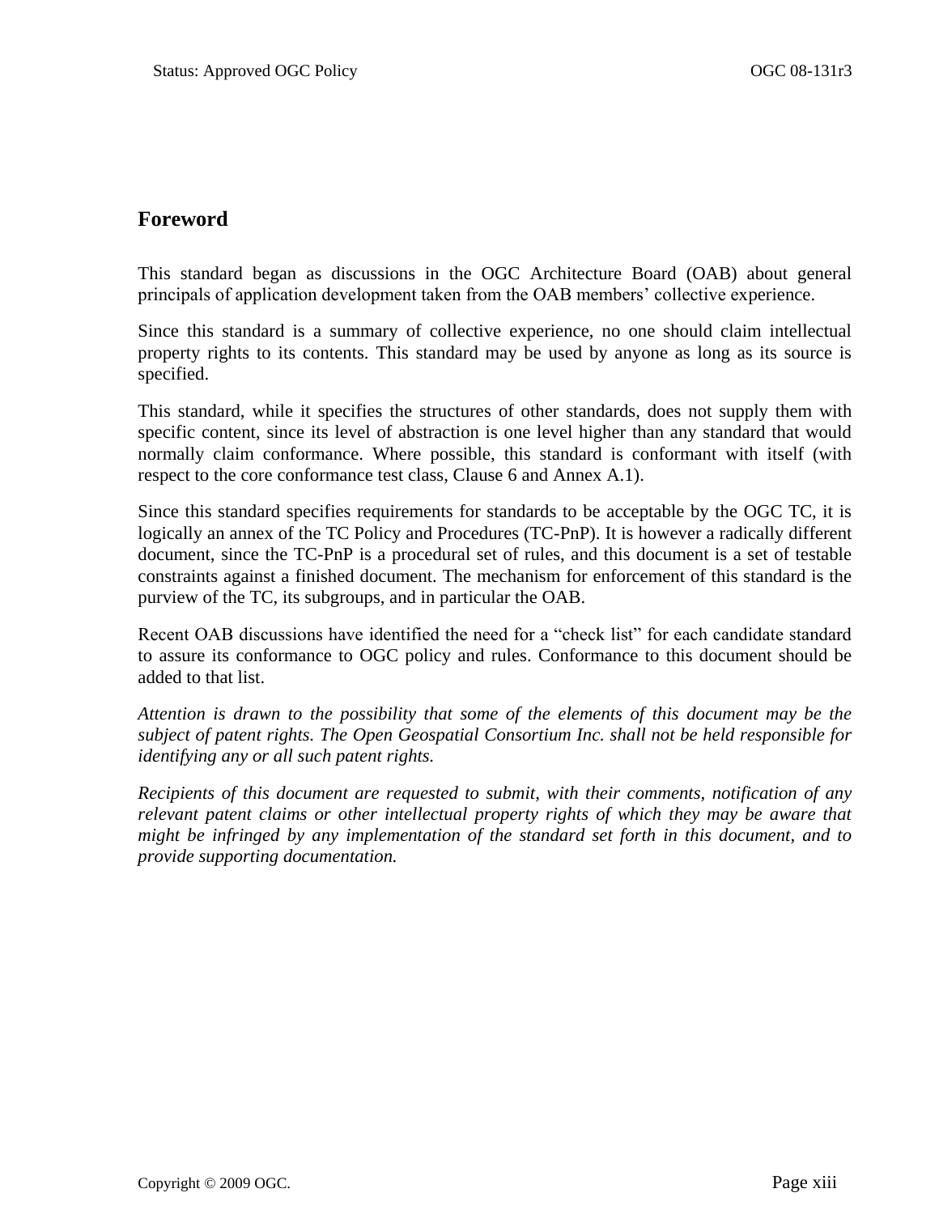## Foreword

This standard began as discussions in the OGC Architecture Board (OAB) about general principals of application development taken from the OAB members' collective experience.

Since this standard is a summary of collective experience, no one should claim intellectual property rights to its contents. This standard may be used by anyone as long as its source is specified.

This standard, while it specifies the structures of other standards, does not supply them with specific content, since its level of abstraction is one level higher than any standard that would normally claim conformance. Where possible, this standard is conformant with itself (with respect to the core conformance test class, Clause 6 and Annex A.1).

Since this standard specifies requirements for standards to be acceptable by the OGC TC, it is logically an annex of the TC Policy and Procedures (TC-PnP). It is however a radically different document, since the TC-PnP is a procedural set of rules, and this document is a set of testable constraints against a finished document. The mechanism for enforcement of this standard is the purview of the TC, its subgroups, and in particular the OAB.

Recent OAB discussions have identified the need for a "check list" for each candidate standard to assure its conformance to OGC policy and rules. Conformance to this document should be added to that list.

*Attention is drawn to the possibility that some of the elements of this document may be the subject of patent rights. The Open Geospatial Consortium Inc. shall not be held responsible for identifying any or all such patent rights.*

*Recipients of this document are requested to submit, with their comments, notification of any relevant patent claims or other intellectual property rights of which they may be aware that might be infringed by any implementation of the standard set forth in this document, and to provide supporting documentation.*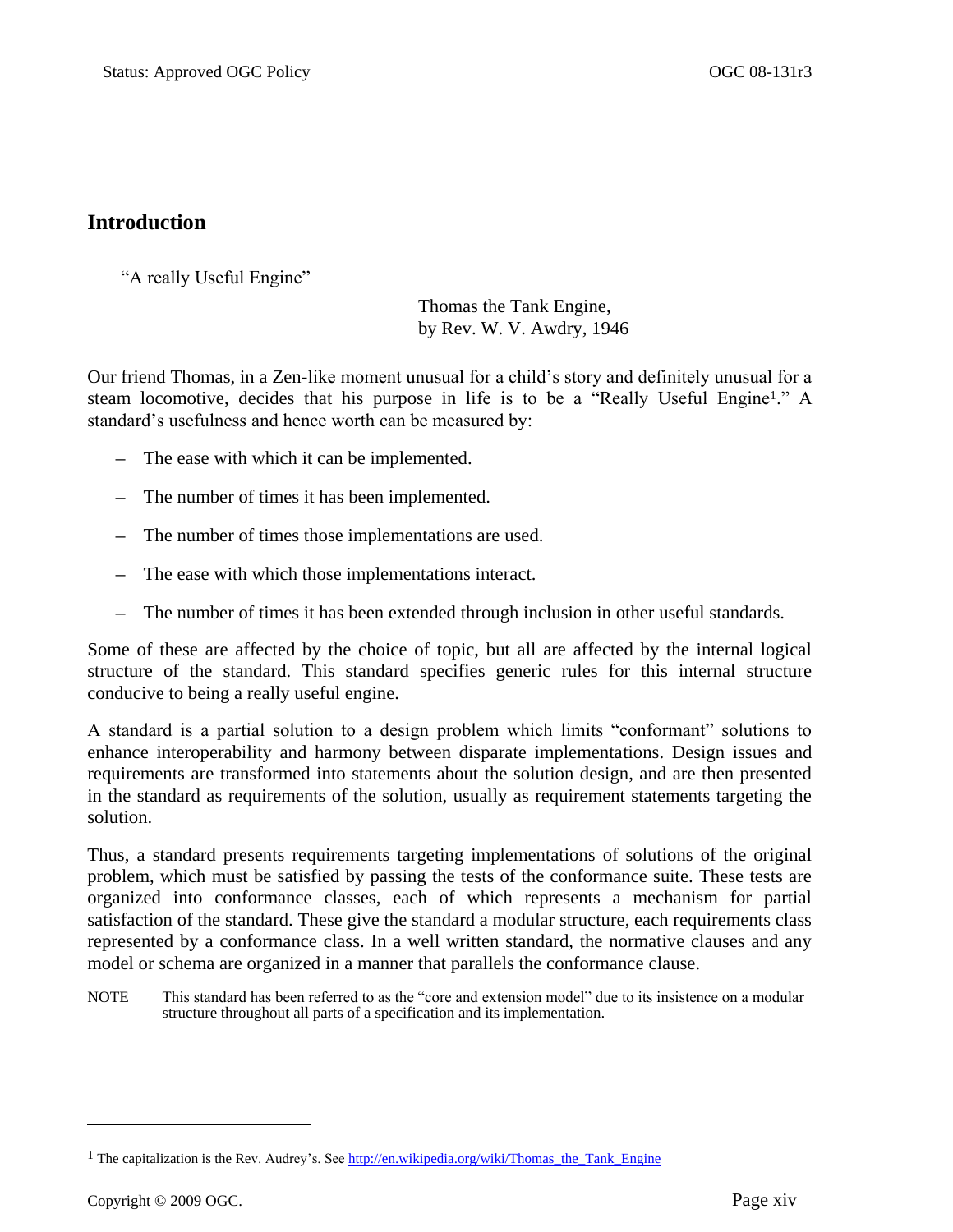## Introduction

"A really Useful Engine"

Thomas the Tank Engine,
by Rev. W. V. Awdry, 1946

Our friend Thomas, in a Zen-like moment unusual for a child's story and definitely unusual for a steam locomotive, decides that his purpose in life is to be a "Really Useful Engine[1]." A standard's usefulness and hence worth can be measured by:

– The ease with which it can be implemented.

– The number of times it has been implemented.

– The number of times those implementations are used.

– The ease with which those implementations interact.

– The number of times it has been extended through inclusion in other useful standards.

Some of these are affected by the choice of topic, but all are affected by the internal logical structure of the standard. This standard specifies generic rules for this internal structure conducive to being a really useful engine.

A standard is a partial solution to a design problem which limits "conformant" solutions to enhance interoperability and harmony between disparate implementations. Design issues and requirements are transformed into statements about the solution design, and are then presented in the standard as requirements of the solution, usually as requirement statements targeting the solution.

Thus, a standard presents requirements targeting implementations of solutions of the original problem, which must be satisfied by passing the tests of the conformance suite. These tests are organized into conformance classes, each of which represents a mechanism for partial satisfaction of the standard. These give the standard a modular structure, each requirements class represented by a conformance class. In a well written standard, the normative clauses and any model or schema are organized in a manner that parallels the conformance clause.

NOTE This standard has been referred to as the "core and extension model" due to its insistence on a modular structure throughout all parts of a specification and its implementation.

---

[1] The capitalization is the Rev. Audrey's. See http://en.wikipedia.org/wiki/Thomas_the_Tank_Engine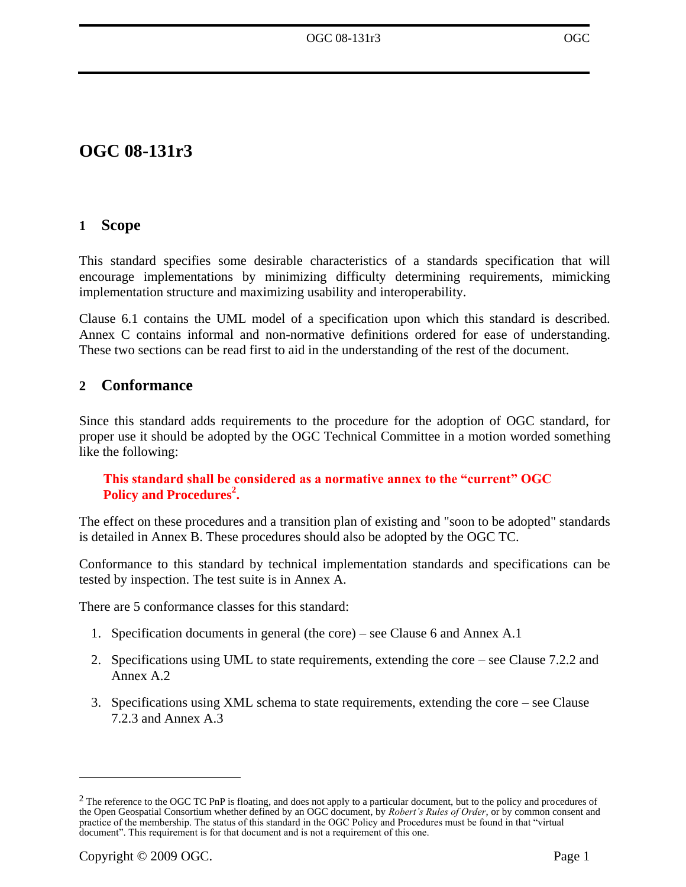# OGC 08-131r3

## 1 Scope

This standard specifies some desirable characteristics of a standards specification that will encourage implementations by minimizing difficulty determining requirements, mimicking implementation structure and maximizing usability and interoperability.

Clause 6.1 contains the UML model of a specification upon which this standard is described. Annex C contains informal and non-normative definitions ordered for ease of understanding. These two sections can be read first to aid in the understanding of the rest of the document.

## 2 Conformance

Since this standard adds requirements to the procedure for the adoption of OGC standard, for proper use it should be adopted by the OGC Technical Committee in a motion worded something like the following:

> **This standard shall be considered as a normative annex to the "current" OGC Policy and Procedures[2].**

The effect on these procedures and a transition plan of existing and "soon to be adopted" standards is detailed in Annex B. These procedures should also be adopted by the OGC TC.

Conformance to this standard by technical implementation standards and specifications can be tested by inspection. The test suite is in Annex A.

There are 5 conformance classes for this standard:

1. Specification documents in general (the core) – see Clause 6 and Annex A.1
2. Specifications using UML to state requirements, extending the core – see Clause 7.2.2 and Annex A.2
3. Specifications using XML schema to state requirements, extending the core – see Clause 7.2.3 and Annex A.3

[2] The reference to the OGC TC PnP is floating, and does not apply to a particular document, but to the policy and procedures of the Open Geospatial Consortium whether defined by an OGC document, by *Robert's Rules of Order*, or by common consent and practice of the membership. The status of this standard in the OGC Policy and Procedures must be found in that "virtual document". This requirement is for that document and is not a requirement of this one.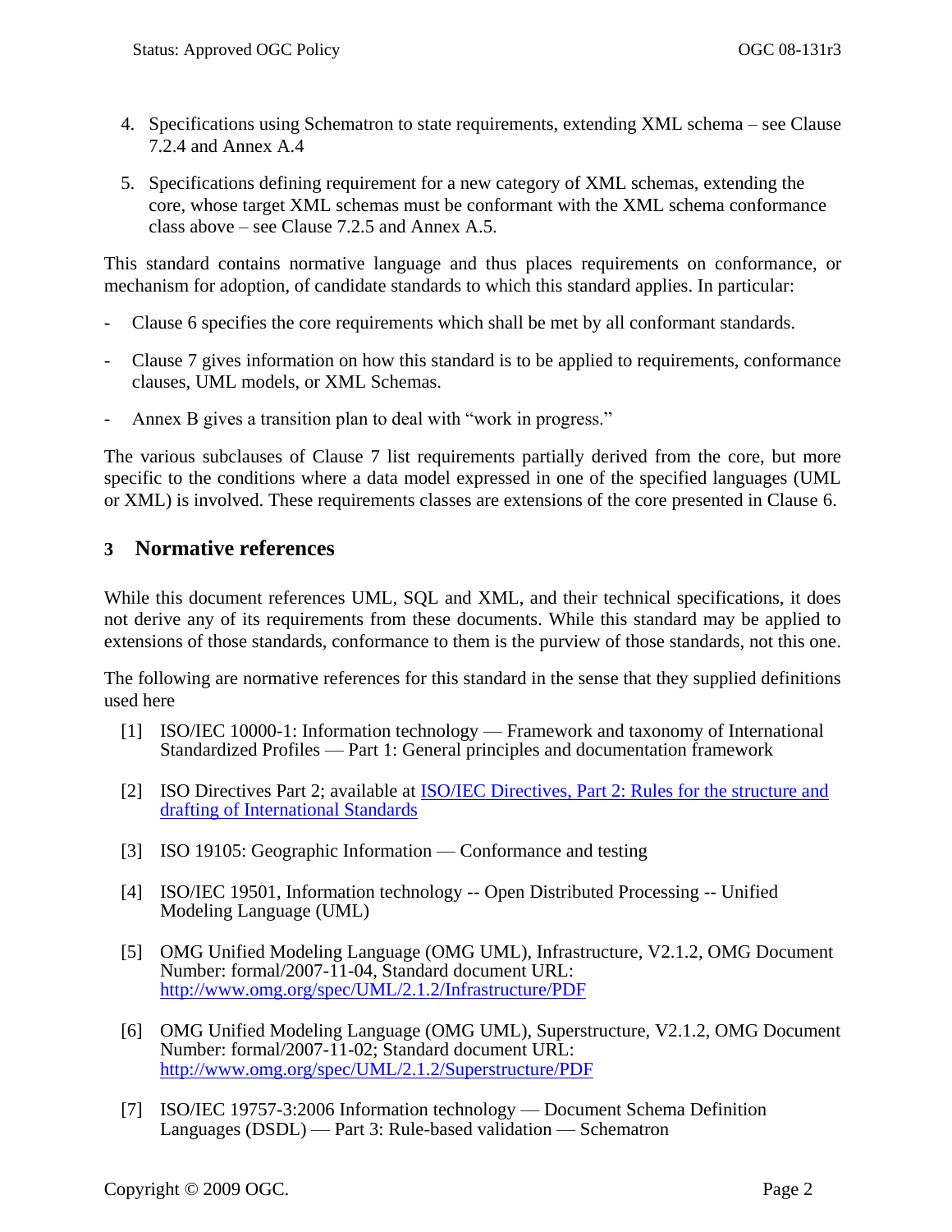4. Specifications using Schematron to state requirements, extending XML schema – see Clause 7.2.4 and Annex A.4

5. Specifications defining requirement for a new category of XML schemas, extending the core, whose target XML schemas must be conformant with the XML schema conformance class above – see Clause 7.2.5 and Annex A.5.

This standard contains normative language and thus places requirements on conformance, or mechanism for adoption, of candidate standards to which this standard applies. In particular:

- Clause 6 specifies the core requirements which shall be met by all conformant standards.
- Clause 7 gives information on how this standard is to be applied to requirements, conformance clauses, UML models, or XML Schemas.
- Annex B gives a transition plan to deal with "work in progress."

The various subclauses of Clause 7 list requirements partially derived from the core, but more specific to the conditions where a data model expressed in one of the specified languages (UML or XML) is involved. These requirements classes are extensions of the core presented in Clause 6.

## 3 Normative references

While this document references UML, SQL and XML, and their technical specifications, it does not derive any of its requirements from these documents. While this standard may be applied to extensions of those standards, conformance to them is the purview of those standards, not this one.

The following are normative references for this standard in the sense that they supplied definitions used here

[1] ISO/IEC 10000-1: Information technology — Framework and taxonomy of International Standardized Profiles — Part 1: General principles and documentation framework

[2] ISO Directives Part 2; available at [ISO/IEC Directives, Part 2: Rules for the structure and drafting of International Standards]

[3] ISO 19105: Geographic Information — Conformance and testing

[4] ISO/IEC 19501, Information technology -- Open Distributed Processing -- Unified Modeling Language (UML)

[5] OMG Unified Modeling Language (OMG UML), Infrastructure, V2.1.2, OMG Document Number: formal/2007-11-04, Standard document URL: http://www.omg.org/spec/UML/2.1.2/Infrastructure/PDF

[6] OMG Unified Modeling Language (OMG UML), Superstructure, V2.1.2, OMG Document Number: formal/2007-11-02; Standard document URL: http://www.omg.org/spec/UML/2.1.2/Superstructure/PDF

[7] ISO/IEC 19757-3:2006 Information technology — Document Schema Definition Languages (DSDL) — Part 3: Rule-based validation — Schematron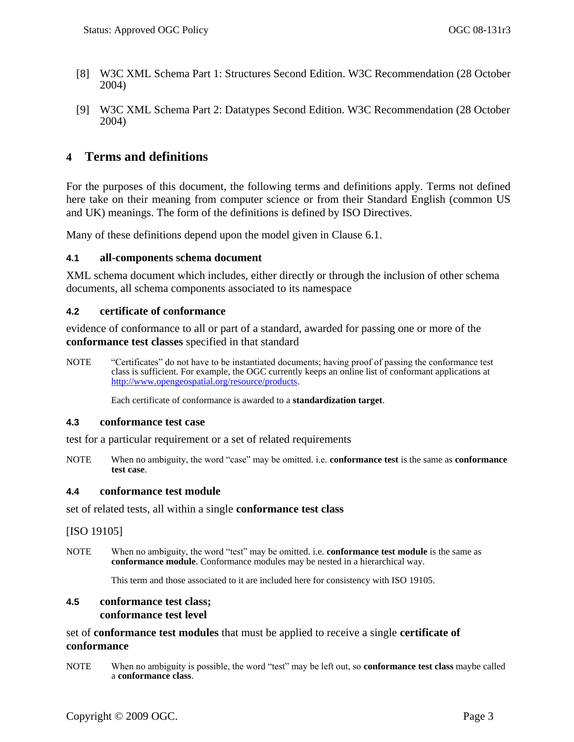[8] W3C XML Schema Part 1: Structures Second Edition. W3C Recommendation (28 October 2004)

[9] W3C XML Schema Part 2: Datatypes Second Edition. W3C Recommendation (28 October 2004)

# 4 Terms and definitions

For the purposes of this document, the following terms and definitions apply. Terms not defined here take on their meaning from computer science or from their Standard English (common US and UK) meanings. The form of the definitions is defined by ISO Directives.

Many of these definitions depend upon the model given in Clause 6.1.

### 4.1 all-components schema document

XML schema document which includes, either directly or through the inclusion of other schema documents, all schema components associated to its namespace

### 4.2 certificate of conformance

evidence of conformance to all or part of a standard, awarded for passing one or more of the **conformance test classes** specified in that standard

NOTE "Certificates" do not have to be instantiated documents; having proof of passing the conformance test class is sufficient. For example, the OGC currently keeps an online list of conformant applications at http://www.opengeospatial.org/resource/products.

Each certificate of conformance is awarded to a **standardization target**.

### 4.3 conformance test case

test for a particular requirement or a set of related requirements

NOTE When no ambiguity, the word "case" may be omitted. i.e. **conformance test** is the same as **conformance test case**.

### 4.4 conformance test module

set of related tests, all within a single **conformance test class**

[ISO 19105]

NOTE When no ambiguity, the word "test" may be omitted. i.e. **conformance test module** is the same as **conformance module**. Conformance modules may be nested in a hierarchical way.

This term and those associated to it are included here for consistency with ISO 19105.

### 4.5 conformance test class; conformance test level

set of **conformance test modules** that must be applied to receive a single **certificate of conformance**

NOTE When no ambiguity is possible, the word "test" may be left out, so **conformance test class** maybe called a **conformance class**.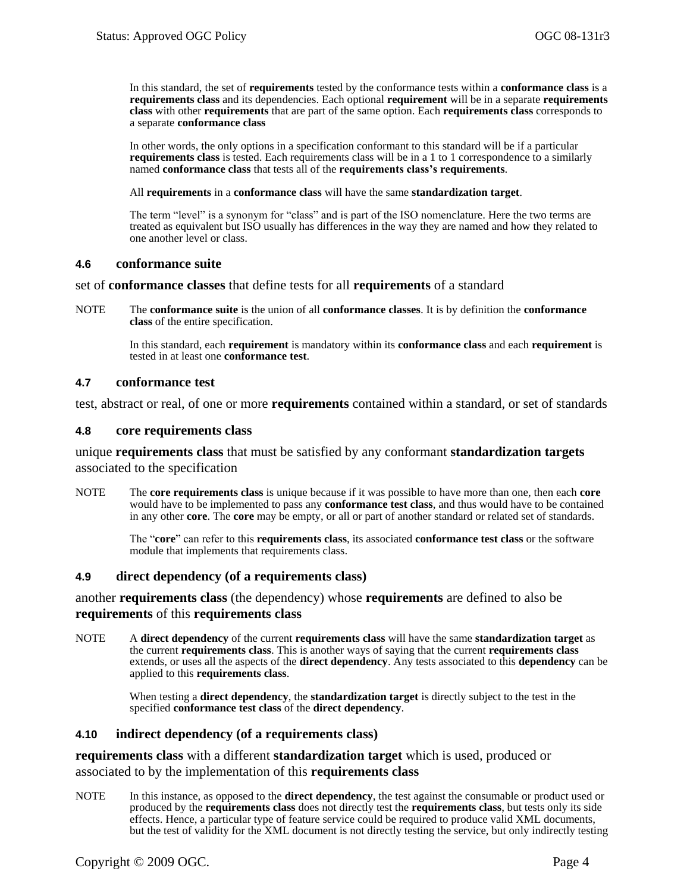In this standard, the set of **requirements** tested by the conformance tests within a **conformance class** is a **requirements class** and its dependencies. Each optional **requirement** will be in a separate **requirements class** with other **requirements** that are part of the same option. Each **requirements class** corresponds to a separate **conformance class**

In other words, the only options in a specification conformant to this standard will be if a particular **requirements class** is tested. Each requirements class will be in a 1 to 1 correspondence to a similarly named **conformance class** that tests all of the **requirements class's requirements**.

All **requirements** in a **conformance class** will have the same **standardization target**.

The term "level" is a synonym for "class" and is part of the ISO nomenclature. Here the two terms are treated as equivalent but ISO usually has differences in the way they are named and how they related to one another level or class.

### 4.6 conformance suite

set of **conformance classes** that define tests for all **requirements** of a standard

NOTE The **conformance suite** is the union of all **conformance classes**. It is by definition the **conformance class** of the entire specification.

In this standard, each **requirement** is mandatory within its **conformance class** and each **requirement** is tested in at least one **conformance test**.

### 4.7 conformance test

test, abstract or real, of one or more **requirements** contained within a standard, or set of standards

### 4.8 core requirements class

unique **requirements class** that must be satisfied by any conformant **standardization targets** associated to the specification

NOTE The **core requirements class** is unique because if it was possible to have more than one, then each **core** would have to be implemented to pass any **conformance test class**, and thus would have to be contained in any other **core**. The **core** may be empty, or all or part of another standard or related set of standards.

The "**core**" can refer to this **requirements class**, its associated **conformance test class** or the software module that implements that requirements class.

### 4.9 direct dependency (of a requirements class)

another **requirements class** (the dependency) whose **requirements** are defined to also be **requirements** of this **requirements class**

NOTE A **direct dependency** of the current **requirements class** will have the same **standardization target** as the current **requirements class**. This is another ways of saying that the current **requirements class** extends, or uses all the aspects of the **direct dependency**. Any tests associated to this **dependency** can be applied to this **requirements class**.

When testing a **direct dependency**, the **standardization target** is directly subject to the test in the specified **conformance test class** of the **direct dependency**.

### 4.10 indirect dependency (of a requirements class)

**requirements class** with a different **standardization target** which is used, produced or associated to by the implementation of this **requirements class**

NOTE In this instance, as opposed to the **direct dependency**, the test against the consumable or product used or produced by the **requirements class** does not directly test the **requirements class**, but tests only its side effects. Hence, a particular type of feature service could be required to produce valid XML documents, but the test of validity for the XML document is not directly testing the service, but only indirectly testing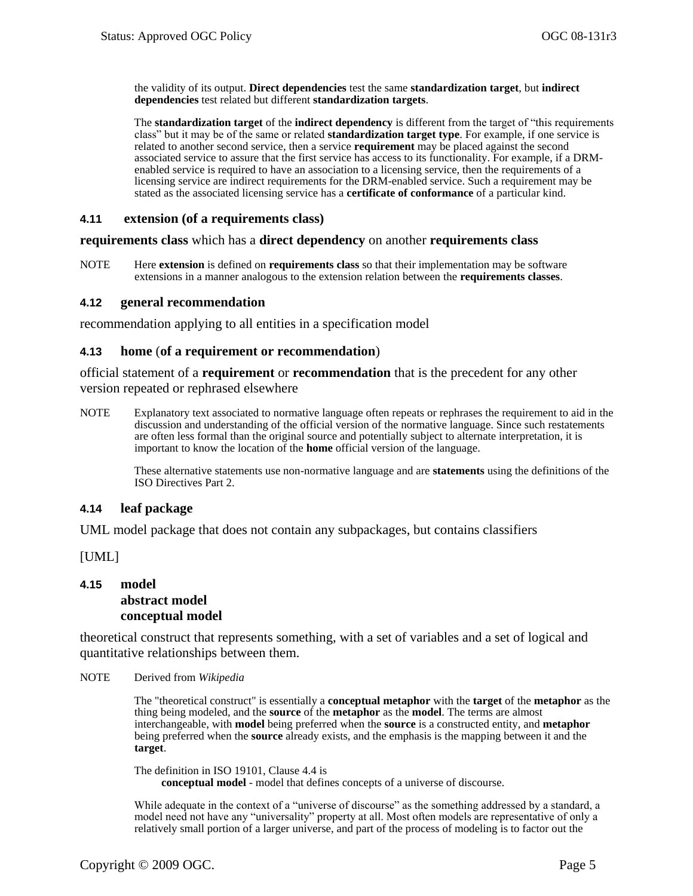the validity of its output. **Direct dependencies** test the same **standardization target**, but **indirect dependencies** test related but different **standardization targets**.

The **standardization target** of the **indirect dependency** is different from the target of "this requirements class" but it may be of the same or related **standardization target type**. For example, if one service is related to another second service, then a service **requirement** may be placed against the second associated service to assure that the first service has access to its functionality. For example, if a DRM-enabled service is required to have an association to a licensing service, then the requirements of a licensing service are indirect requirements for the DRM-enabled service. Such a requirement may be stated as the associated licensing service has a **certificate of conformance** of a particular kind.

### 4.11 extension (of a requirements class)

**requirements class** which has a **direct dependency** on another **requirements class**

NOTE Here **extension** is defined on **requirements class** so that their implementation may be software extensions in a manner analogous to the extension relation between the **requirements classes**.

### 4.12 general recommendation

recommendation applying to all entities in a specification model

### 4.13 home (of a requirement or recommendation)

official statement of a **requirement** or **recommendation** that is the precedent for any other version repeated or rephrased elsewhere

NOTE Explanatory text associated to normative language often repeats or rephrases the requirement to aid in the discussion and understanding of the official version of the normative language. Since such restatements are often less formal than the original source and potentially subject to alternate interpretation, it is important to know the location of the **home** official version of the language.

These alternative statements use non-normative language and are **statements** using the definitions of the ISO Directives Part 2.

### 4.14 leaf package

UML model package that does not contain any subpackages, but contains classifiers

[UML]

### 4.15 model
### abstract model
### conceptual model

theoretical construct that represents something, with a set of variables and a set of logical and quantitative relationships between them.

NOTE Derived from *Wikipedia*

The "theoretical construct" is essentially a **conceptual metaphor** with the **target** of the **metaphor** as the thing being modeled, and the **source** of the **metaphor** as the **model**. The terms are almost interchangeable, with **model** being preferred when the **source** is a constructed entity, and **metaphor** being preferred when the **source** already exists, and the emphasis is the mapping between it and the **target**.

The definition in ISO 19101, Clause 4.4 is
**conceptual model** - model that defines concepts of a universe of discourse.

While adequate in the context of a "universe of discourse" as the something addressed by a standard, a model need not have any "universality" property at all. Most often models are representative of only a relatively small portion of a larger universe, and part of the process of modeling is to factor out the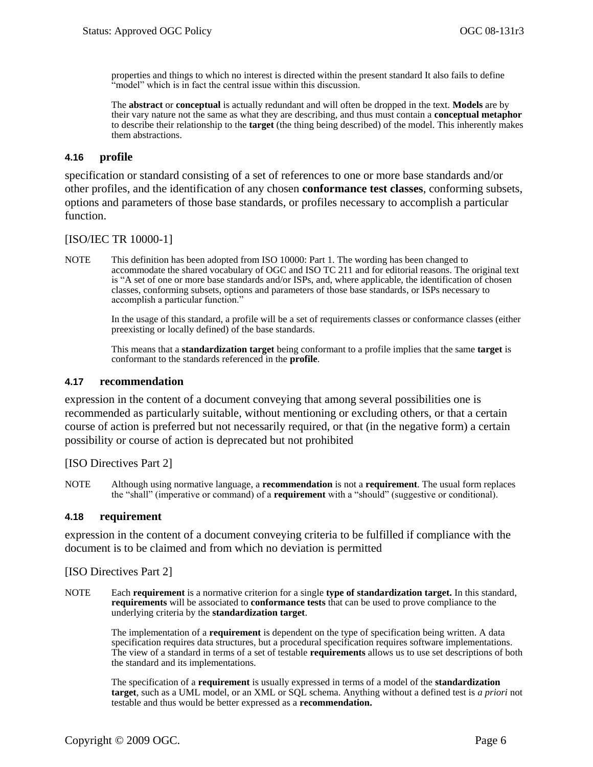properties and things to which no interest is directed within the present standard It also fails to define "model" which is in fact the central issue within this discussion.

The **abstract** or **conceptual** is actually redundant and will often be dropped in the text. **Models** are by their vary nature not the same as what they are describing, and thus must contain a **conceptual metaphor** to describe their relationship to the **target** (the thing being described) of the model. This inherently makes them abstractions.

### 4.16 profile

specification or standard consisting of a set of references to one or more base standards and/or other profiles, and the identification of any chosen **conformance test classes**, conforming subsets, options and parameters of those base standards, or profiles necessary to accomplish a particular function.

[ISO/IEC TR 10000-1]

NOTE This definition has been adopted from ISO 10000: Part 1. The wording has been changed to accommodate the shared vocabulary of OGC and ISO TC 211 and for editorial reasons. The original text is "A set of one or more base standards and/or ISPs, and, where applicable, the identification of chosen classes, conforming subsets, options and parameters of those base standards, or ISPs necessary to accomplish a particular function."

In the usage of this standard, a profile will be a set of requirements classes or conformance classes (either preexisting or locally defined) of the base standards.

This means that a **standardization target** being conformant to a profile implies that the same **target** is conformant to the standards referenced in the **profile**.

### 4.17 recommendation

expression in the content of a document conveying that among several possibilities one is recommended as particularly suitable, without mentioning or excluding others, or that a certain course of action is preferred but not necessarily required, or that (in the negative form) a certain possibility or course of action is deprecated but not prohibited

[ISO Directives Part 2]

NOTE Although using normative language, a **recommendation** is not a **requirement**. The usual form replaces the "shall" (imperative or command) of a **requirement** with a "should" (suggestive or conditional).

### 4.18 requirement

expression in the content of a document conveying criteria to be fulfilled if compliance with the document is to be claimed and from which no deviation is permitted

[ISO Directives Part 2]

NOTE Each **requirement** is a normative criterion for a single **type of standardization target.** In this standard, **requirements** will be associated to **conformance tests** that can be used to prove compliance to the underlying criteria by the **standardization target**.

The implementation of a **requirement** is dependent on the type of specification being written. A data specification requires data structures, but a procedural specification requires software implementations. The view of a standard in terms of a set of testable **requirements** allows us to use set descriptions of both the standard and its implementations.

The specification of a **requirement** is usually expressed in terms of a model of the **standardization target**, such as a UML model, or an XML or SQL schema. Anything without a defined test is *a priori* not testable and thus would be better expressed as a **recommendation.**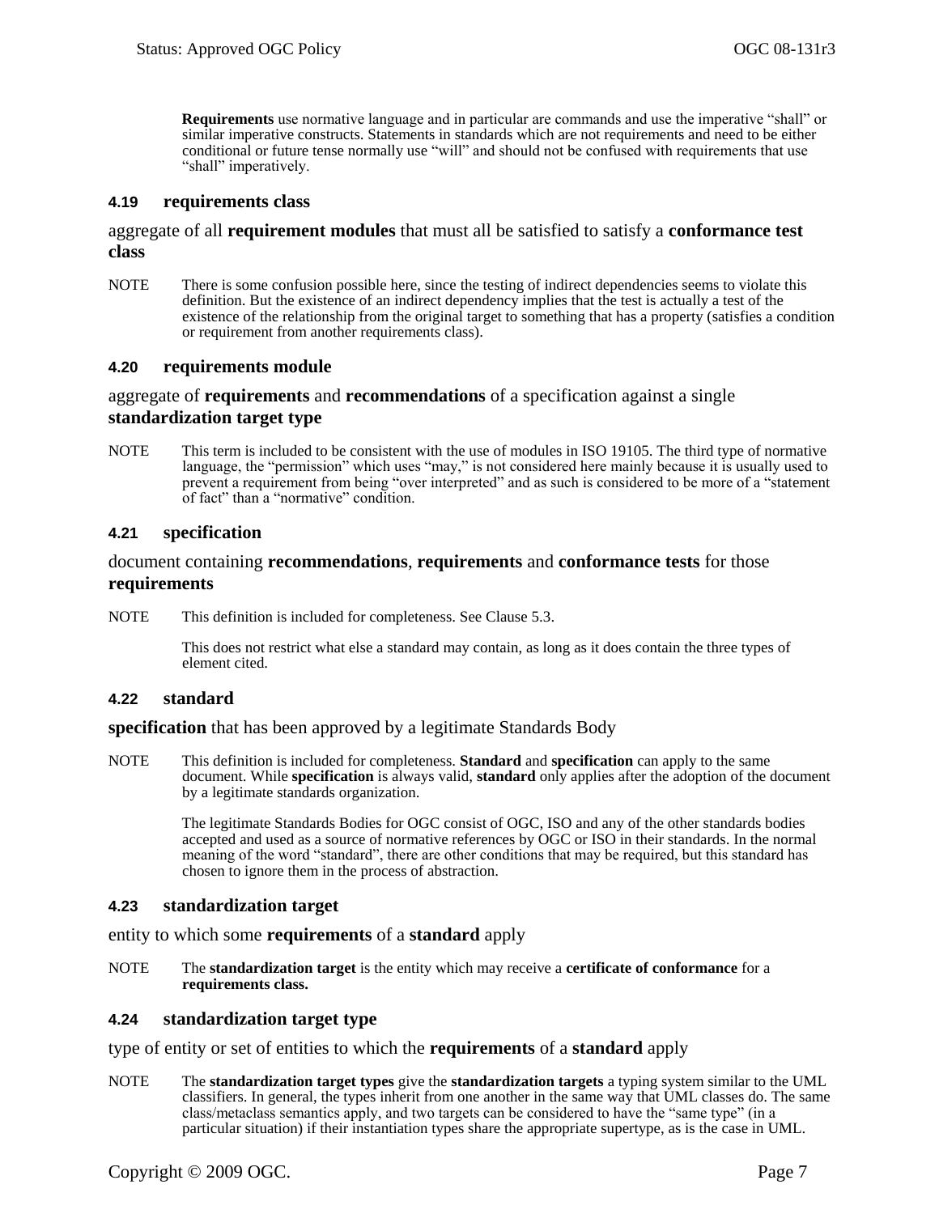**Requirements** use normative language and in particular are commands and use the imperative "shall" or similar imperative constructs. Statements in standards which are not requirements and need to be either conditional or future tense normally use "will" and should not be confused with requirements that use "shall" imperatively.

### 4.19 requirements class

aggregate of all **requirement modules** that must all be satisfied to satisfy a **conformance test class**

NOTE There is some confusion possible here, since the testing of indirect dependencies seems to violate this definition. But the existence of an indirect dependency implies that the test is actually a test of the existence of the relationship from the original target to something that has a property (satisfies a condition or requirement from another requirements class).

### 4.20 requirements module

aggregate of **requirements** and **recommendations** of a specification against a single **standardization target type**

NOTE This term is included to be consistent with the use of modules in ISO 19105. The third type of normative language, the "permission" which uses "may," is not considered here mainly because it is usually used to prevent a requirement from being "over interpreted" and as such is considered to be more of a "statement of fact" than a "normative" condition.

### 4.21 specification

document containing **recommendations**, **requirements** and **conformance tests** for those **requirements**

NOTE This definition is included for completeness. See Clause 5.3.

This does not restrict what else a standard may contain, as long as it does contain the three types of element cited.

### 4.22 standard

**specification** that has been approved by a legitimate Standards Body

NOTE This definition is included for completeness. **Standard** and **specification** can apply to the same document. While **specification** is always valid, **standard** only applies after the adoption of the document by a legitimate standards organization.

The legitimate Standards Bodies for OGC consist of OGC, ISO and any of the other standards bodies accepted and used as a source of normative references by OGC or ISO in their standards. In the normal meaning of the word "standard", there are other conditions that may be required, but this standard has chosen to ignore them in the process of abstraction.

### 4.23 standardization target

entity to which some **requirements** of a **standard** apply

NOTE The **standardization target** is the entity which may receive a **certificate of conformance** for a **requirements class.**

### 4.24 standardization target type

type of entity or set of entities to which the **requirements** of a **standard** apply

NOTE The **standardization target types** give the **standardization targets** a typing system similar to the UML classifiers. In general, the types inherit from one another in the same way that UML classes do. The same class/metaclass semantics apply, and two targets can be considered to have the "same type" (in a particular situation) if their instantiation types share the appropriate supertype, as is the case in UML.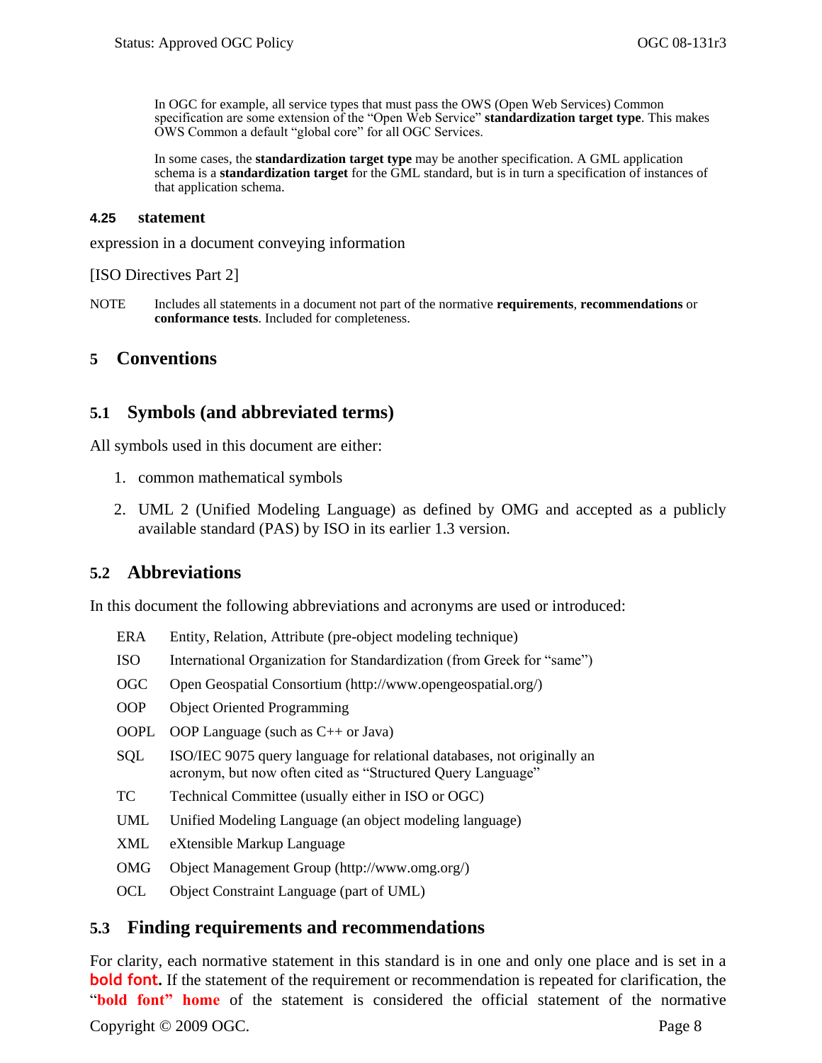In OGC for example, all service types that must pass the OWS (Open Web Services) Common specification are some extension of the "Open Web Service" **standardization target type**. This makes OWS Common a default "global core" for all OGC Services.

In some cases, the **standardization target type** may be another specification. A GML application schema is a **standardization target** for the GML standard, but is in turn a specification of instances of that application schema.

### 4.25 statement

expression in a document conveying information

[ISO Directives Part 2]

NOTE Includes all statements in a document not part of the normative **requirements**, **recommendations** or **conformance tests**. Included for completeness.

# 5 Conventions

## 5.1 Symbols (and abbreviated terms)

All symbols used in this document are either:

1. common mathematical symbols
2. UML 2 (Unified Modeling Language) as defined by OMG and accepted as a publicly available standard (PAS) by ISO in its earlier 1.3 version.

## 5.2 Abbreviations

In this document the following abbreviations and acronyms are used or introduced:

| | |
|---|---|
| ERA | Entity, Relation, Attribute (pre-object modeling technique) |
| ISO | International Organization for Standardization (from Greek for "same") |
| OGC | Open Geospatial Consortium (http://www.opengeospatial.org/) |
| OOP | Object Oriented Programming |
| OOPL | OOP Language (such as C++ or Java) |
| SQL | ISO/IEC 9075 query language for relational databases, not originally an acronym, but now often cited as "Structured Query Language" |
| TC | Technical Committee (usually either in ISO or OGC) |
| UML | Unified Modeling Language (an object modeling language) |
| XML | eXtensible Markup Language |
| OMG | Object Management Group (http://www.omg.org/) |
| OCL | Object Constraint Language (part of UML) |

## 5.3 Finding requirements and recommendations

For clarity, each normative statement in this standard is in one and only one place and is set in a **bold font.** If the statement of the requirement or recommendation is repeated for clarification, the "**bold font" home** of the statement is considered the official statement of the normative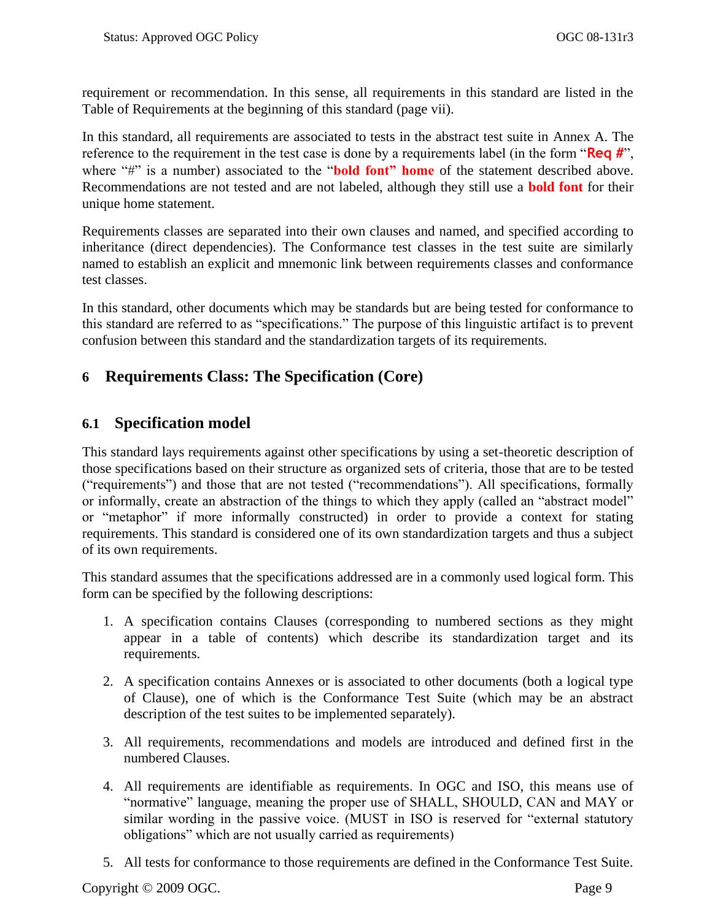requirement or recommendation. In this sense, all requirements in this standard are listed in the Table of Requirements at the beginning of this standard (page vii).

In this standard, all requirements are associated to tests in the abstract test suite in Annex A. The reference to the requirement in the test case is done by a requirements label (in the form "**Req #**", where "#" is a number) associated to the "**bold font" home** of the statement described above. Recommendations are not tested and are not labeled, although they still use a **bold font** for their unique home statement.

Requirements classes are separated into their own clauses and named, and specified according to inheritance (direct dependencies). The Conformance test classes in the test suite are similarly named to establish an explicit and mnemonic link between requirements classes and conformance test classes.

In this standard, other documents which may be standards but are being tested for conformance to this standard are referred to as "specifications." The purpose of this linguistic artifact is to prevent confusion between this standard and the standardization targets of its requirements.

# 6 Requirements Class: The Specification (Core)

## 6.1 Specification model

This standard lays requirements against other specifications by using a set-theoretic description of those specifications based on their structure as organized sets of criteria, those that are to be tested ("requirements") and those that are not tested ("recommendations"). All specifications, formally or informally, create an abstraction of the things to which they apply (called an "abstract model" or "metaphor" if more informally constructed) in order to provide a context for stating requirements. This standard is considered one of its own standardization targets and thus a subject of its own requirements.

This standard assumes that the specifications addressed are in a commonly used logical form. This form can be specified by the following descriptions:

1. A specification contains Clauses (corresponding to numbered sections as they might appear in a table of contents) which describe its standardization target and its requirements.

2. A specification contains Annexes or is associated to other documents (both a logical type of Clause), one of which is the Conformance Test Suite (which may be an abstract description of the test suites to be implemented separately).

3. All requirements, recommendations and models are introduced and defined first in the numbered Clauses.

4. All requirements are identifiable as requirements. In OGC and ISO, this means use of "normative" language, meaning the proper use of SHALL, SHOULD, CAN and MAY or similar wording in the passive voice. (MUST in ISO is reserved for "external statutory obligations" which are not usually carried as requirements)

5. All tests for conformance to those requirements are defined in the Conformance Test Suite.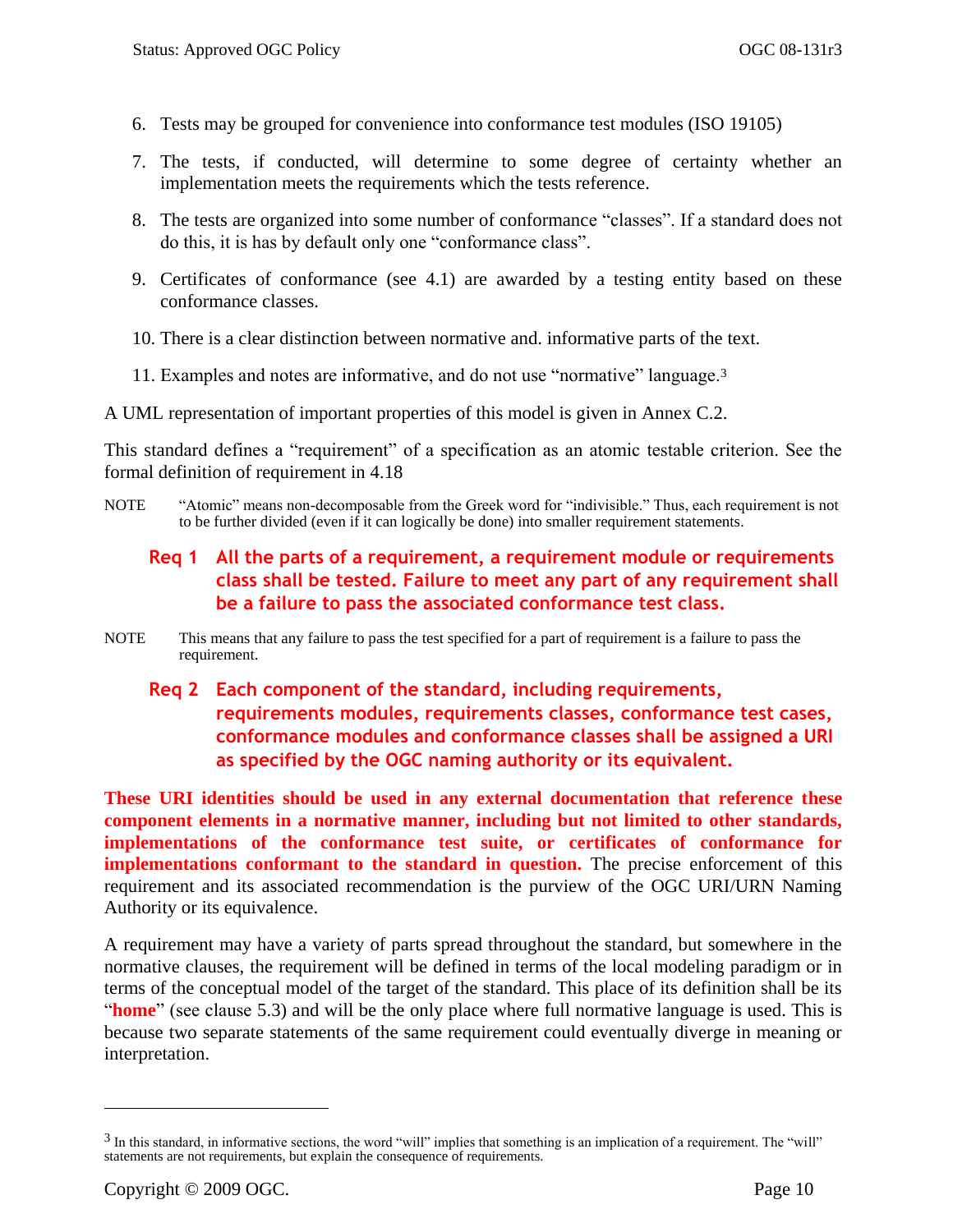6. Tests may be grouped for convenience into conformance test modules (ISO 19105)

7. The tests, if conducted, will determine to some degree of certainty whether an implementation meets the requirements which the tests reference.

8. The tests are organized into some number of conformance “classes”. If a standard does not do this, it is has by default only one “conformance class”.

9. Certificates of conformance (see 4.1) are awarded by a testing entity based on these conformance classes.

10. There is a clear distinction between normative and. informative parts of the text.

11. Examples and notes are informative, and do not use “normative” language.[3]

A UML representation of important properties of this model is given in Annex C.2.

This standard defines a “requirement” of a specification as an atomic testable criterion. See the formal definition of requirement in 4.18

NOTE “Atomic” means non-decomposable from the Greek word for “indivisible.” Thus, each requirement is not to be further divided (even if it can logically be done) into smaller requirement statements.

> **Req 1 All the parts of a requirement, a requirement module or requirements class shall be tested. Failure to meet any part of any requirement shall be a failure to pass the associated conformance test class.**

NOTE This means that any failure to pass the test specified for a part of requirement is a failure to pass the requirement.

> **Req 2 Each component of the standard, including requirements, requirements modules, requirements classes, conformance test cases, conformance modules and conformance classes shall be assigned a URI as specified by the OGC naming authority or its equivalent.**

**These URI identities should be used in any external documentation that reference these component elements in a normative manner, including but not limited to other standards, implementations of the conformance test suite, or certificates of conformance for implementations conformant to the standard in question.** The precise enforcement of this requirement and its associated recommendation is the purview of the OGC URI/URN Naming Authority or its equivalence.

A requirement may have a variety of parts spread throughout the standard, but somewhere in the normative clauses, the requirement will be defined in terms of the local modeling paradigm or in terms of the conceptual model of the target of the standard. This place of its definition shall be its “**home**” (see clause 5.3) and will be the only place where full normative language is used. This is because two separate statements of the same requirement could eventually diverge in meaning or interpretation.

[3] In this standard, in informative sections, the word “will” implies that something is an implication of a requirement. The “will” statements are not requirements, but explain the consequence of requirements.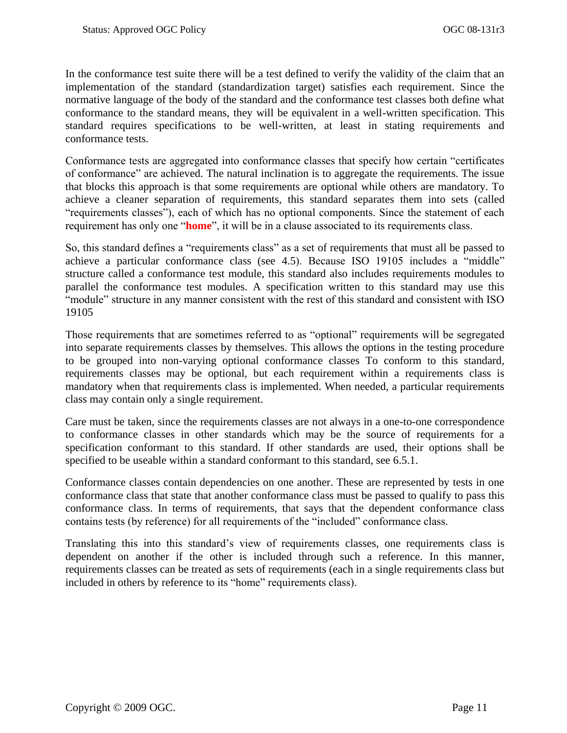In the conformance test suite there will be a test defined to verify the validity of the claim that an implementation of the standard (standardization target) satisfies each requirement. Since the normative language of the body of the standard and the conformance test classes both define what conformance to the standard means, they will be equivalent in a well-written specification. This standard requires specifications to be well-written, at least in stating requirements and conformance tests.

Conformance tests are aggregated into conformance classes that specify how certain “certificates of conformance” are achieved. The natural inclination is to aggregate the requirements. The issue that blocks this approach is that some requirements are optional while others are mandatory. To achieve a cleaner separation of requirements, this standard separates them into sets (called “requirements classes”), each of which has no optional components. Since the statement of each requirement has only one “**home**”, it will be in a clause associated to its requirements class.

So, this standard defines a “requirements class” as a set of requirements that must all be passed to achieve a particular conformance class (see 4.5). Because ISO 19105 includes a “middle” structure called a conformance test module, this standard also includes requirements modules to parallel the conformance test modules. A specification written to this standard may use this “module” structure in any manner consistent with the rest of this standard and consistent with ISO 19105

Those requirements that are sometimes referred to as “optional” requirements will be segregated into separate requirements classes by themselves. This allows the options in the testing procedure to be grouped into non-varying optional conformance classes To conform to this standard, requirements classes may be optional, but each requirement within a requirements class is mandatory when that requirements class is implemented. When needed, a particular requirements class may contain only a single requirement.

Care must be taken, since the requirements classes are not always in a one-to-one correspondence to conformance classes in other standards which may be the source of requirements for a specification conformant to this standard. If other standards are used, their options shall be specified to be useable within a standard conformant to this standard, see 6.5.1.

Conformance classes contain dependencies on one another. These are represented by tests in one conformance class that state that another conformance class must be passed to qualify to pass this conformance class. In terms of requirements, that says that the dependent conformance class contains tests (by reference) for all requirements of the “included” conformance class.

Translating this into this standard’s view of requirements classes, one requirements class is dependent on another if the other is included through such a reference. In this manner, requirements classes can be treated as sets of requirements (each in a single requirements class but included in others by reference to its “home” requirements class).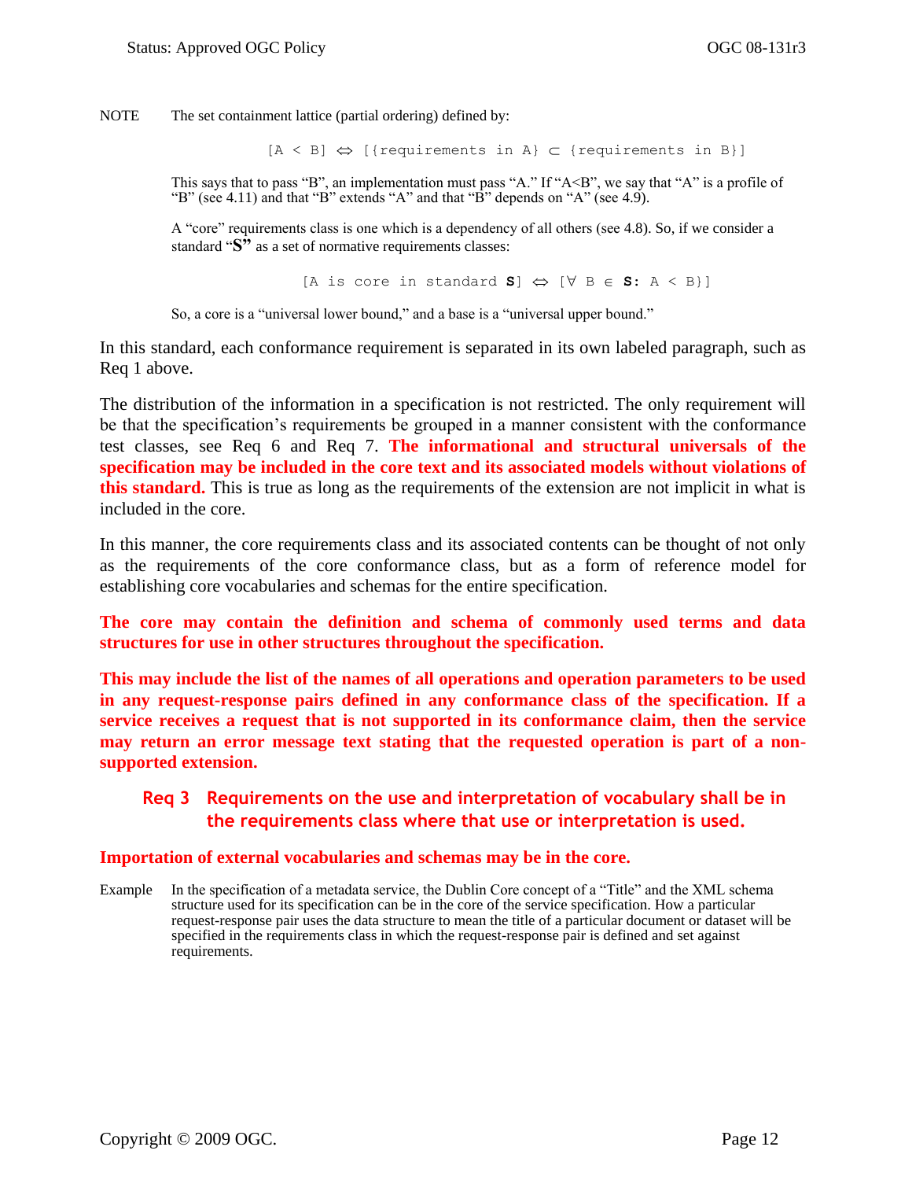NOTE The set containment lattice (partial ordering) defined by:

$$[A < B] \Leftrightarrow [\{\text{requirements in } A\} \subset \{\text{requirements in } B\}]$$

This says that to pass "B", an implementation must pass "A." If "A<B", we say that "A" is a profile of "B" (see 4.11) and that "B" extends "A" and that "B" depends on "A" (see 4.9).

A "core" requirements class is one which is a dependency of all others (see 4.8). So, if we consider a standard "**S**" as a set of normative requirements classes:

$$[A \text{ is core in standard } \mathbf{S}] \Leftrightarrow [\forall B \in \mathbf{S}: A < B\}]$$

So, a core is a "universal lower bound," and a base is a "universal upper bound."

In this standard, each conformance requirement is separated in its own labeled paragraph, such as Req 1 above.

The distribution of the information in a specification is not restricted. The only requirement will be that the specification's requirements be grouped in a manner consistent with the conformance test classes, see Req 6 and Req 7. **The informational and structural universals of the specification may be included in the core text and its associated models without violations of this standard.** This is true as long as the requirements of the extension are not implicit in what is included in the core.

In this manner, the core requirements class and its associated contents can be thought of not only as the requirements of the core conformance class, but as a form of reference model for establishing core vocabularies and schemas for the entire specification.

**The core may contain the definition and schema of commonly used terms and data structures for use in other structures throughout the specification.**

**This may include the list of the names of all operations and operation parameters to be used in any request-response pairs defined in any conformance class of the specification. If a service receives a request that is not supported in its conformance claim, then the service may return an error message text stating that the requested operation is part of a non-supported extension.**

**Req 3 Requirements on the use and interpretation of vocabulary shall be in the requirements class where that use or interpretation is used.**

**Importation of external vocabularies and schemas may be in the core.**

Example In the specification of a metadata service, the Dublin Core concept of a "Title" and the XML schema structure used for its specification can be in the core of the service specification. How a particular request-response pair uses the data structure to mean the title of a particular document or dataset will be specified in the requirements class in which the request-response pair is defined and set against requirements.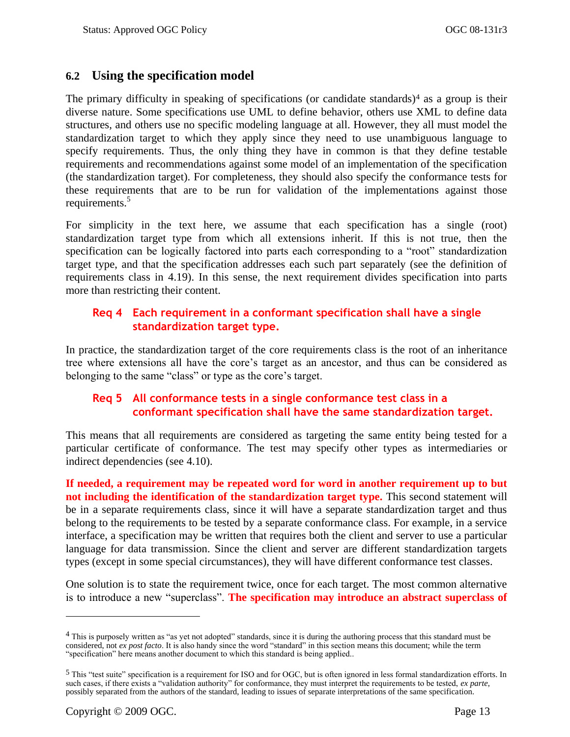## 6.2 Using the specification model

The primary difficulty in speaking of specifications (or candidate standards)[4] as a group is their diverse nature. Some specifications use UML to define behavior, others use XML to define data structures, and others use no specific modeling language at all. However, they all must model the standardization target to which they apply since they need to use unambiguous language to specify requirements. Thus, the only thing they have in common is that they define testable requirements and recommendations against some model of an implementation of the specification (the standardization target). For completeness, they should also specify the conformance tests for these requirements that are to be run for validation of the implementations against those requirements.[5]

For simplicity in the text here, we assume that each specification has a single (root) standardization target type from which all extensions inherit. If this is not true, then the specification can be logically factored into parts each corresponding to a "root" standardization target type, and that the specification addresses each such part separately (see the definition of requirements class in 4.19). In this sense, the next requirement divides specification into parts more than restricting their content.

**Req 4 Each requirement in a conformant specification shall have a single standardization target type.**

In practice, the standardization target of the core requirements class is the root of an inheritance tree where extensions all have the core's target as an ancestor, and thus can be considered as belonging to the same "class" or type as the core's target.

**Req 5 All conformance tests in a single conformance test class in a conformant specification shall have the same standardization target.**

This means that all requirements are considered as targeting the same entity being tested for a particular certificate of conformance. The test may specify other types as intermediaries or indirect dependencies (see 4.10).

**If needed, a requirement may be repeated word for word in another requirement up to but not including the identification of the standardization target type.** This second statement will be in a separate requirements class, since it will have a separate standardization target and thus belong to the requirements to be tested by a separate conformance class. For example, in a service interface, a specification may be written that requires both the client and server to use a particular language for data transmission. Since the client and server are different standardization targets types (except in some special circumstances), they will have different conformance test classes.

One solution is to state the requirement twice, once for each target. The most common alternative is to introduce a new "superclass". **The specification may introduce an abstract superclass of**

---

[4] This is purposely written as "as yet not adopted" standards, since it is during the authoring process that this standard must be considered, not *ex post facto*. It is also handy since the word "standard" in this section means this document; while the term "specification" here means another document to which this standard is being applied..

[5] This "test suite" specification is a requirement for ISO and for OGC, but is often ignored in less formal standardization efforts. In such cases, if there exists a "validation authority" for conformance, they must interpret the requirements to be tested, *ex parte*, possibly separated from the authors of the standard, leading to issues of separate interpretations of the same specification.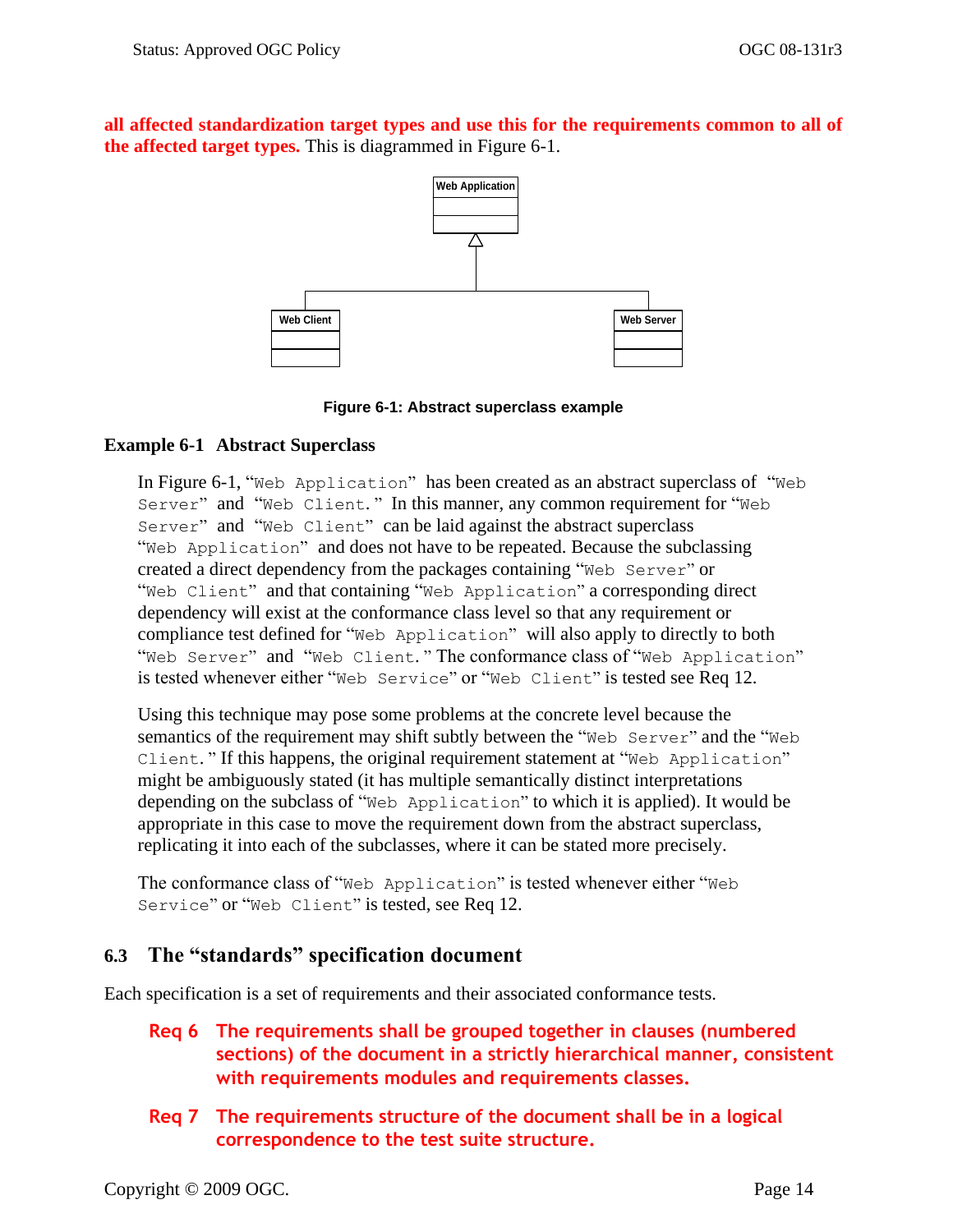**all affected standardization target types and use this for the requirements common to all of the affected target types.** This is diagrammed in Figure 6-1.

**Figure 6-1: Abstract superclass example**

**Example 6-1 Abstract Superclass**

In Figure 6-1, "`Web Application`" has been created as an abstract superclass of "`Web Server`" and "`Web Client.`" In this manner, any common requirement for "`Web Server`" and "`Web Client`" can be laid against the abstract superclass "`Web Application`" and does not have to be repeated. Because the subclassing created a direct dependency from the packages containing "`Web Server`" or "`Web Client`" and that containing "`Web Application`" a corresponding direct dependency will exist at the conformance class level so that any requirement or compliance test defined for "`Web Application`" will also apply to directly to both "`Web Server`" and "`Web Client.`" The conformance class of "`Web Application`" is tested whenever either "`Web Service`" or "`Web Client`" is tested see Req 12.

Using this technique may pose some problems at the concrete level because the semantics of the requirement may shift subtly between the "`Web Server`" and the "`Web Client.`" If this happens, the original requirement statement at "`Web Application`" might be ambiguously stated (it has multiple semantically distinct interpretations depending on the subclass of "`Web Application`" to which it is applied). It would be appropriate in this case to move the requirement down from the abstract superclass, replicating it into each of the subclasses, where it can be stated more precisely.

The conformance class of "`Web Application`" is tested whenever either "`Web Service`" or "`Web Client`" is tested, see Req 12.

## 6.3 The "standards" specification document

Each specification is a set of requirements and their associated conformance tests.

**Req 6 The requirements shall be grouped together in clauses (numbered sections) of the document in a strictly hierarchical manner, consistent with requirements modules and requirements classes.**

**Req 7 The requirements structure of the document shall be in a logical correspondence to the test suite structure.**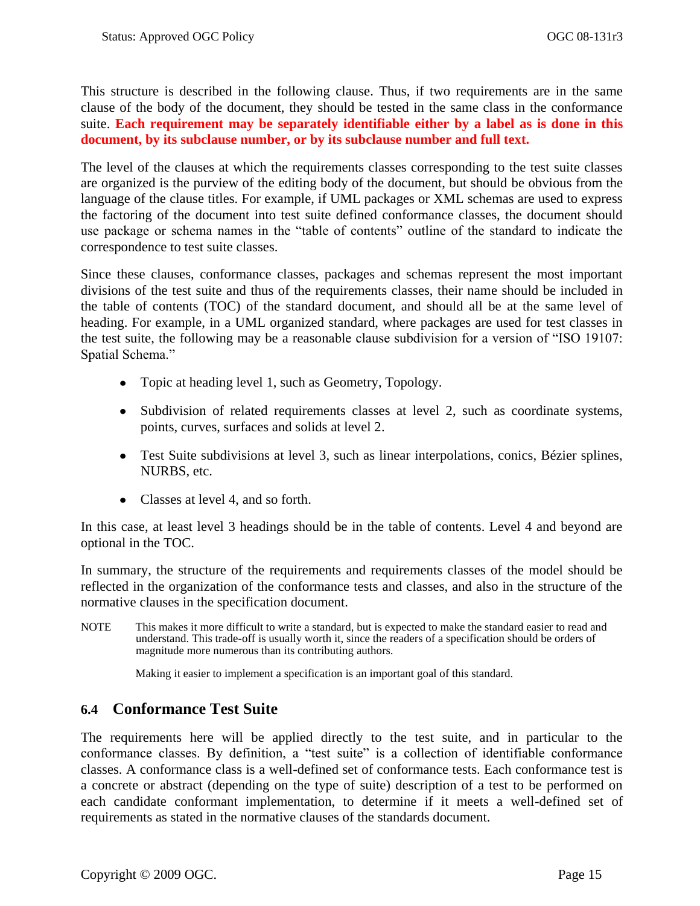This structure is described in the following clause. Thus, if two requirements are in the same clause of the body of the document, they should be tested in the same class in the conformance suite. **Each requirement may be separately identifiable either by a label as is done in this document, by its subclause number, or by its subclause number and full text.**

The level of the clauses at which the requirements classes corresponding to the test suite classes are organized is the purview of the editing body of the document, but should be obvious from the language of the clause titles. For example, if UML packages or XML schemas are used to express the factoring of the document into test suite defined conformance classes, the document should use package or schema names in the "table of contents" outline of the standard to indicate the correspondence to test suite classes.

Since these clauses, conformance classes, packages and schemas represent the most important divisions of the test suite and thus of the requirements classes, their name should be included in the table of contents (TOC) of the standard document, and should all be at the same level of heading. For example, in a UML organized standard, where packages are used for test classes in the test suite, the following may be a reasonable clause subdivision for a version of "ISO 19107: Spatial Schema."

- Topic at heading level 1, such as Geometry, Topology.
- Subdivision of related requirements classes at level 2, such as coordinate systems, points, curves, surfaces and solids at level 2.
- Test Suite subdivisions at level 3, such as linear interpolations, conics, Bézier splines, NURBS, etc.
- Classes at level 4, and so forth.

In this case, at least level 3 headings should be in the table of contents. Level 4 and beyond are optional in the TOC.

In summary, the structure of the requirements and requirements classes of the model should be reflected in the organization of the conformance tests and classes, and also in the structure of the normative clauses in the specification document.

NOTE This makes it more difficult to write a standard, but is expected to make the standard easier to read and understand. This trade-off is usually worth it, since the readers of a specification should be orders of magnitude more numerous than its contributing authors.

Making it easier to implement a specification is an important goal of this standard.

## 6.4 Conformance Test Suite

The requirements here will be applied directly to the test suite, and in particular to the conformance classes. By definition, a "test suite" is a collection of identifiable conformance classes. A conformance class is a well-defined set of conformance tests. Each conformance test is a concrete or abstract (depending on the type of suite) description of a test to be performed on each candidate conformant implementation, to determine if it meets a well-defined set of requirements as stated in the normative clauses of the standards document.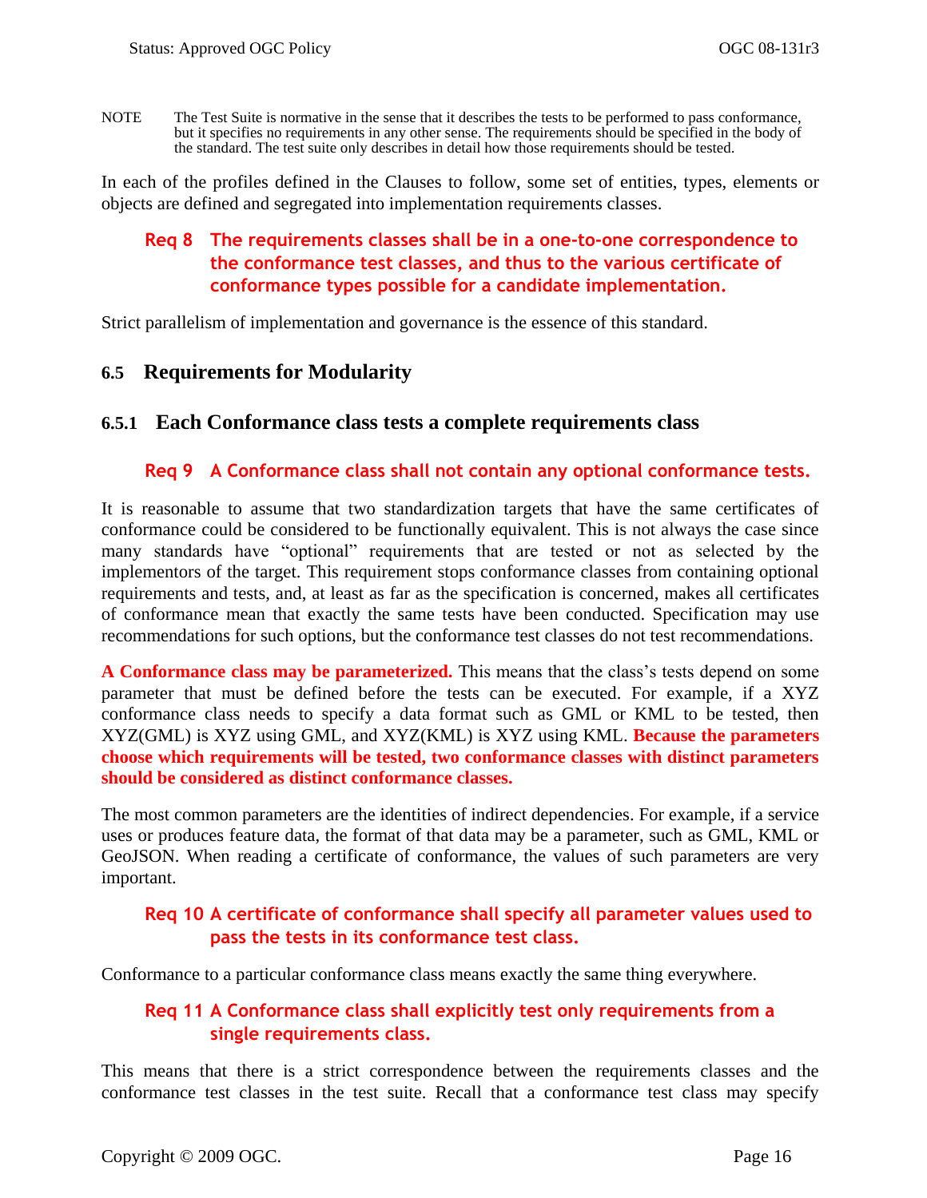NOTE The Test Suite is normative in the sense that it describes the tests to be performed to pass conformance, but it specifies no requirements in any other sense. The requirements should be specified in the body of the standard. The test suite only describes in detail how those requirements should be tested.

In each of the profiles defined in the Clauses to follow, some set of entities, types, elements or objects are defined and segregated into implementation requirements classes.

> **Req 8 The requirements classes shall be in a one-to-one correspondence to the conformance test classes, and thus to the various certificate of conformance types possible for a candidate implementation.**

Strict parallelism of implementation and governance is the essence of this standard.

## 6.5 Requirements for Modularity

### 6.5.1 Each Conformance class tests a complete requirements class

> **Req 9 A Conformance class shall not contain any optional conformance tests.**

It is reasonable to assume that two standardization targets that have the same certificates of conformance could be considered to be functionally equivalent. This is not always the case since many standards have "optional" requirements that are tested or not as selected by the implementors of the target. This requirement stops conformance classes from containing optional requirements and tests, and, at least as far as the specification is concerned, makes all certificates of conformance mean that exactly the same tests have been conducted. Specification may use recommendations for such options, but the conformance test classes do not test recommendations.

**A Conformance class may be parameterized.** This means that the class's tests depend on some parameter that must be defined before the tests can be executed. For example, if a XYZ conformance class needs to specify a data format such as GML or KML to be tested, then XYZ(GML) is XYZ using GML, and XYZ(KML) is XYZ using KML. **Because the parameters choose which requirements will be tested, two conformance classes with distinct parameters should be considered as distinct conformance classes.**

The most common parameters are the identities of indirect dependencies. For example, if a service uses or produces feature data, the format of that data may be a parameter, such as GML, KML or GeoJSON. When reading a certificate of conformance, the values of such parameters are very important.

> **Req 10 A certificate of conformance shall specify all parameter values used to pass the tests in its conformance test class.**

Conformance to a particular conformance class means exactly the same thing everywhere.

> **Req 11 A Conformance class shall explicitly test only requirements from a single requirements class.**

This means that there is a strict correspondence between the requirements classes and the conformance test classes in the test suite. Recall that a conformance test class may specify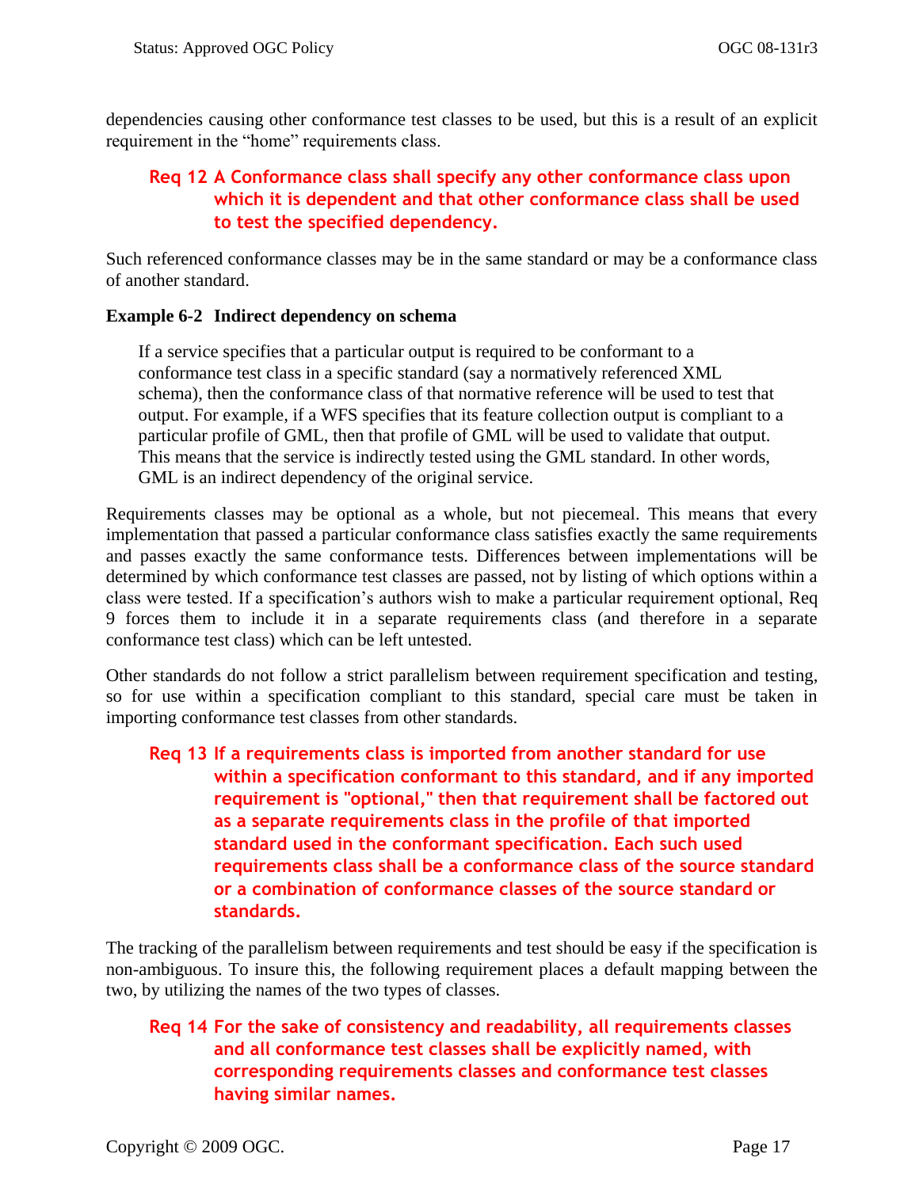dependencies causing other conformance test classes to be used, but this is a result of an explicit requirement in the "home" requirements class.

**Req 12 A Conformance class shall specify any other conformance class upon which it is dependent and that other conformance class shall be used to test the specified dependency.**

Such referenced conformance classes may be in the same standard or may be a conformance class of another standard.

**Example 6-2 Indirect dependency on schema**

> If a service specifies that a particular output is required to be conformant to a conformance test class in a specific standard (say a normatively referenced XML schema), then the conformance class of that normative reference will be used to test that output. For example, if a WFS specifies that its feature collection output is compliant to a particular profile of GML, then that profile of GML will be used to validate that output. This means that the service is indirectly tested using the GML standard. In other words, GML is an indirect dependency of the original service.

Requirements classes may be optional as a whole, but not piecemeal. This means that every implementation that passed a particular conformance class satisfies exactly the same requirements and passes exactly the same conformance tests. Differences between implementations will be determined by which conformance test classes are passed, not by listing of which options within a class were tested. If a specification's authors wish to make a particular requirement optional, Req 9 forces them to include it in a separate requirements class (and therefore in a separate conformance test class) which can be left untested.

Other standards do not follow a strict parallelism between requirement specification and testing, so for use within a specification compliant to this standard, special care must be taken in importing conformance test classes from other standards.

**Req 13 If a requirements class is imported from another standard for use within a specification conformant to this standard, and if any imported requirement is "optional," then that requirement shall be factored out as a separate requirements class in the profile of that imported standard used in the conformant specification. Each such used requirements class shall be a conformance class of the source standard or a combination of conformance classes of the source standard or standards.**

The tracking of the parallelism between requirements and test should be easy if the specification is non-ambiguous. To insure this, the following requirement places a default mapping between the two, by utilizing the names of the two types of classes.

**Req 14 For the sake of consistency and readability, all requirements classes and all conformance test classes shall be explicitly named, with corresponding requirements classes and conformance test classes having similar names.**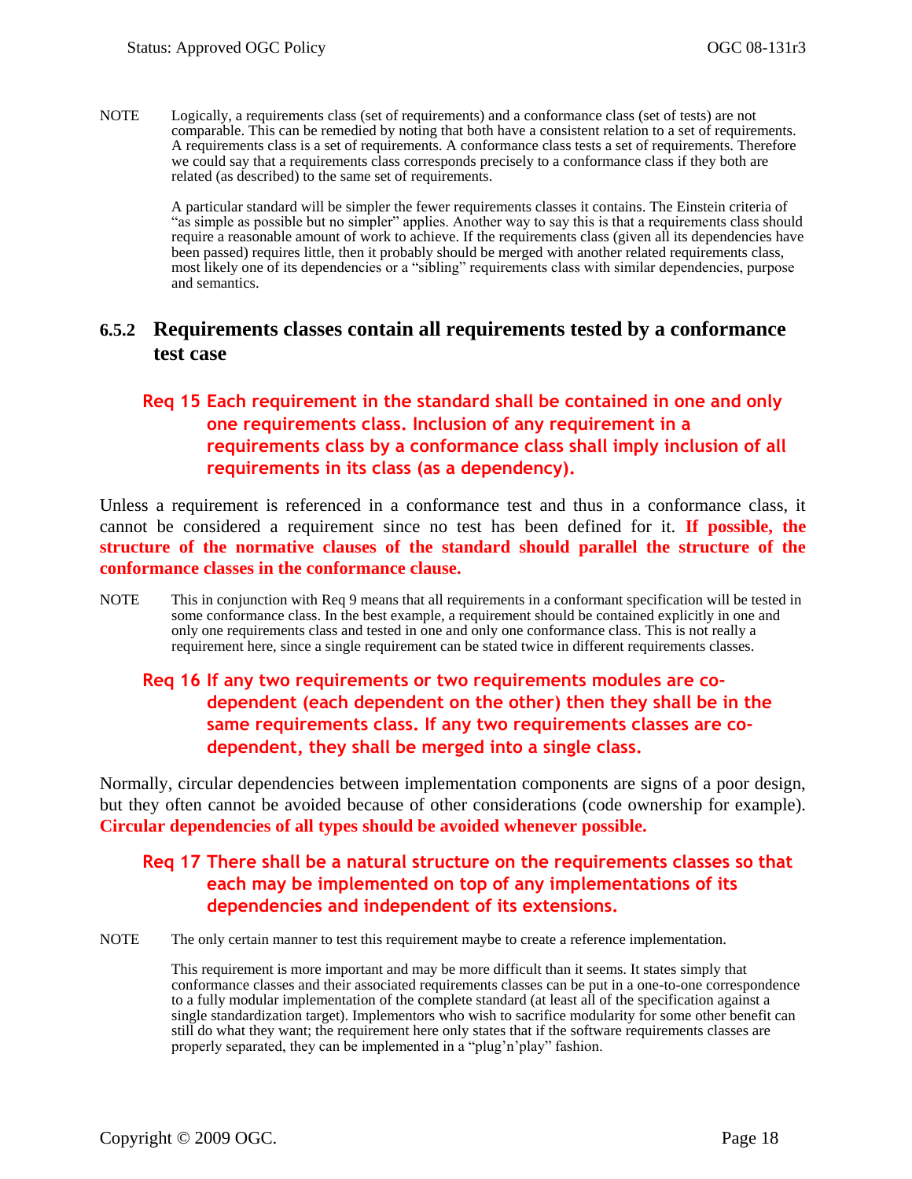NOTE Logically, a requirements class (set of requirements) and a conformance class (set of tests) are not comparable. This can be remedied by noting that both have a consistent relation to a set of requirements. A requirements class is a set of requirements. A conformance class tests a set of requirements. Therefore we could say that a requirements class corresponds precisely to a conformance class if they both are related (as described) to the same set of requirements.

A particular standard will be simpler the fewer requirements classes it contains. The Einstein criteria of "as simple as possible but no simpler" applies. Another way to say this is that a requirements class should require a reasonable amount of work to achieve. If the requirements class (given all its dependencies have been passed) requires little, then it probably should be merged with another related requirements class, most likely one of its dependencies or a "sibling" requirements class with similar dependencies, purpose and semantics.

### 6.5.2 Requirements classes contain all requirements tested by a conformance test case

**Req 15 Each requirement in the standard shall be contained in one and only one requirements class. Inclusion of any requirement in a requirements class by a conformance class shall imply inclusion of all requirements in its class (as a dependency).**

Unless a requirement is referenced in a conformance test and thus in a conformance class, it cannot be considered a requirement since no test has been defined for it. **If possible, the structure of the normative clauses of the standard should parallel the structure of the conformance classes in the conformance clause.**

NOTE This in conjunction with Req 9 means that all requirements in a conformant specification will be tested in some conformance class. In the best example, a requirement should be contained explicitly in one and only one requirements class and tested in one and only one conformance class. This is not really a requirement here, since a single requirement can be stated twice in different requirements classes.

**Req 16 If any two requirements or two requirements modules are co-dependent (each dependent on the other) then they shall be in the same requirements class. If any two requirements classes are co-dependent, they shall be merged into a single class.**

Normally, circular dependencies between implementation components are signs of a poor design, but they often cannot be avoided because of other considerations (code ownership for example). **Circular dependencies of all types should be avoided whenever possible.**

**Req 17 There shall be a natural structure on the requirements classes so that each may be implemented on top of any implementations of its dependencies and independent of its extensions.**

NOTE The only certain manner to test this requirement maybe to create a reference implementation.

This requirement is more important and may be more difficult than it seems. It states simply that conformance classes and their associated requirements classes can be put in a one-to-one correspondence to a fully modular implementation of the complete standard (at least all of the specification against a single standardization target). Implementors who wish to sacrifice modularity for some other benefit can still do what they want; the requirement here only states that if the software requirements classes are properly separated, they can be implemented in a "plug'n'play" fashion.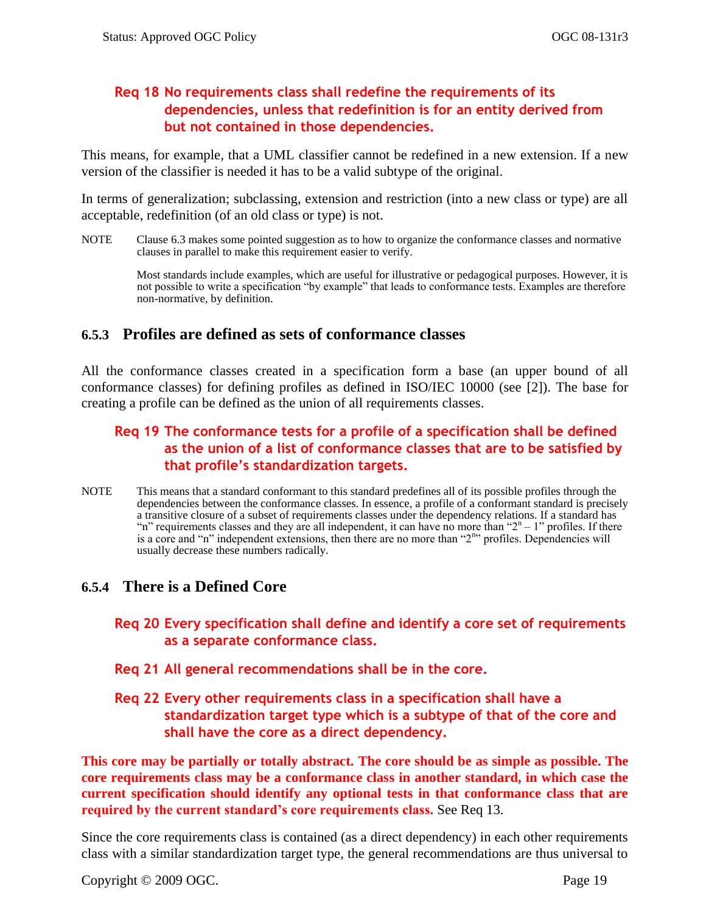**Req 18 No requirements class shall redefine the requirements of its dependencies, unless that redefinition is for an entity derived from but not contained in those dependencies.**

This means, for example, that a UML classifier cannot be redefined in a new extension. If a new version of the classifier is needed it has to be a valid subtype of the original.

In terms of generalization; subclassing, extension and restriction (into a new class or type) are all acceptable, redefinition (of an old class or type) is not.

NOTE Clause 6.3 makes some pointed suggestion as to how to organize the conformance classes and normative clauses in parallel to make this requirement easier to verify.

Most standards include examples, which are useful for illustrative or pedagogical purposes. However, it is not possible to write a specification "by example" that leads to conformance tests. Examples are therefore non-normative, by definition.

### 6.5.3 Profiles are defined as sets of conformance classes

All the conformance classes created in a specification form a base (an upper bound of all conformance classes) for defining profiles as defined in ISO/IEC 10000 (see [2]). The base for creating a profile can be defined as the union of all requirements classes.

**Req 19 The conformance tests for a profile of a specification shall be defined as the union of a list of conformance classes that are to be satisfied by that profile's standardization targets.**

NOTE This means that a standard conformant to this standard predefines all of its possible profiles through the dependencies between the conformance classes. In essence, a profile of a conformant standard is precisely a transitive closure of a subset of requirements classes under the dependency relations. If a standard has "n" requirements classes and they are all independent, it can have no more than "$2^n - 1$" profiles. If there is a core and "n" independent extensions, then there are no more than "$2^n$" profiles. Dependencies will usually decrease these numbers radically.

### 6.5.4 There is a Defined Core

**Req 20 Every specification shall define and identify a core set of requirements as a separate conformance class.**

**Req 21 All general recommendations shall be in the core.**

**Req 22 Every other requirements class in a specification shall have a standardization target type which is a subtype of that of the core and shall have the core as a direct dependency.**

**This core may be partially or totally abstract. The core should be as simple as possible. The core requirements class may be a conformance class in another standard, in which case the current specification should identify any optional tests in that conformance class that are required by the current standard's core requirements class.** See Req 13.

Since the core requirements class is contained (as a direct dependency) in each other requirements class with a similar standardization target type, the general recommendations are thus universal to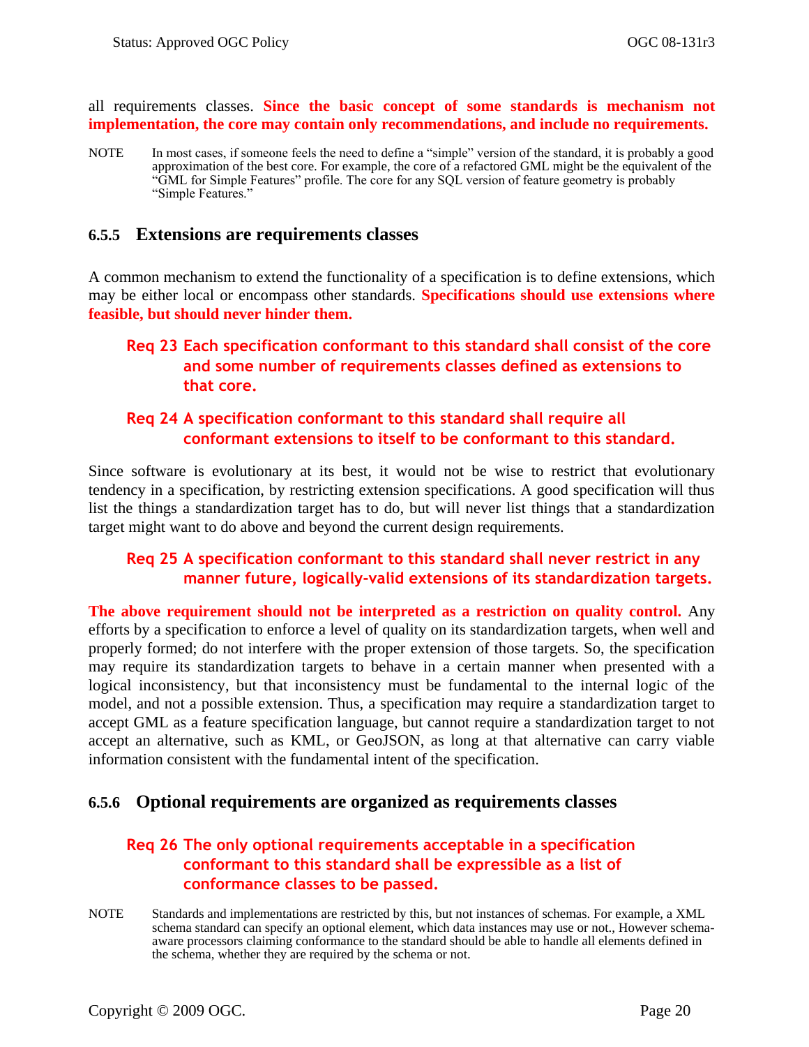all requirements classes. **Since the basic concept of some standards is mechanism not implementation, the core may contain only recommendations, and include no requirements.**

NOTE In most cases, if someone feels the need to define a "simple" version of the standard, it is probably a good approximation of the best core. For example, the core of a refactored GML might be the equivalent of the "GML for Simple Features" profile. The core for any SQL version of feature geometry is probably "Simple Features."

### 6.5.5 Extensions are requirements classes

A common mechanism to extend the functionality of a specification is to define extensions, which may be either local or encompass other standards. **Specifications should use extensions where feasible, but should never hinder them.**

**Req 23 Each specification conformant to this standard shall consist of the core and some number of requirements classes defined as extensions to that core.**

**Req 24 A specification conformant to this standard shall require all conformant extensions to itself to be conformant to this standard.**

Since software is evolutionary at its best, it would not be wise to restrict that evolutionary tendency in a specification, by restricting extension specifications. A good specification will thus list the things a standardization target has to do, but will never list things that a standardization target might want to do above and beyond the current design requirements.

**Req 25 A specification conformant to this standard shall never restrict in any manner future, logically-valid extensions of its standardization targets.**

**The above requirement should not be interpreted as a restriction on quality control.** Any efforts by a specification to enforce a level of quality on its standardization targets, when well and properly formed; do not interfere with the proper extension of those targets. So, the specification may require its standardization targets to behave in a certain manner when presented with a logical inconsistency, but that inconsistency must be fundamental to the internal logic of the model, and not a possible extension. Thus, a specification may require a standardization target to accept GML as a feature specification language, but cannot require a standardization target to not accept an alternative, such as KML, or GeoJSON, as long at that alternative can carry viable information consistent with the fundamental intent of the specification.

### 6.5.6 Optional requirements are organized as requirements classes

**Req 26 The only optional requirements acceptable in a specification conformant to this standard shall be expressible as a list of conformance classes to be passed.**

NOTE Standards and implementations are restricted by this, but not instances of schemas. For example, a XML schema standard can specify an optional element, which data instances may use or not., However schema-aware processors claiming conformance to the standard should be able to handle all elements defined in the schema, whether they are required by the schema or not.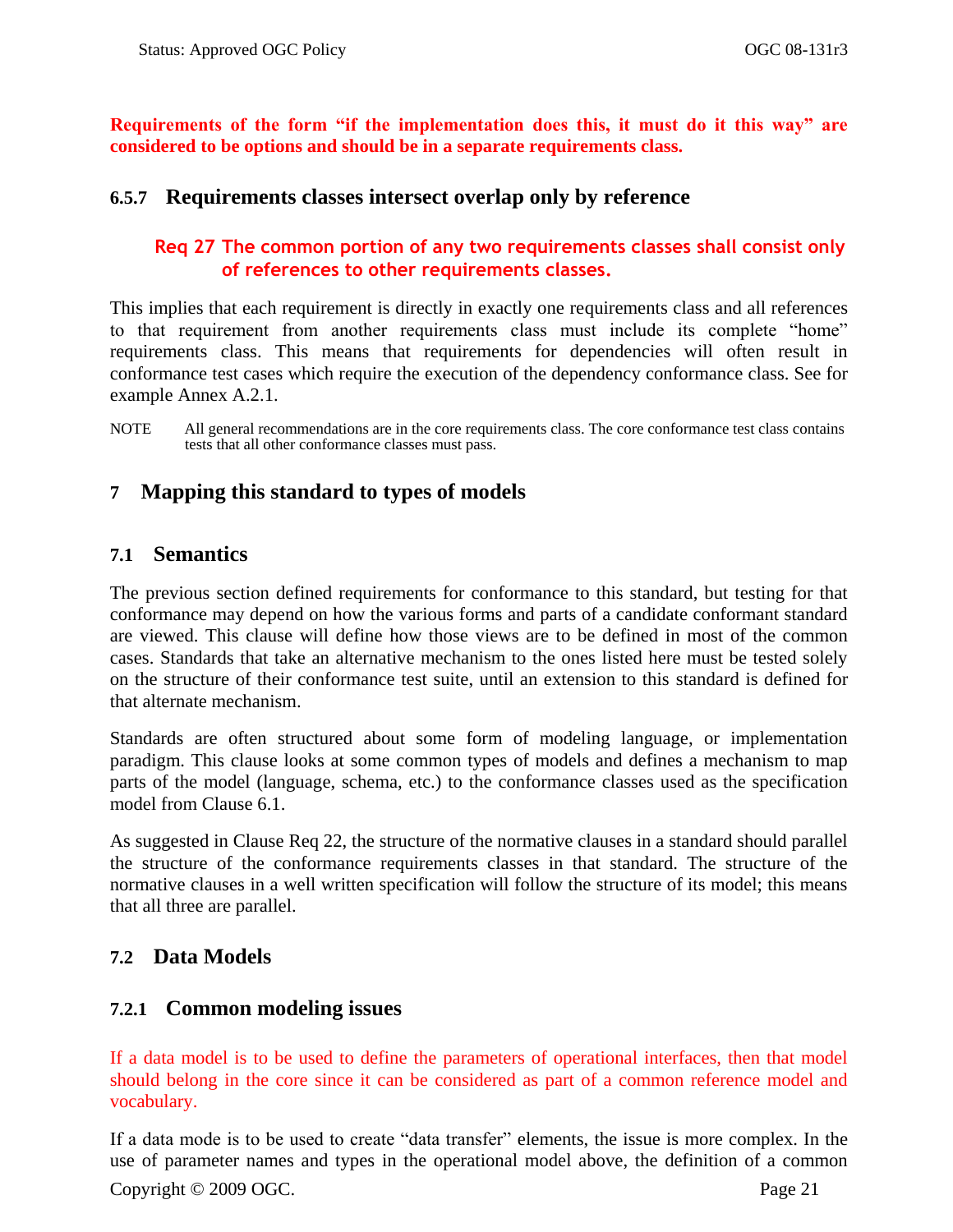**Requirements of the form "if the implementation does this, it must do it this way" are considered to be options and should be in a separate requirements class.**

#### 6.5.7 Requirements classes intersect overlap only by reference

**Req 27 The common portion of any two requirements classes shall consist only of references to other requirements classes.**

This implies that each requirement is directly in exactly one requirements class and all references to that requirement from another requirements class must include its complete "home" requirements class. This means that requirements for dependencies will often result in conformance test cases which require the execution of the dependency conformance class. See for example Annex A.2.1.

NOTE All general recommendations are in the core requirements class. The core conformance test class contains tests that all other conformance classes must pass.

## 7 Mapping this standard to types of models

### 7.1 Semantics

The previous section defined requirements for conformance to this standard, but testing for that conformance may depend on how the various forms and parts of a candidate conformant standard are viewed. This clause will define how those views are to be defined in most of the common cases. Standards that take an alternative mechanism to the ones listed here must be tested solely on the structure of their conformance test suite, until an extension to this standard is defined for that alternate mechanism.

Standards are often structured about some form of modeling language, or implementation paradigm. This clause looks at some common types of models and defines a mechanism to map parts of the model (language, schema, etc.) to the conformance classes used as the specification model from Clause 6.1.

As suggested in Clause Req 22, the structure of the normative clauses in a standard should parallel the structure of the conformance requirements classes in that standard. The structure of the normative clauses in a well written specification will follow the structure of its model; this means that all three are parallel.

### 7.2 Data Models

#### 7.2.1 Common modeling issues

If a data model is to be used to define the parameters of operational interfaces, then that model should belong in the core since it can be considered as part of a common reference model and vocabulary.

If a data mode is to be used to create "data transfer" elements, the issue is more complex. In the use of parameter names and types in the operational model above, the definition of a common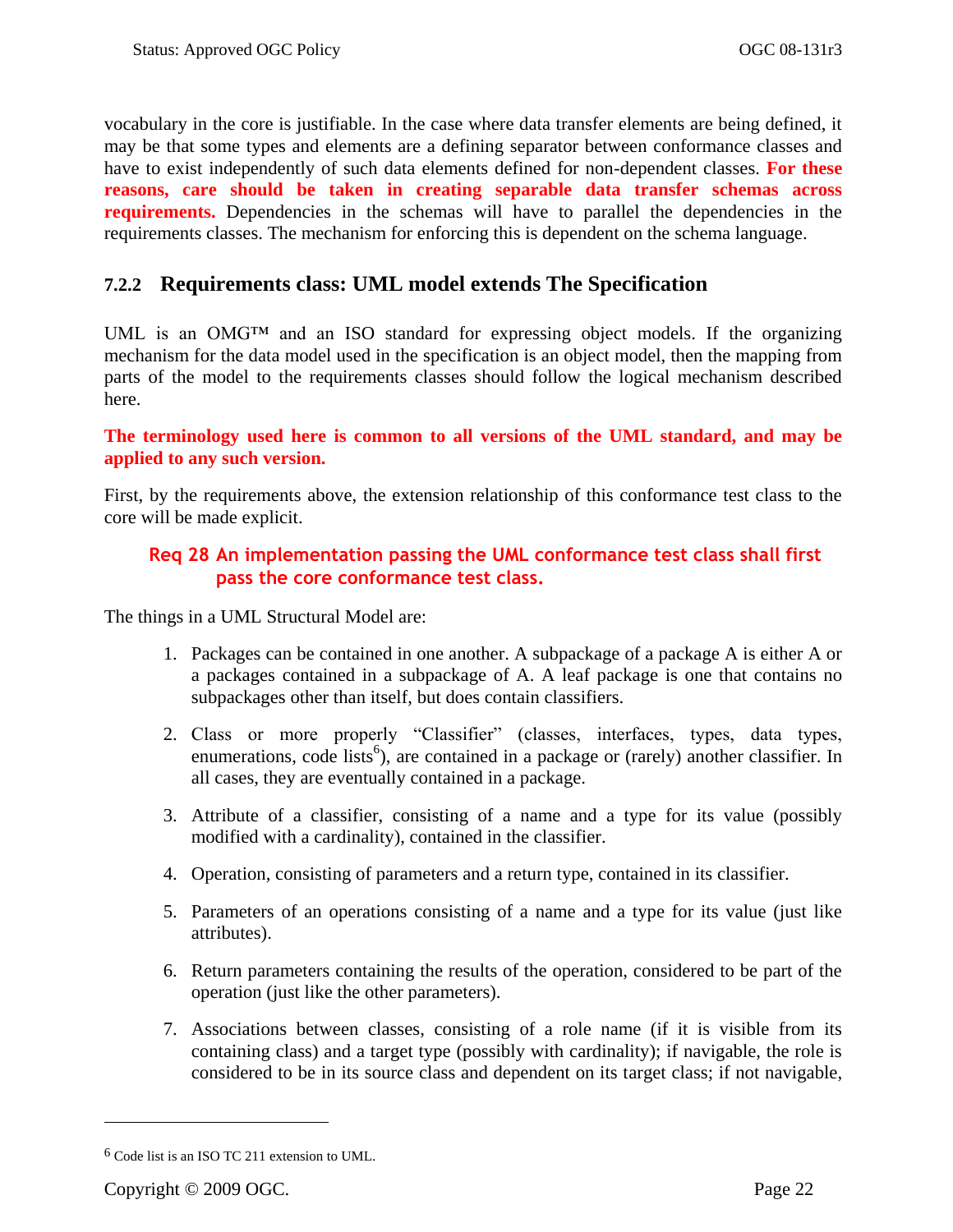vocabulary in the core is justifiable. In the case where data transfer elements are being defined, it may be that some types and elements are a defining separator between conformance classes and have to exist independently of such data elements defined for non-dependent classes. **For these reasons, care should be taken in creating separable data transfer schemas across requirements.** Dependencies in the schemas will have to parallel the dependencies in the requirements classes. The mechanism for enforcing this is dependent on the schema language.

### 7.2.2 Requirements class: UML model extends The Specification

UML is an OMG™ and an ISO standard for expressing object models. If the organizing mechanism for the data model used in the specification is an object model, then the mapping from parts of the model to the requirements classes should follow the logical mechanism described here.

**The terminology used here is common to all versions of the UML standard, and may be applied to any such version.**

First, by the requirements above, the extension relationship of this conformance test class to the core will be made explicit.

> **Req 28 An implementation passing the UML conformance test class shall first pass the core conformance test class.**

The things in a UML Structural Model are:

1. Packages can be contained in one another. A subpackage of a package A is either A or a packages contained in a subpackage of A. A leaf package is one that contains no subpackages other than itself, but does contain classifiers.

2. Class or more properly "Classifier" (classes, interfaces, types, data types, enumerations, code lists[6]), are contained in a package or (rarely) another classifier. In all cases, they are eventually contained in a package.

3. Attribute of a classifier, consisting of a name and a type for its value (possibly modified with a cardinality), contained in the classifier.

4. Operation, consisting of parameters and a return type, contained in its classifier.

5. Parameters of an operations consisting of a name and a type for its value (just like attributes).

6. Return parameters containing the results of the operation, considered to be part of the operation (just like the other parameters).

7. Associations between classes, consisting of a role name (if it is visible from its containing class) and a target type (possibly with cardinality); if navigable, the role is considered to be in its source class and dependent on its target class; if not navigable,

[6] Code list is an ISO TC 211 extension to UML.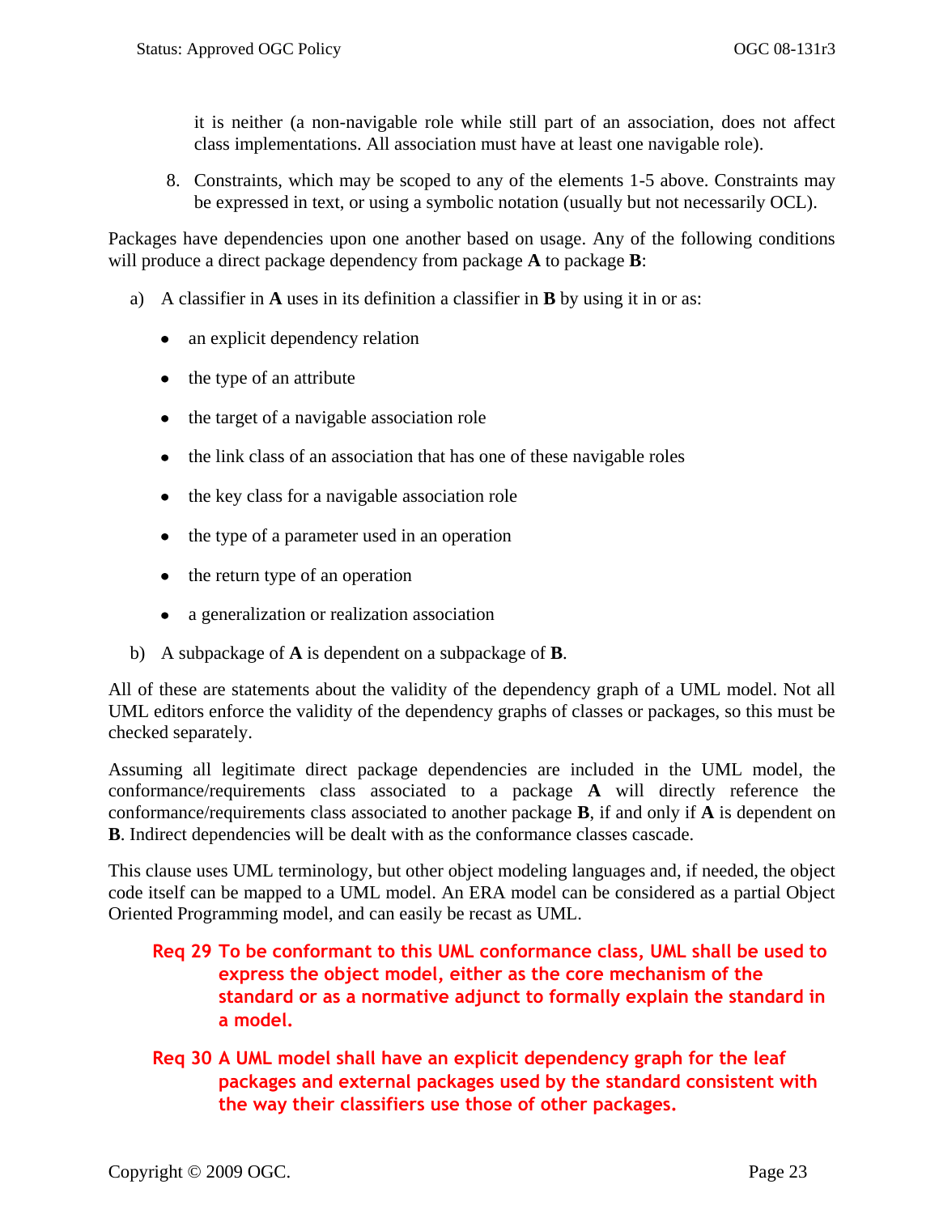it is neither (a non-navigable role while still part of an association, does not affect class implementations. All association must have at least one navigable role).

8. Constraints, which may be scoped to any of the elements 1-5 above. Constraints may be expressed in text, or using a symbolic notation (usually but not necessarily OCL).

Packages have dependencies upon one another based on usage. Any of the following conditions will produce a direct package dependency from package **A** to package **B**:

a) A classifier in **A** uses in its definition a classifier in **B** by using it in or as:

- an explicit dependency relation
- the type of an attribute
- the target of a navigable association role
- the link class of an association that has one of these navigable roles
- the key class for a navigable association role
- the type of a parameter used in an operation
- the return type of an operation
- a generalization or realization association

b) A subpackage of **A** is dependent on a subpackage of **B**.

All of these are statements about the validity of the dependency graph of a UML model. Not all UML editors enforce the validity of the dependency graphs of classes or packages, so this must be checked separately.

Assuming all legitimate direct package dependencies are included in the UML model, the conformance/requirements class associated to a package **A** will directly reference the conformance/requirements class associated to another package **B**, if and only if **A** is dependent on **B**. Indirect dependencies will be dealt with as the conformance classes cascade.

This clause uses UML terminology, but other object modeling languages and, if needed, the object code itself can be mapped to a UML model. An ERA model can be considered as a partial Object Oriented Programming model, and can easily be recast as UML.

**Req 29 To be conformant to this UML conformance class, UML shall be used to express the object model, either as the core mechanism of the standard or as a normative adjunct to formally explain the standard in a model.**

**Req 30 A UML model shall have an explicit dependency graph for the leaf packages and external packages used by the standard consistent with the way their classifiers use those of other packages.**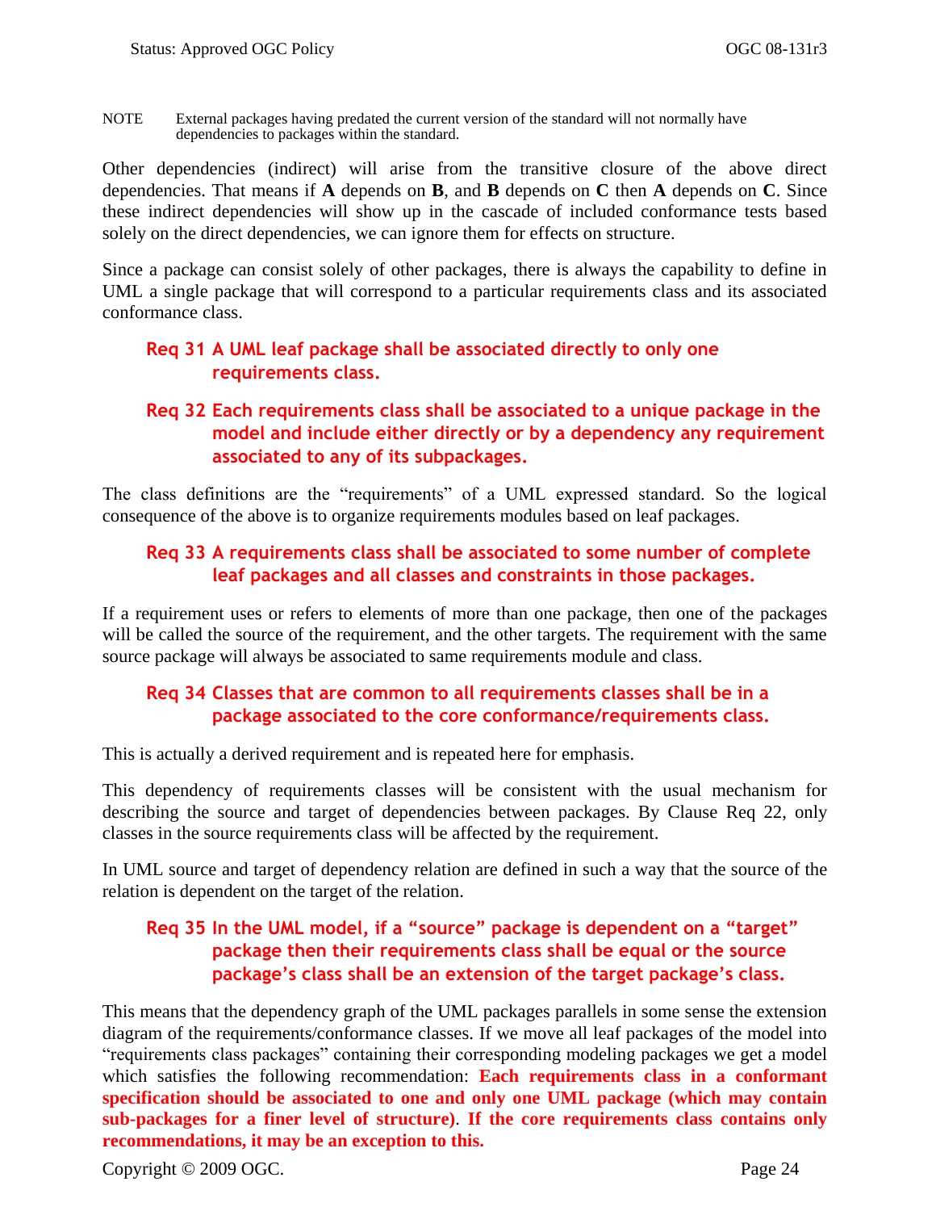NOTE External packages having predated the current version of the standard will not normally have dependencies to packages within the standard.

Other dependencies (indirect) will arise from the transitive closure of the above direct dependencies. That means if **A** depends on **B**, and **B** depends on **C** then **A** depends on **C**. Since these indirect dependencies will show up in the cascade of included conformance tests based solely on the direct dependencies, we can ignore them for effects on structure.

Since a package can consist solely of other packages, there is always the capability to define in UML a single package that will correspond to a particular requirements class and its associated conformance class.

**Req 31 A UML leaf package shall be associated directly to only one requirements class.**

**Req 32 Each requirements class shall be associated to a unique package in the model and include either directly or by a dependency any requirement associated to any of its subpackages.**

The class definitions are the "requirements" of a UML expressed standard. So the logical consequence of the above is to organize requirements modules based on leaf packages.

**Req 33 A requirements class shall be associated to some number of complete leaf packages and all classes and constraints in those packages.**

If a requirement uses or refers to elements of more than one package, then one of the packages will be called the source of the requirement, and the other targets. The requirement with the same source package will always be associated to same requirements module and class.

**Req 34 Classes that are common to all requirements classes shall be in a package associated to the core conformance/requirements class.**

This is actually a derived requirement and is repeated here for emphasis.

This dependency of requirements classes will be consistent with the usual mechanism for describing the source and target of dependencies between packages. By Clause Req 22, only classes in the source requirements class will be affected by the requirement.

In UML source and target of dependency relation are defined in such a way that the source of the relation is dependent on the target of the relation.

**Req 35 In the UML model, if a "source" package is dependent on a "target" package then their requirements class shall be equal or the source package's class shall be an extension of the target package's class.**

This means that the dependency graph of the UML packages parallels in some sense the extension diagram of the requirements/conformance classes. If we move all leaf packages of the model into "requirements class packages" containing their corresponding modeling packages we get a model which satisfies the following recommendation: **Each requirements class in a conformant specification should be associated to one and only one UML package (which may contain sub-packages for a finer level of structure)**. **If the core requirements class contains only recommendations, it may be an exception to this.**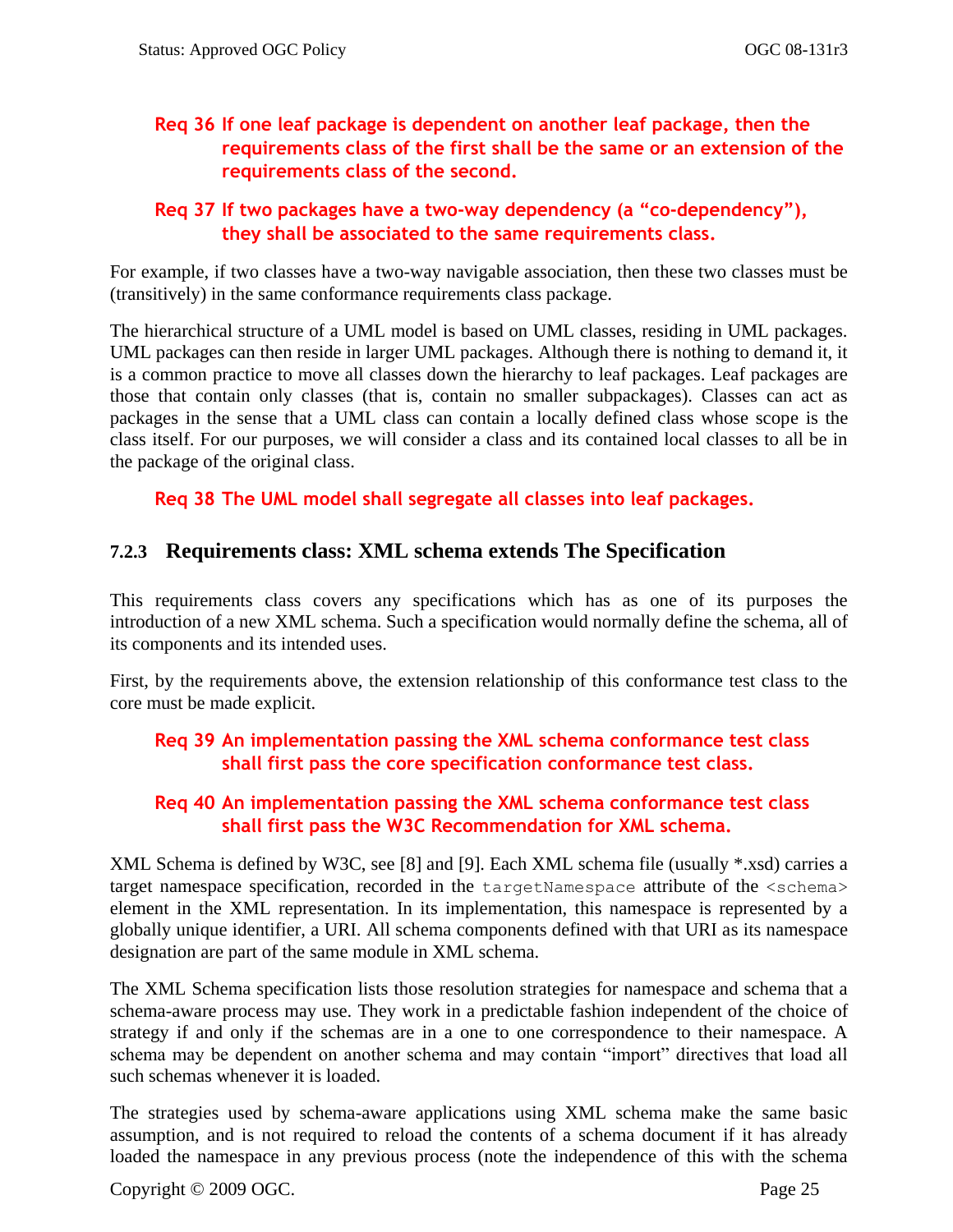**Req 36 If one leaf package is dependent on another leaf package, then the requirements class of the first shall be the same or an extension of the requirements class of the second.**

**Req 37 If two packages have a two-way dependency (a "co-dependency"), they shall be associated to the same requirements class.**

For example, if two classes have a two-way navigable association, then these two classes must be (transitively) in the same conformance requirements class package.

The hierarchical structure of a UML model is based on UML classes, residing in UML packages. UML packages can then reside in larger UML packages. Although there is nothing to demand it, it is a common practice to move all classes down the hierarchy to leaf packages. Leaf packages are those that contain only classes (that is, contain no smaller subpackages). Classes can act as packages in the sense that a UML class can contain a locally defined class whose scope is the class itself. For our purposes, we will consider a class and its contained local classes to all be in the package of the original class.

**Req 38 The UML model shall segregate all classes into leaf packages.**

### 7.2.3 Requirements class: XML schema extends The Specification

This requirements class covers any specifications which has as one of its purposes the introduction of a new XML schema. Such a specification would normally define the schema, all of its components and its intended uses.

First, by the requirements above, the extension relationship of this conformance test class to the core must be made explicit.

**Req 39 An implementation passing the XML schema conformance test class shall first pass the core specification conformance test class.**

**Req 40 An implementation passing the XML schema conformance test class shall first pass the W3C Recommendation for XML schema.**

XML Schema is defined by W3C, see [8] and [9]. Each XML schema file (usually *.xsd) carries a target namespace specification, recorded in the `targetNamespace` attribute of the `<schema>` element in the XML representation. In its implementation, this namespace is represented by a globally unique identifier, a URI. All schema components defined with that URI as its namespace designation are part of the same module in XML schema.

The XML Schema specification lists those resolution strategies for namespace and schema that a schema-aware process may use. They work in a predictable fashion independent of the choice of strategy if and only if the schemas are in a one to one correspondence to their namespace. A schema may be dependent on another schema and may contain "import" directives that load all such schemas whenever it is loaded.

The strategies used by schema-aware applications using XML schema make the same basic assumption, and is not required to reload the contents of a schema document if it has already loaded the namespace in any previous process (note the independence of this with the schema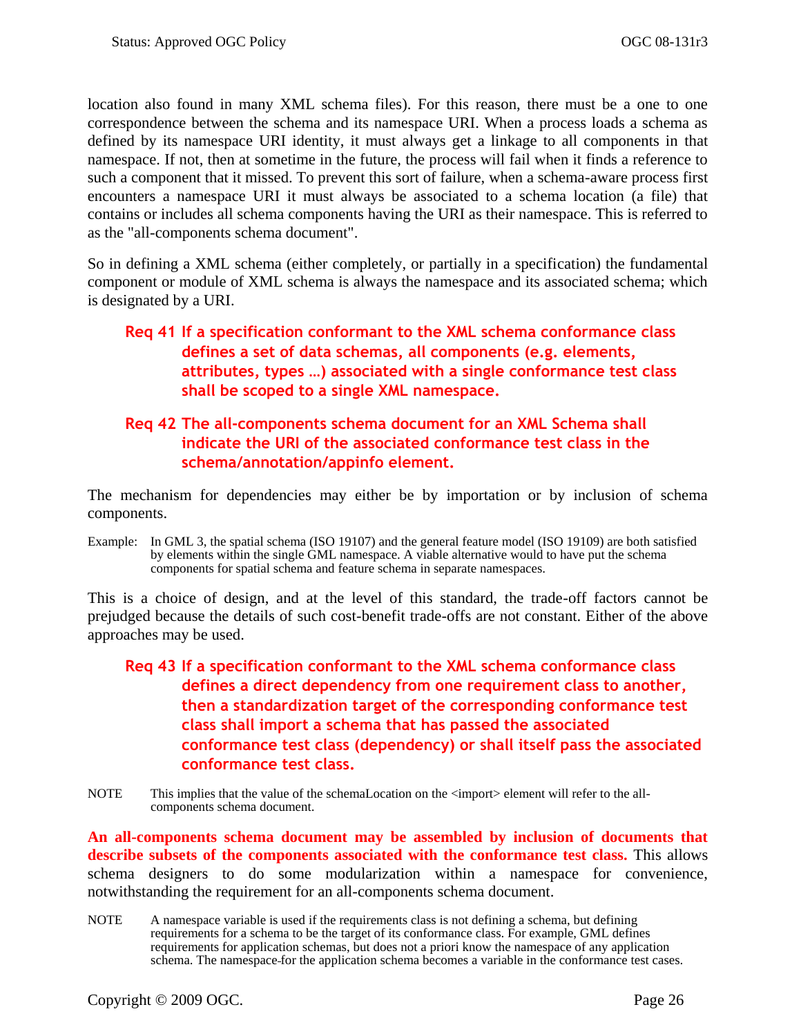location also found in many XML schema files). For this reason, there must be a one to one correspondence between the schema and its namespace URI. When a process loads a schema as defined by its namespace URI identity, it must always get a linkage to all components in that namespace. If not, then at sometime in the future, the process will fail when it finds a reference to such a component that it missed. To prevent this sort of failure, when a schema-aware process first encounters a namespace URI it must always be associated to a schema location (a file) that contains or includes all schema components having the URI as their namespace. This is referred to as the "all-components schema document".

So in defining a XML schema (either completely, or partially in a specification) the fundamental component or module of XML schema is always the namespace and its associated schema; which is designated by a URI.

> **Req 41** **If a specification conformant to the XML schema conformance class defines a set of data schemas, all components (e.g. elements, attributes, types …) associated with a single conformance test class shall be scoped to a single XML namespace.**

> **Req 42** **The all-components schema document for an XML Schema shall indicate the URI of the associated conformance test class in the schema/annotation/appinfo element.**

The mechanism for dependencies may either be by importation or by inclusion of schema components.

Example: In GML 3, the spatial schema (ISO 19107) and the general feature model (ISO 19109) are both satisfied by elements within the single GML namespace. A viable alternative would to have put the schema components for spatial schema and feature schema in separate namespaces.

This is a choice of design, and at the level of this standard, the trade-off factors cannot be prejudged because the details of such cost-benefit trade-offs are not constant. Either of the above approaches may be used.

> **Req 43** **If a specification conformant to the XML schema conformance class defines a direct dependency from one requirement class to another, then a standardization target of the corresponding conformance test class shall import a schema that has passed the associated conformance test class (dependency) or shall itself pass the associated conformance test class.**

NOTE This implies that the value of the schemaLocation on the <import> element will refer to the all-components schema document.

**An all-components schema document may be assembled by inclusion of documents that describe subsets of the components associated with the conformance test class.** This allows schema designers to do some modularization within a namespace for convenience, notwithstanding the requirement for an all-components schema document.

NOTE A namespace variable is used if the requirements class is not defining a schema, but defining requirements for a schema to be the target of its conformance class. For example, GML defines requirements for application schemas, but does not a priori know the namespace of any application schema. The namespace for the application schema becomes a variable in the conformance test cases.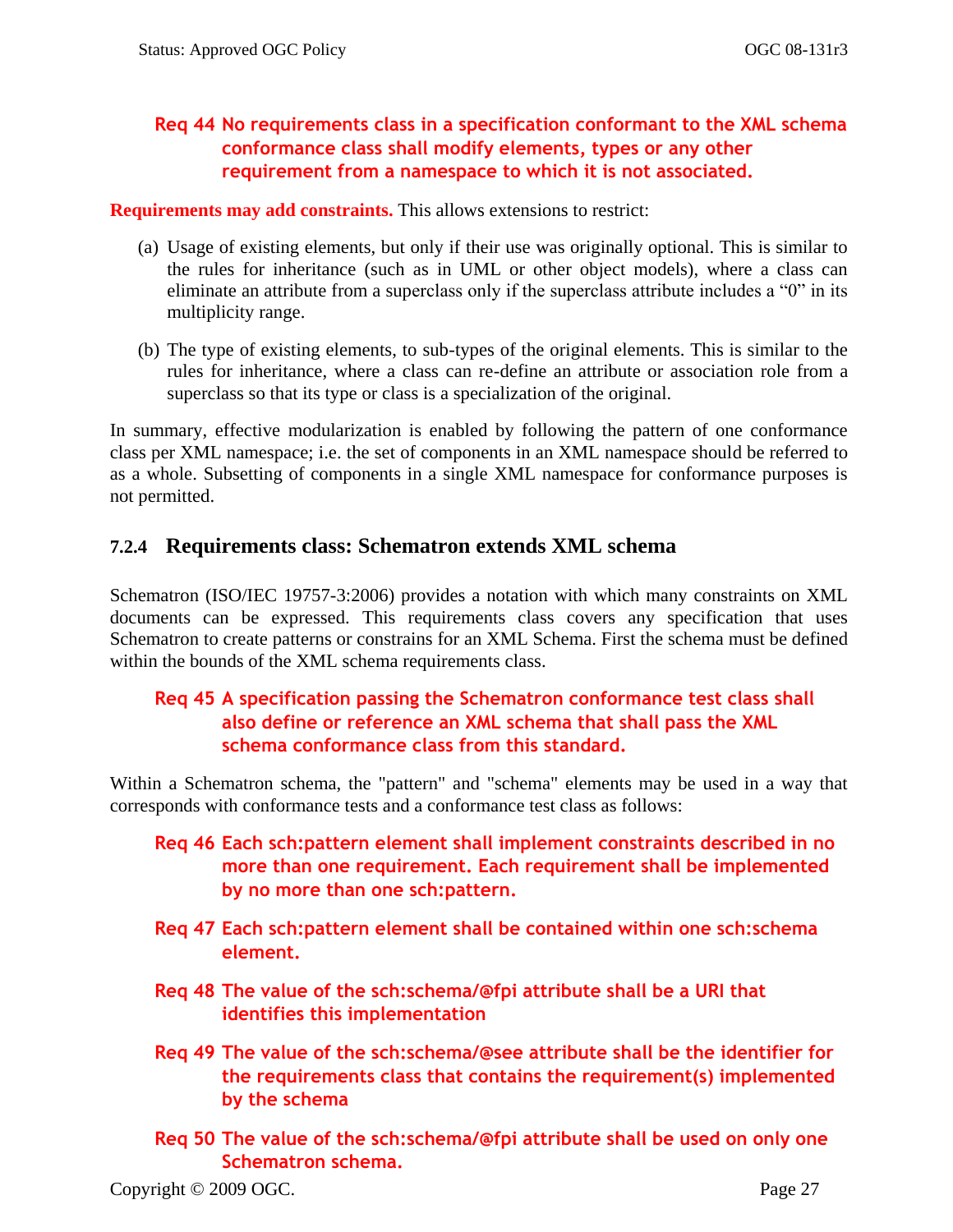**Req 44 No requirements class in a specification conformant to the XML schema conformance class shall modify elements, types or any other requirement from a namespace to which it is not associated.**

**Requirements may add constraints.** This allows extensions to restrict:

(a) Usage of existing elements, but only if their use was originally optional. This is similar to the rules for inheritance (such as in UML or other object models), where a class can eliminate an attribute from a superclass only if the superclass attribute includes a "0" in its multiplicity range.

(b) The type of existing elements, to sub-types of the original elements. This is similar to the rules for inheritance, where a class can re-define an attribute or association role from a superclass so that its type or class is a specialization of the original.

In summary, effective modularization is enabled by following the pattern of one conformance class per XML namespace; i.e. the set of components in an XML namespace should be referred to as a whole. Subsetting of components in a single XML namespace for conformance purposes is not permitted.

### 7.2.4 Requirements class: Schematron extends XML schema

Schematron (ISO/IEC 19757-3:2006) provides a notation with which many constraints on XML documents can be expressed. This requirements class covers any specification that uses Schematron to create patterns or constrains for an XML Schema. First the schema must be defined within the bounds of the XML schema requirements class.

**Req 45 A specification passing the Schematron conformance test class shall also define or reference an XML schema that shall pass the XML schema conformance class from this standard.**

Within a Schematron schema, the "pattern" and "schema" elements may be used in a way that corresponds with conformance tests and a conformance test class as follows:

**Req 46 Each sch:pattern element shall implement constraints described in no more than one requirement. Each requirement shall be implemented by no more than one sch:pattern.**

**Req 47 Each sch:pattern element shall be contained within one sch:schema element.**

**Req 48 The value of the sch:schema/@fpi attribute shall be a URI that identifies this implementation**

**Req 49 The value of the sch:schema/@see attribute shall be the identifier for the requirements class that contains the requirement(s) implemented by the schema**

**Req 50 The value of the sch:schema/@fpi attribute shall be used on only one Schematron schema.**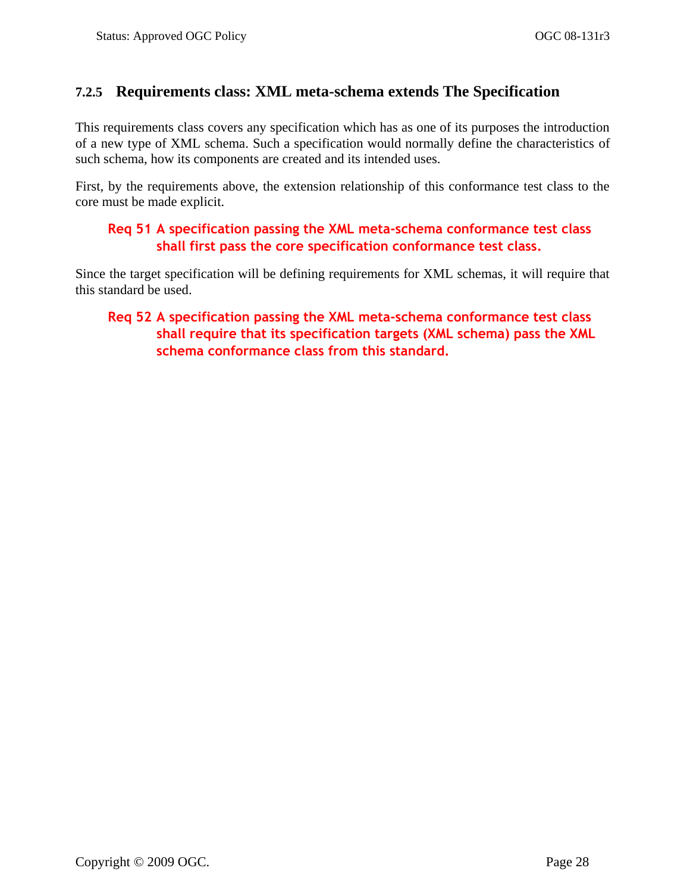### 7.2.5 Requirements class: XML meta-schema extends The Specification

This requirements class covers any specification which has as one of its purposes the introduction of a new type of XML schema. Such a specification would normally define the characteristics of such schema, how its components are created and its intended uses.

First, by the requirements above, the extension relationship of this conformance test class to the core must be made explicit.

**Req 51 A specification passing the XML meta-schema conformance test class shall first pass the core specification conformance test class.**

Since the target specification will be defining requirements for XML schemas, it will require that this standard be used.

**Req 52 A specification passing the XML meta-schema conformance test class shall require that its specification targets (XML schema) pass the XML schema conformance class from this standard.**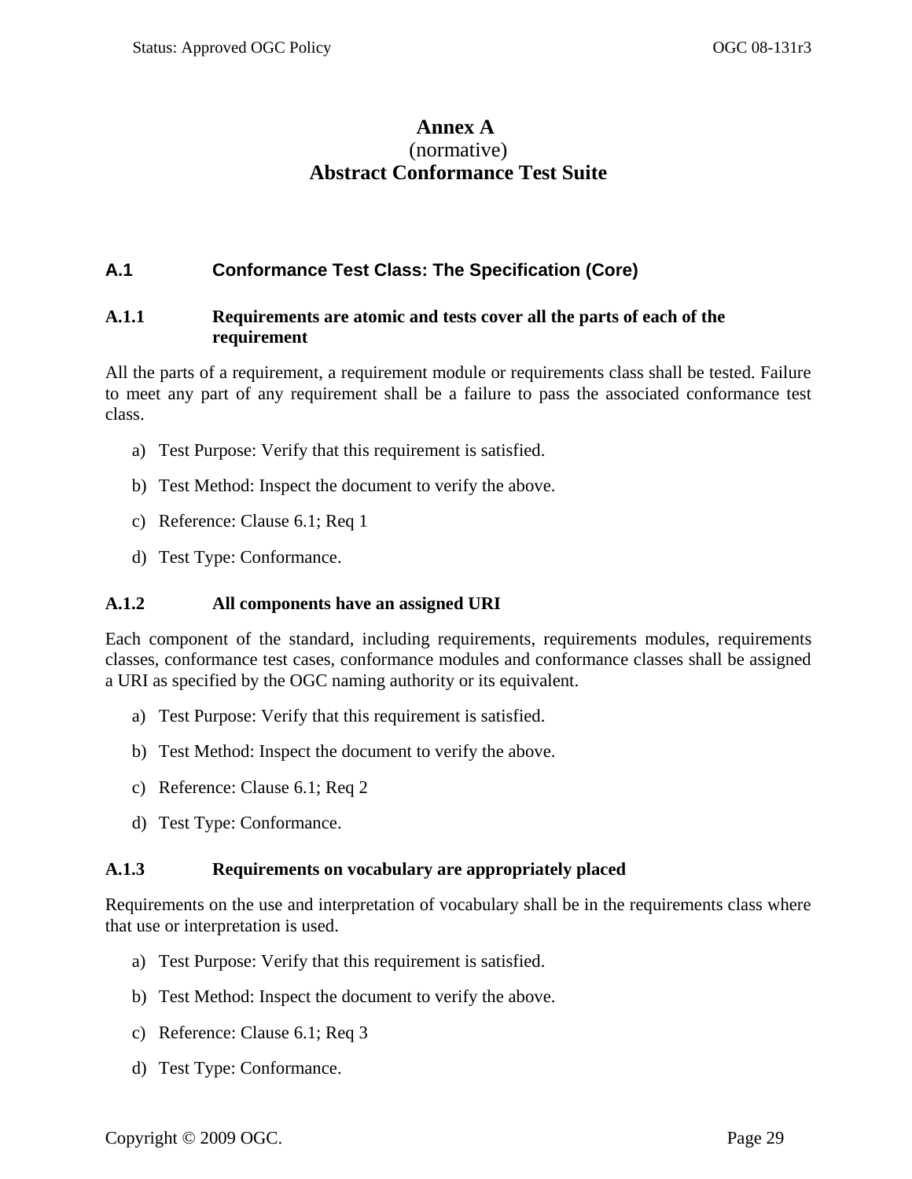# Annex A
(normative)
**Abstract Conformance Test Suite**

## A.1 Conformance Test Class: The Specification (Core)

### A.1.1 Requirements are atomic and tests cover all the parts of each of the requirement

All the parts of a requirement, a requirement module or requirements class shall be tested. Failure to meet any part of any requirement shall be a failure to pass the associated conformance test class.

a) Test Purpose: Verify that this requirement is satisfied.

b) Test Method: Inspect the document to verify the above.

c) Reference: Clause 6.1; Req 1

d) Test Type: Conformance.

### A.1.2 All components have an assigned URI

Each component of the standard, including requirements, requirements modules, requirements classes, conformance test cases, conformance modules and conformance classes shall be assigned a URI as specified by the OGC naming authority or its equivalent.

a) Test Purpose: Verify that this requirement is satisfied.

b) Test Method: Inspect the document to verify the above.

c) Reference: Clause 6.1; Req 2

d) Test Type: Conformance.

### A.1.3 Requirements on vocabulary are appropriately placed

Requirements on the use and interpretation of vocabulary shall be in the requirements class where that use or interpretation is used.

a) Test Purpose: Verify that this requirement is satisfied.

b) Test Method: Inspect the document to verify the above.

c) Reference: Clause 6.1; Req 3

d) Test Type: Conformance.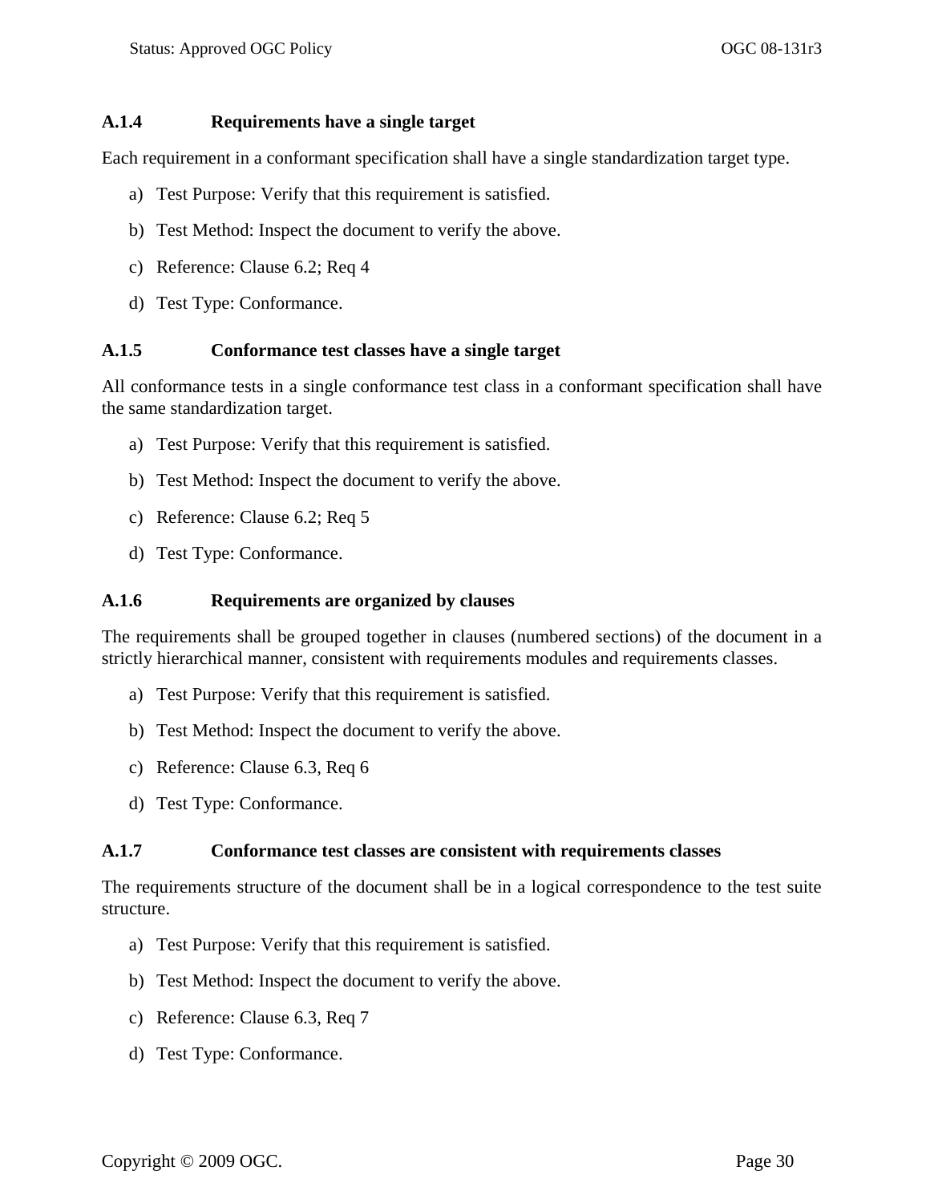### A.1.4 Requirements have a single target

Each requirement in a conformant specification shall have a single standardization target type.

a) Test Purpose: Verify that this requirement is satisfied.

b) Test Method: Inspect the document to verify the above.

c) Reference: Clause 6.2; Req 4

d) Test Type: Conformance.

### A.1.5 Conformance test classes have a single target

All conformance tests in a single conformance test class in a conformant specification shall have the same standardization target.

a) Test Purpose: Verify that this requirement is satisfied.

b) Test Method: Inspect the document to verify the above.

c) Reference: Clause 6.2; Req 5

d) Test Type: Conformance.

### A.1.6 Requirements are organized by clauses

The requirements shall be grouped together in clauses (numbered sections) of the document in a strictly hierarchical manner, consistent with requirements modules and requirements classes.

a) Test Purpose: Verify that this requirement is satisfied.

b) Test Method: Inspect the document to verify the above.

c) Reference: Clause 6.3, Req 6

d) Test Type: Conformance.

### A.1.7 Conformance test classes are consistent with requirements classes

The requirements structure of the document shall be in a logical correspondence to the test suite structure.

a) Test Purpose: Verify that this requirement is satisfied.

b) Test Method: Inspect the document to verify the above.

c) Reference: Clause 6.3, Req 7

d) Test Type: Conformance.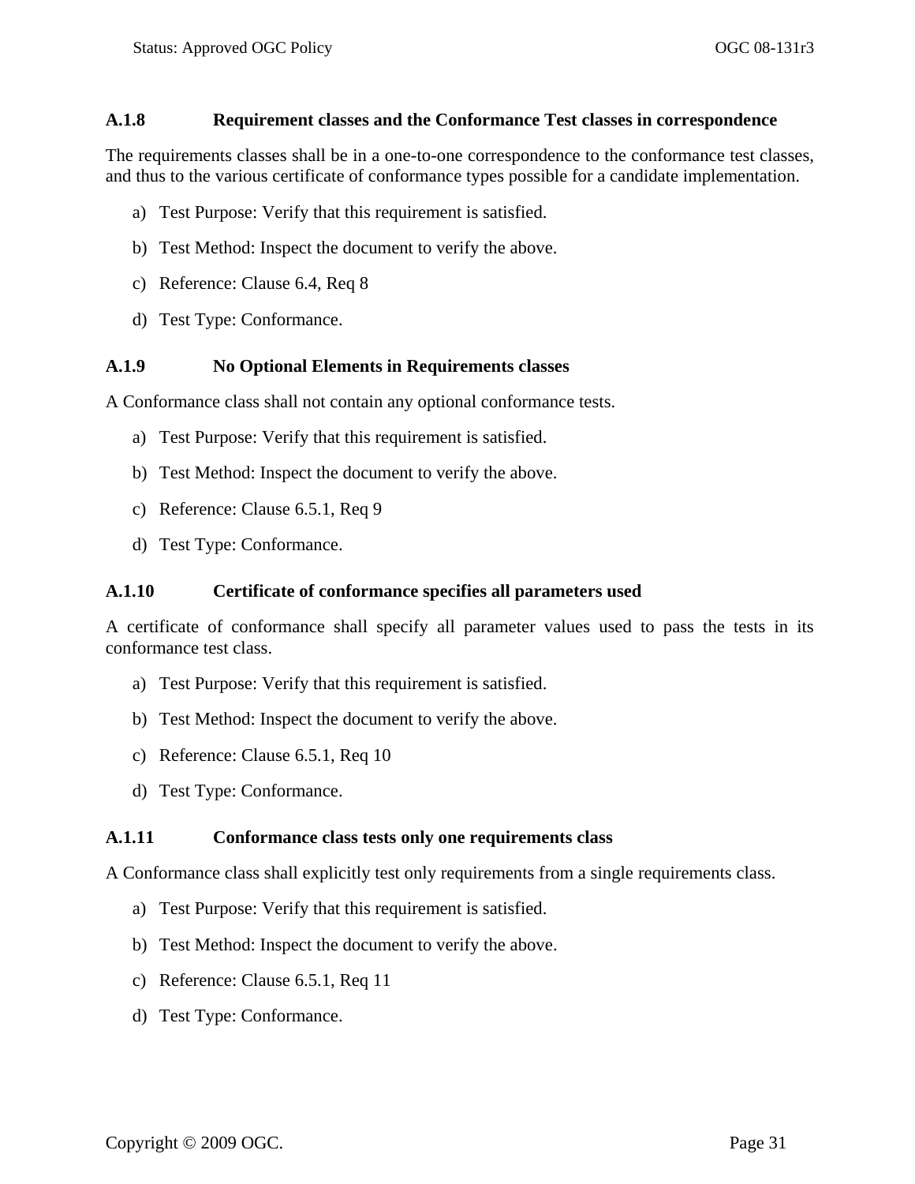### A.1.8 Requirement classes and the Conformance Test classes in correspondence

The requirements classes shall be in a one-to-one correspondence to the conformance test classes, and thus to the various certificate of conformance types possible for a candidate implementation.

a) Test Purpose: Verify that this requirement is satisfied.

b) Test Method: Inspect the document to verify the above.

c) Reference: Clause 6.4, Req 8

d) Test Type: Conformance.

### A.1.9 No Optional Elements in Requirements classes

A Conformance class shall not contain any optional conformance tests.

a) Test Purpose: Verify that this requirement is satisfied.

b) Test Method: Inspect the document to verify the above.

c) Reference: Clause 6.5.1, Req 9

d) Test Type: Conformance.

### A.1.10 Certificate of conformance specifies all parameters used

A certificate of conformance shall specify all parameter values used to pass the tests in its conformance test class.

a) Test Purpose: Verify that this requirement is satisfied.

b) Test Method: Inspect the document to verify the above.

c) Reference: Clause 6.5.1, Req 10

d) Test Type: Conformance.

### A.1.11 Conformance class tests only one requirements class

A Conformance class shall explicitly test only requirements from a single requirements class.

a) Test Purpose: Verify that this requirement is satisfied.

b) Test Method: Inspect the document to verify the above.

c) Reference: Clause 6.5.1, Req 11

d) Test Type: Conformance.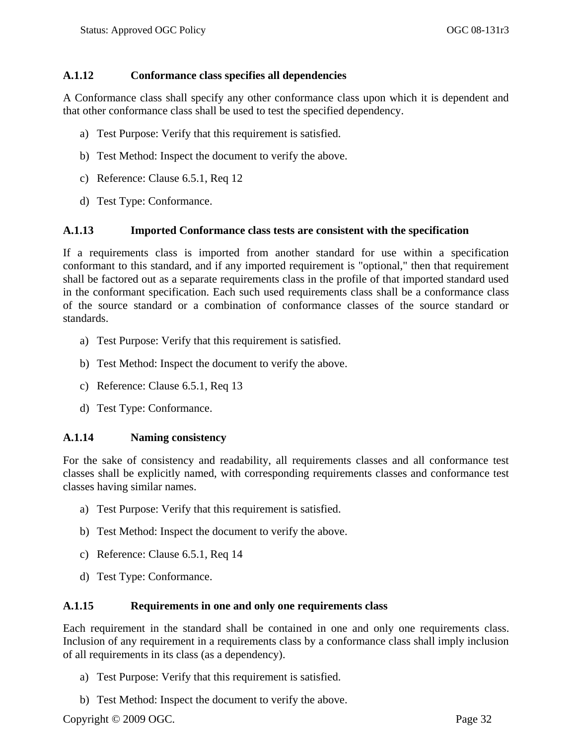### A.1.12 Conformance class specifies all dependencies

A Conformance class shall specify any other conformance class upon which it is dependent and that other conformance class shall be used to test the specified dependency.

a) Test Purpose: Verify that this requirement is satisfied.

b) Test Method: Inspect the document to verify the above.

c) Reference: Clause 6.5.1, Req 12

d) Test Type: Conformance.

### A.1.13 Imported Conformance class tests are consistent with the specification

If a requirements class is imported from another standard for use within a specification conformant to this standard, and if any imported requirement is "optional," then that requirement shall be factored out as a separate requirements class in the profile of that imported standard used in the conformant specification. Each such used requirements class shall be a conformance class of the source standard or a combination of conformance classes of the source standard or standards.

a) Test Purpose: Verify that this requirement is satisfied.

b) Test Method: Inspect the document to verify the above.

c) Reference: Clause 6.5.1, Req 13

d) Test Type: Conformance.

### A.1.14 Naming consistency

For the sake of consistency and readability, all requirements classes and all conformance test classes shall be explicitly named, with corresponding requirements classes and conformance test classes having similar names.

a) Test Purpose: Verify that this requirement is satisfied.

b) Test Method: Inspect the document to verify the above.

c) Reference: Clause 6.5.1, Req 14

d) Test Type: Conformance.

### A.1.15 Requirements in one and only one requirements class

Each requirement in the standard shall be contained in one and only one requirements class. Inclusion of any requirement in a requirements class by a conformance class shall imply inclusion of all requirements in its class (as a dependency).

a) Test Purpose: Verify that this requirement is satisfied.

b) Test Method: Inspect the document to verify the above.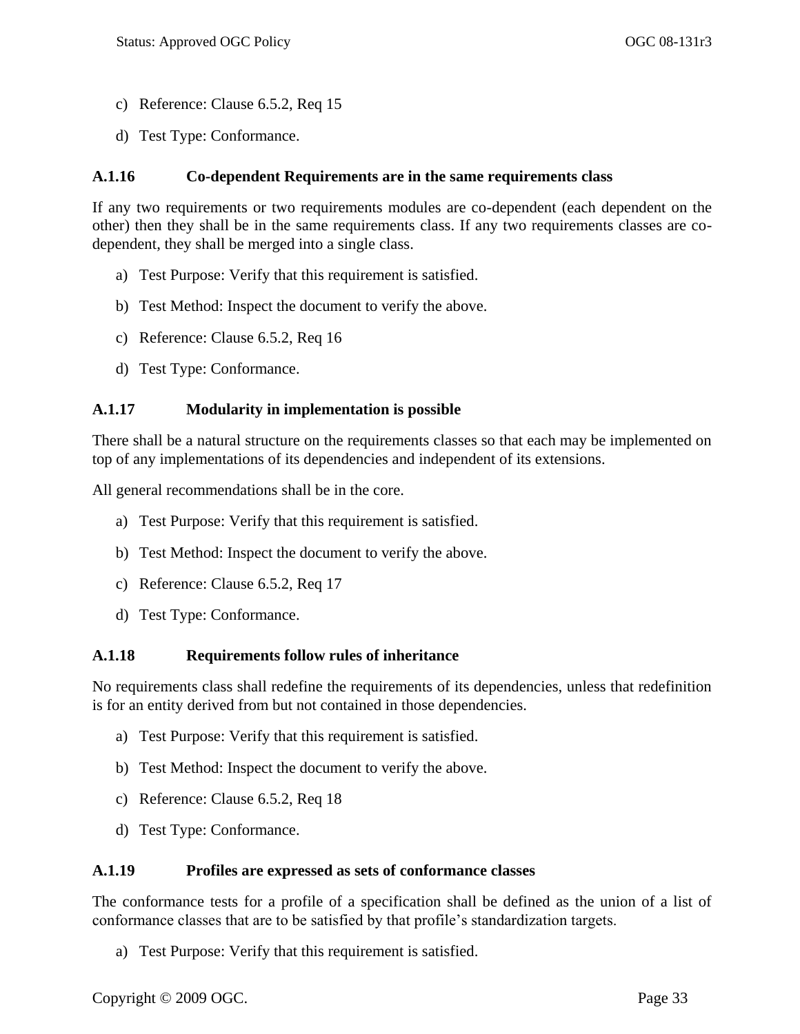c) Reference: Clause 6.5.2, Req 15

d) Test Type: Conformance.

### A.1.16 Co-dependent Requirements are in the same requirements class

If any two requirements or two requirements modules are co-dependent (each dependent on the other) then they shall be in the same requirements class. If any two requirements classes are co-dependent, they shall be merged into a single class.

a) Test Purpose: Verify that this requirement is satisfied.

b) Test Method: Inspect the document to verify the above.

c) Reference: Clause 6.5.2, Req 16

d) Test Type: Conformance.

### A.1.17 Modularity in implementation is possible

There shall be a natural structure on the requirements classes so that each may be implemented on top of any implementations of its dependencies and independent of its extensions.

All general recommendations shall be in the core.

a) Test Purpose: Verify that this requirement is satisfied.

b) Test Method: Inspect the document to verify the above.

c) Reference: Clause 6.5.2, Req 17

d) Test Type: Conformance.

### A.1.18 Requirements follow rules of inheritance

No requirements class shall redefine the requirements of its dependencies, unless that redefinition is for an entity derived from but not contained in those dependencies.

a) Test Purpose: Verify that this requirement is satisfied.

b) Test Method: Inspect the document to verify the above.

c) Reference: Clause 6.5.2, Req 18

d) Test Type: Conformance.

### A.1.19 Profiles are expressed as sets of conformance classes

The conformance tests for a profile of a specification shall be defined as the union of a list of conformance classes that are to be satisfied by that profile's standardization targets.

a) Test Purpose: Verify that this requirement is satisfied.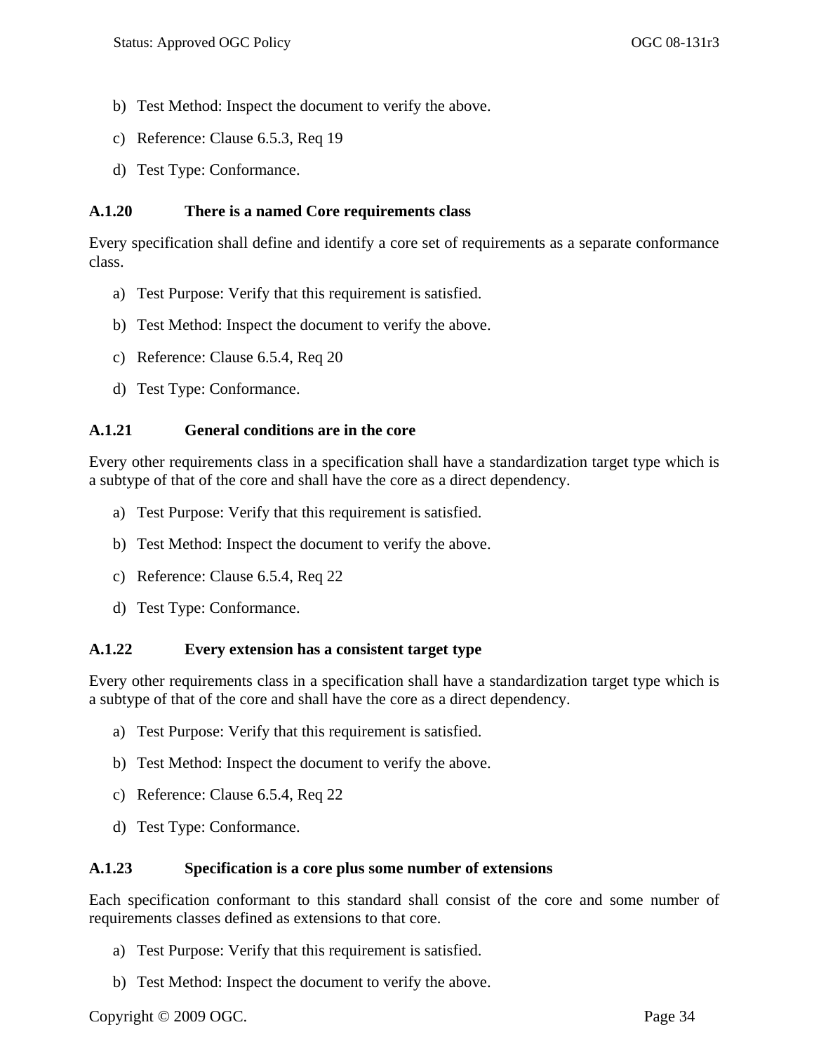b) Test Method: Inspect the document to verify the above.

c) Reference: Clause 6.5.3, Req 19

d) Test Type: Conformance.

### A.1.20 There is a named Core requirements class

Every specification shall define and identify a core set of requirements as a separate conformance class.

a) Test Purpose: Verify that this requirement is satisfied.

b) Test Method: Inspect the document to verify the above.

c) Reference: Clause 6.5.4, Req 20

d) Test Type: Conformance.

### A.1.21 General conditions are in the core

Every other requirements class in a specification shall have a standardization target type which is a subtype of that of the core and shall have the core as a direct dependency.

a) Test Purpose: Verify that this requirement is satisfied.

b) Test Method: Inspect the document to verify the above.

c) Reference: Clause 6.5.4, Req 22

d) Test Type: Conformance.

### A.1.22 Every extension has a consistent target type

Every other requirements class in a specification shall have a standardization target type which is a subtype of that of the core and shall have the core as a direct dependency.

a) Test Purpose: Verify that this requirement is satisfied.

b) Test Method: Inspect the document to verify the above.

c) Reference: Clause 6.5.4, Req 22

d) Test Type: Conformance.

### A.1.23 Specification is a core plus some number of extensions

Each specification conformant to this standard shall consist of the core and some number of requirements classes defined as extensions to that core.

a) Test Purpose: Verify that this requirement is satisfied.

b) Test Method: Inspect the document to verify the above.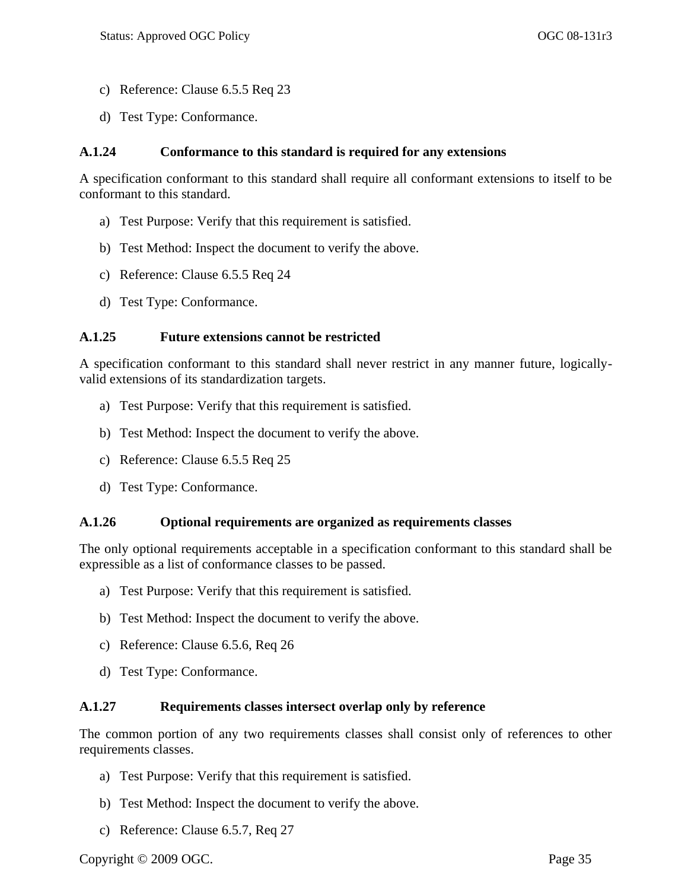c) Reference: Clause 6.5.5 Req 23

d) Test Type: Conformance.

### A.1.24 Conformance to this standard is required for any extensions

A specification conformant to this standard shall require all conformant extensions to itself to be conformant to this standard.

a) Test Purpose: Verify that this requirement is satisfied.

b) Test Method: Inspect the document to verify the above.

c) Reference: Clause 6.5.5 Req 24

d) Test Type: Conformance.

### A.1.25 Future extensions cannot be restricted

A specification conformant to this standard shall never restrict in any manner future, logically-valid extensions of its standardization targets.

a) Test Purpose: Verify that this requirement is satisfied.

b) Test Method: Inspect the document to verify the above.

c) Reference: Clause 6.5.5 Req 25

d) Test Type: Conformance.

### A.1.26 Optional requirements are organized as requirements classes

The only optional requirements acceptable in a specification conformant to this standard shall be expressible as a list of conformance classes to be passed.

a) Test Purpose: Verify that this requirement is satisfied.

b) Test Method: Inspect the document to verify the above.

c) Reference: Clause 6.5.6, Req 26

d) Test Type: Conformance.

### A.1.27 Requirements classes intersect overlap only by reference

The common portion of any two requirements classes shall consist only of references to other requirements classes.

a) Test Purpose: Verify that this requirement is satisfied.

b) Test Method: Inspect the document to verify the above.

c) Reference: Clause 6.5.7, Req 27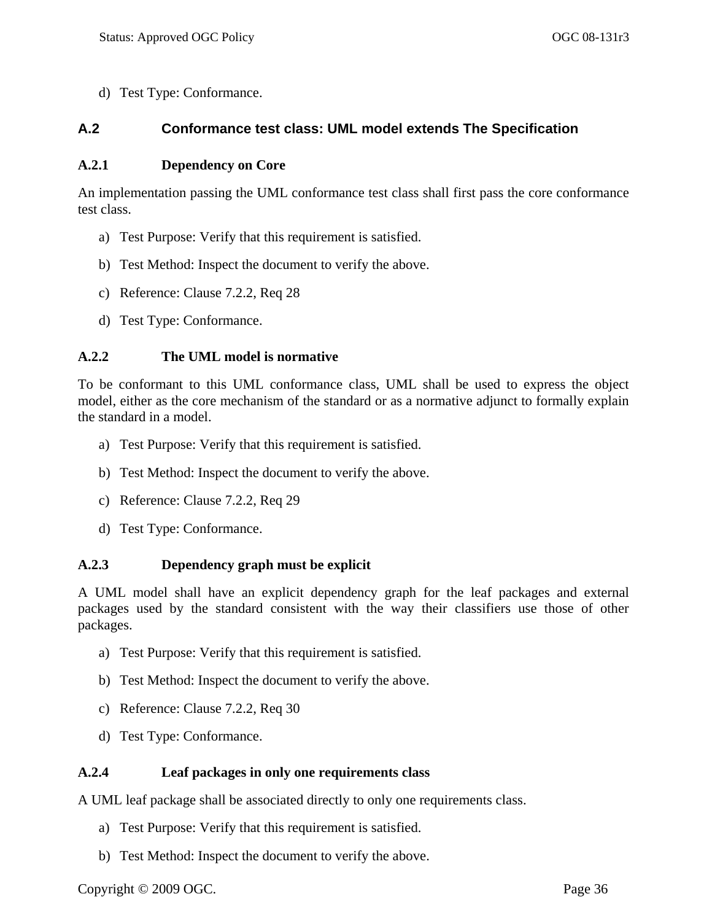d) Test Type: Conformance.

## A.2 Conformance test class: UML model extends The Specification

### A.2.1 Dependency on Core

An implementation passing the UML conformance test class shall first pass the core conformance test class.

a) Test Purpose: Verify that this requirement is satisfied.

b) Test Method: Inspect the document to verify the above.

c) Reference: Clause 7.2.2, Req 28

d) Test Type: Conformance.

### A.2.2 The UML model is normative

To be conformant to this UML conformance class, UML shall be used to express the object model, either as the core mechanism of the standard or as a normative adjunct to formally explain the standard in a model.

a) Test Purpose: Verify that this requirement is satisfied.

b) Test Method: Inspect the document to verify the above.

c) Reference: Clause 7.2.2, Req 29

d) Test Type: Conformance.

### A.2.3 Dependency graph must be explicit

A UML model shall have an explicit dependency graph for the leaf packages and external packages used by the standard consistent with the way their classifiers use those of other packages.

a) Test Purpose: Verify that this requirement is satisfied.

b) Test Method: Inspect the document to verify the above.

c) Reference: Clause 7.2.2, Req 30

d) Test Type: Conformance.

### A.2.4 Leaf packages in only one requirements class

A UML leaf package shall be associated directly to only one requirements class.

a) Test Purpose: Verify that this requirement is satisfied.

b) Test Method: Inspect the document to verify the above.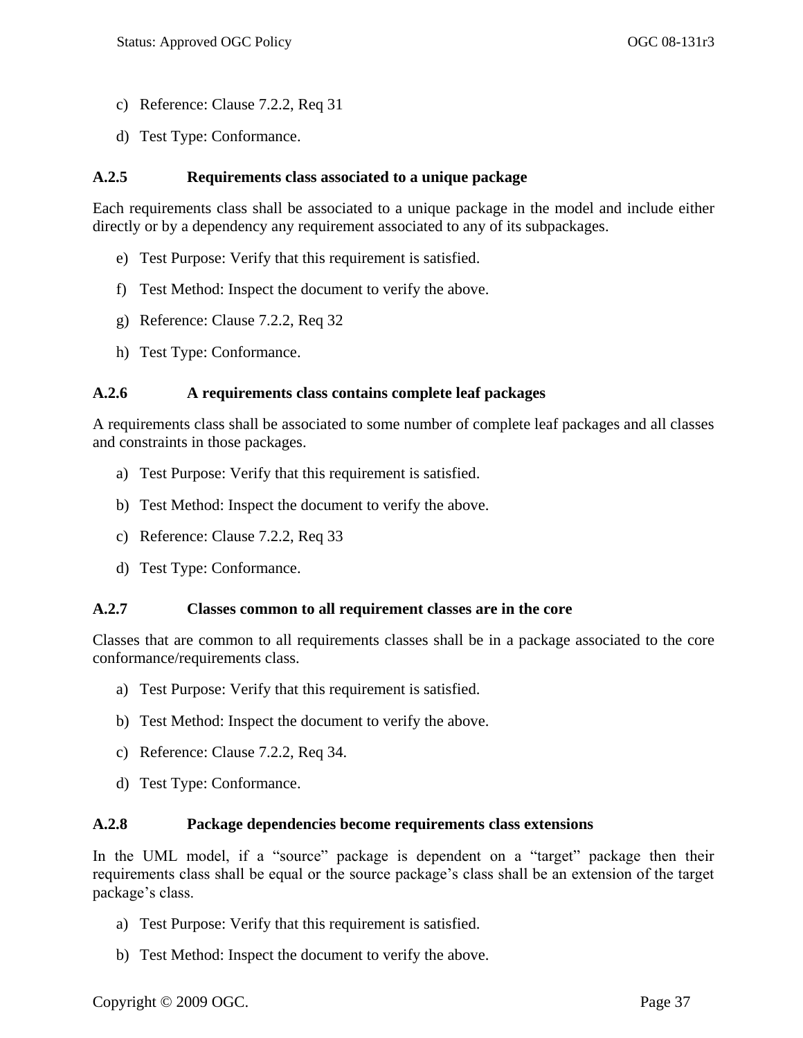c) Reference: Clause 7.2.2, Req 31

d) Test Type: Conformance.

### A.2.5 Requirements class associated to a unique package

Each requirements class shall be associated to a unique package in the model and include either directly or by a dependency any requirement associated to any of its subpackages.

e) Test Purpose: Verify that this requirement is satisfied.

f) Test Method: Inspect the document to verify the above.

g) Reference: Clause 7.2.2, Req 32

h) Test Type: Conformance.

### A.2.6 A requirements class contains complete leaf packages

A requirements class shall be associated to some number of complete leaf packages and all classes and constraints in those packages.

a) Test Purpose: Verify that this requirement is satisfied.

b) Test Method: Inspect the document to verify the above.

c) Reference: Clause 7.2.2, Req 33

d) Test Type: Conformance.

### A.2.7 Classes common to all requirement classes are in the core

Classes that are common to all requirements classes shall be in a package associated to the core conformance/requirements class.

a) Test Purpose: Verify that this requirement is satisfied.

b) Test Method: Inspect the document to verify the above.

c) Reference: Clause 7.2.2, Req 34.

d) Test Type: Conformance.

### A.2.8 Package dependencies become requirements class extensions

In the UML model, if a “source” package is dependent on a “target” package then their requirements class shall be equal or the source package’s class shall be an extension of the target package’s class.

a) Test Purpose: Verify that this requirement is satisfied.

b) Test Method: Inspect the document to verify the above.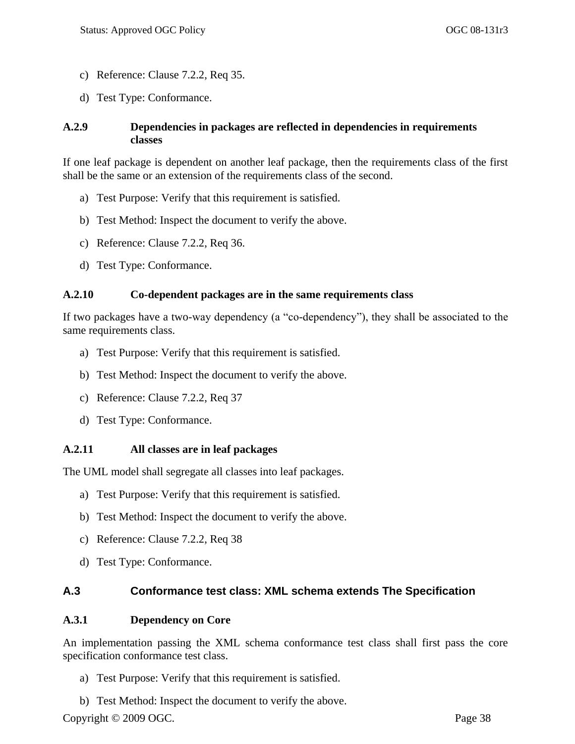c) Reference: Clause 7.2.2, Req 35.

d) Test Type: Conformance.

### A.2.9 Dependencies in packages are reflected in dependencies in requirements classes

If one leaf package is dependent on another leaf package, then the requirements class of the first shall be the same or an extension of the requirements class of the second.

a) Test Purpose: Verify that this requirement is satisfied.

b) Test Method: Inspect the document to verify the above.

c) Reference: Clause 7.2.2, Req 36.

d) Test Type: Conformance.

### A.2.10 Co-dependent packages are in the same requirements class

If two packages have a two-way dependency (a “co-dependency”), they shall be associated to the same requirements class.

a) Test Purpose: Verify that this requirement is satisfied.

b) Test Method: Inspect the document to verify the above.

c) Reference: Clause 7.2.2, Req 37

d) Test Type: Conformance.

### A.2.11 All classes are in leaf packages

The UML model shall segregate all classes into leaf packages.

a) Test Purpose: Verify that this requirement is satisfied.

b) Test Method: Inspect the document to verify the above.

c) Reference: Clause 7.2.2, Req 38

d) Test Type: Conformance.

## A.3 Conformance test class: XML schema extends The Specification

### A.3.1 Dependency on Core

An implementation passing the XML schema conformance test class shall first pass the core specification conformance test class.

a) Test Purpose: Verify that this requirement is satisfied.

b) Test Method: Inspect the document to verify the above.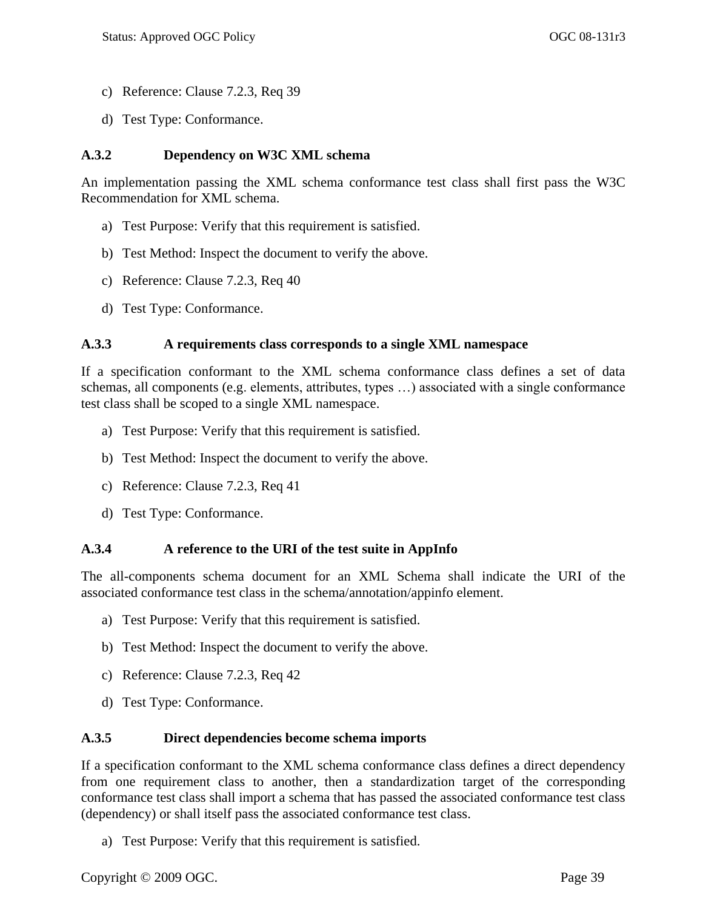c) Reference: Clause 7.2.3, Req 39

d) Test Type: Conformance.

### A.3.2 Dependency on W3C XML schema

An implementation passing the XML schema conformance test class shall first pass the W3C Recommendation for XML schema.

a) Test Purpose: Verify that this requirement is satisfied.

b) Test Method: Inspect the document to verify the above.

c) Reference: Clause 7.2.3, Req 40

d) Test Type: Conformance.

### A.3.3 A requirements class corresponds to a single XML namespace

If a specification conformant to the XML schema conformance class defines a set of data schemas, all components (e.g. elements, attributes, types …) associated with a single conformance test class shall be scoped to a single XML namespace.

a) Test Purpose: Verify that this requirement is satisfied.

b) Test Method: Inspect the document to verify the above.

c) Reference: Clause 7.2.3, Req 41

d) Test Type: Conformance.

### A.3.4 A reference to the URI of the test suite in AppInfo

The all-components schema document for an XML Schema shall indicate the URI of the associated conformance test class in the schema/annotation/appinfo element.

a) Test Purpose: Verify that this requirement is satisfied.

b) Test Method: Inspect the document to verify the above.

c) Reference: Clause 7.2.3, Req 42

d) Test Type: Conformance.

### A.3.5 Direct dependencies become schema imports

If a specification conformant to the XML schema conformance class defines a direct dependency from one requirement class to another, then a standardization target of the corresponding conformance test class shall import a schema that has passed the associated conformance test class (dependency) or shall itself pass the associated conformance test class.

a) Test Purpose: Verify that this requirement is satisfied.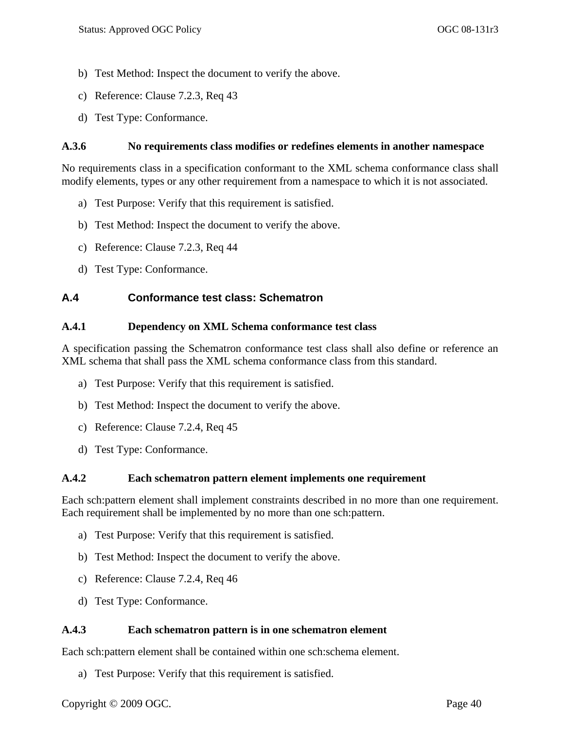b) Test Method: Inspect the document to verify the above.

c) Reference: Clause 7.2.3, Req 43

d) Test Type: Conformance.

### A.3.6 No requirements class modifies or redefines elements in another namespace

No requirements class in a specification conformant to the XML schema conformance class shall modify elements, types or any other requirement from a namespace to which it is not associated.

a) Test Purpose: Verify that this requirement is satisfied.

b) Test Method: Inspect the document to verify the above.

c) Reference: Clause 7.2.3, Req 44

d) Test Type: Conformance.

## A.4 Conformance test class: Schematron

### A.4.1 Dependency on XML Schema conformance test class

A specification passing the Schematron conformance test class shall also define or reference an XML schema that shall pass the XML schema conformance class from this standard.

a) Test Purpose: Verify that this requirement is satisfied.

b) Test Method: Inspect the document to verify the above.

c) Reference: Clause 7.2.4, Req 45

d) Test Type: Conformance.

### A.4.2 Each schematron pattern element implements one requirement

Each sch:pattern element shall implement constraints described in no more than one requirement. Each requirement shall be implemented by no more than one sch:pattern.

a) Test Purpose: Verify that this requirement is satisfied.

b) Test Method: Inspect the document to verify the above.

c) Reference: Clause 7.2.4, Req 46

d) Test Type: Conformance.

### A.4.3 Each schematron pattern is in one schematron element

Each sch:pattern element shall be contained within one sch:schema element.

a) Test Purpose: Verify that this requirement is satisfied.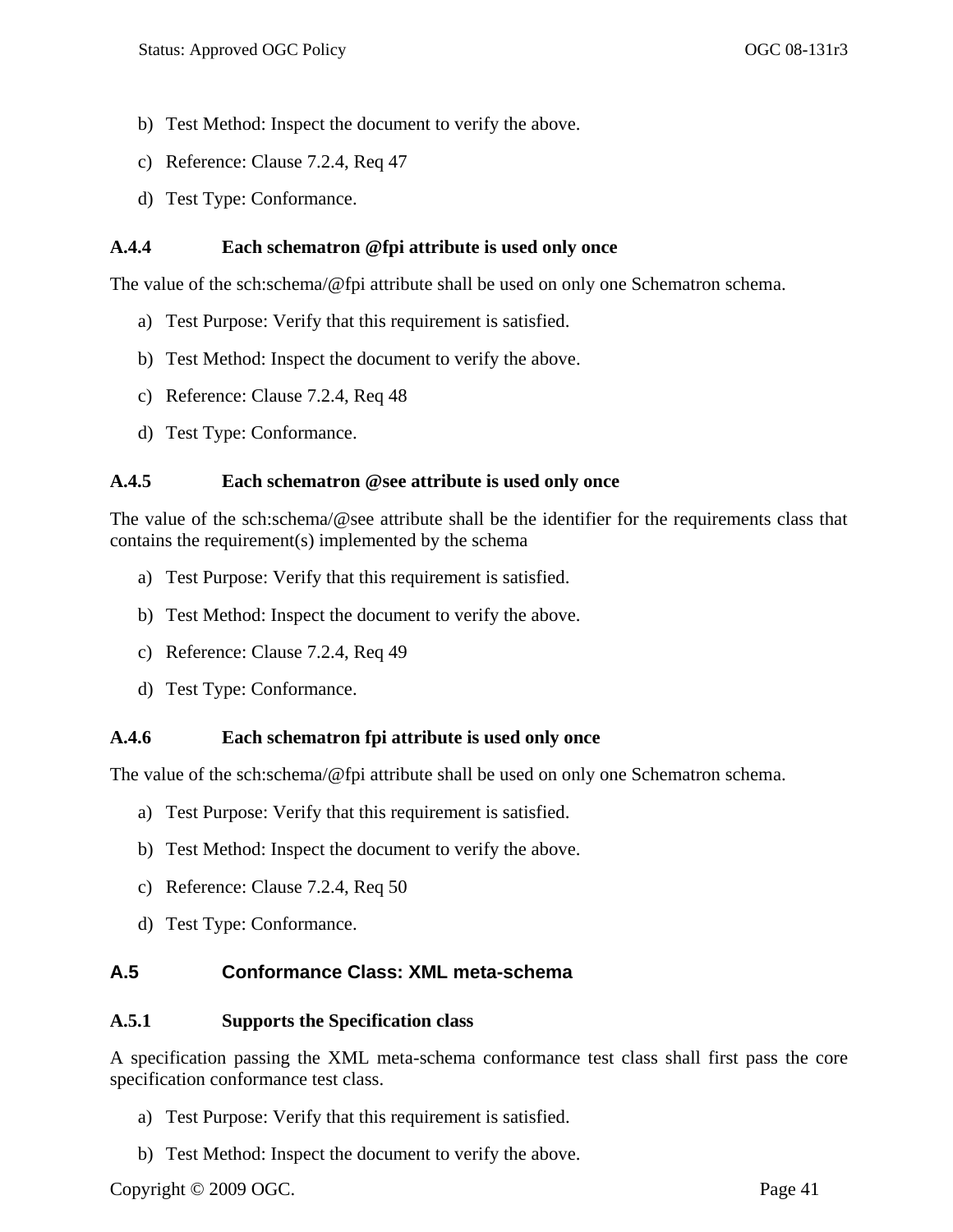b) Test Method: Inspect the document to verify the above.

c) Reference: Clause 7.2.4, Req 47

d) Test Type: Conformance.

### A.4.4 Each schematron @fpi attribute is used only once

The value of the sch:schema/@fpi attribute shall be used on only one Schematron schema.

a) Test Purpose: Verify that this requirement is satisfied.

b) Test Method: Inspect the document to verify the above.

c) Reference: Clause 7.2.4, Req 48

d) Test Type: Conformance.

### A.4.5 Each schematron @see attribute is used only once

The value of the sch:schema/@see attribute shall be the identifier for the requirements class that contains the requirement(s) implemented by the schema

a) Test Purpose: Verify that this requirement is satisfied.

b) Test Method: Inspect the document to verify the above.

c) Reference: Clause 7.2.4, Req 49

d) Test Type: Conformance.

### A.4.6 Each schematron fpi attribute is used only once

The value of the sch:schema/@fpi attribute shall be used on only one Schematron schema.

a) Test Purpose: Verify that this requirement is satisfied.

b) Test Method: Inspect the document to verify the above.

c) Reference: Clause 7.2.4, Req 50

d) Test Type: Conformance.

## A.5 Conformance Class: XML meta-schema

### A.5.1 Supports the Specification class

A specification passing the XML meta-schema conformance test class shall first pass the core specification conformance test class.

a) Test Purpose: Verify that this requirement is satisfied.

b) Test Method: Inspect the document to verify the above.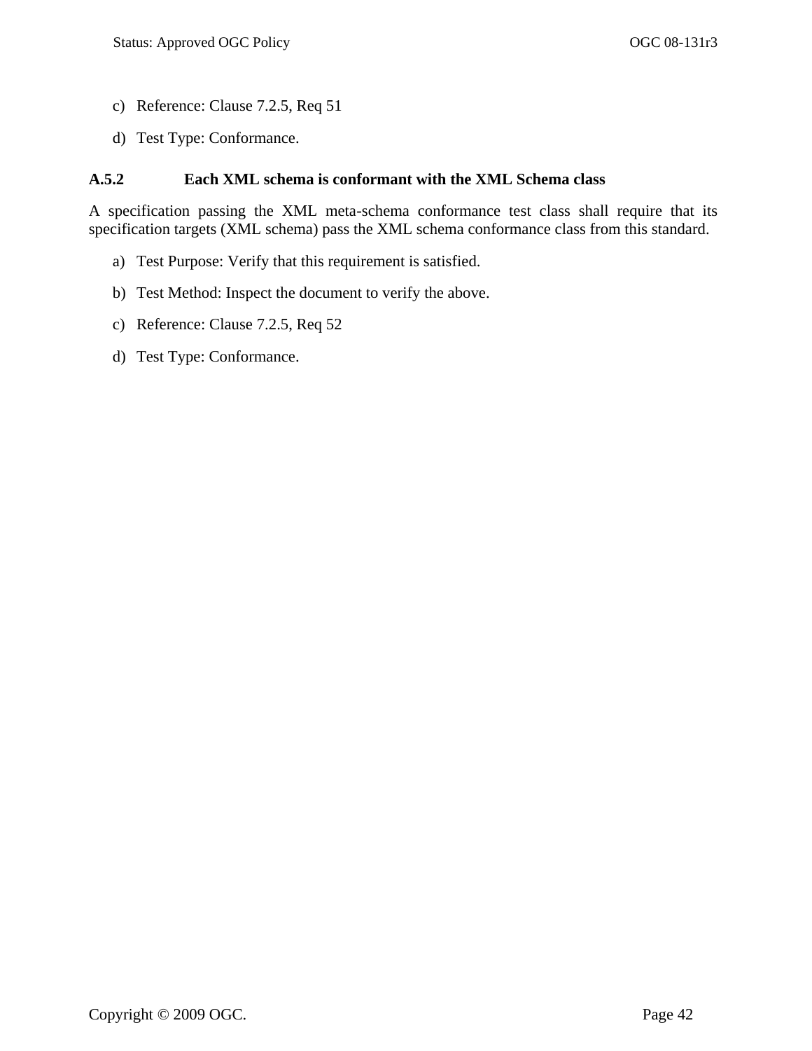c) Reference: Clause 7.2.5, Req 51

d) Test Type: Conformance.

### A.5.2 Each XML schema is conformant with the XML Schema class

A specification passing the XML meta-schema conformance test class shall require that its specification targets (XML schema) pass the XML schema conformance class from this standard.

a) Test Purpose: Verify that this requirement is satisfied.

b) Test Method: Inspect the document to verify the above.

c) Reference: Clause 7.2.5, Req 52

d) Test Type: Conformance.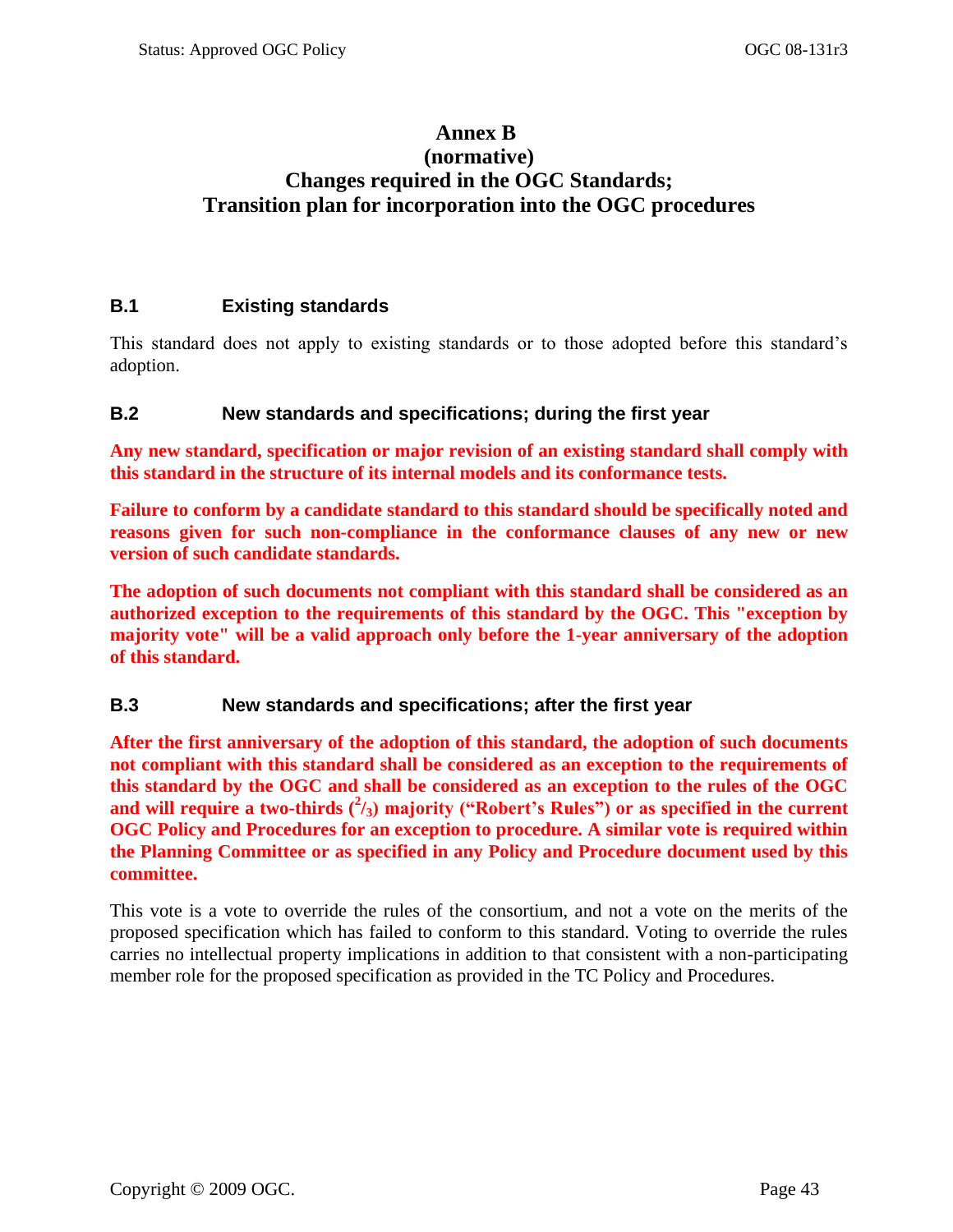# Annex B
# (normative)
# Changes required in the OGC Standards;
# Transition plan for incorporation into the OGC procedures

## B.1 Existing standards

This standard does not apply to existing standards or to those adopted before this standard's adoption.

## B.2 New standards and specifications; during the first year

**Any new standard, specification or major revision of an existing standard shall comply with this standard in the structure of its internal models and its conformance tests.**

**Failure to conform by a candidate standard to this standard should be specifically noted and reasons given for such non-compliance in the conformance clauses of any new or new version of such candidate standards.**

**The adoption of such documents not compliant with this standard shall be considered as an authorized exception to the requirements of this standard by the OGC. This "exception by majority vote" will be a valid approach only before the 1-year anniversary of the adoption of this standard.**

## B.3 New standards and specifications; after the first year

**After the first anniversary of the adoption of this standard, the adoption of such documents not compliant with this standard shall be considered as an exception to the requirements of this standard by the OGC and shall be considered as an exception to the rules of the OGC and will require a two-thirds ($^{2}/_{3}$) majority ("Robert's Rules") or as specified in the current OGC Policy and Procedures for an exception to procedure. A similar vote is required within the Planning Committee or as specified in any Policy and Procedure document used by this committee.**

This vote is a vote to override the rules of the consortium, and not a vote on the merits of the proposed specification which has failed to conform to this standard. Voting to override the rules carries no intellectual property implications in addition to that consistent with a non-participating member role for the proposed specification as provided in the TC Policy and Procedures.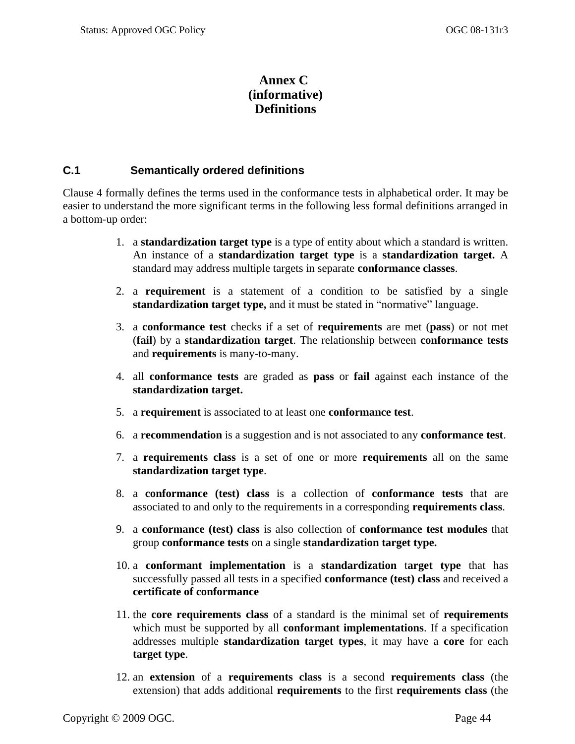# Annex C
# (informative)
# Definitions

## C.1 Semantically ordered definitions

Clause 4 formally defines the terms used in the conformance tests in alphabetical order. It may be easier to understand the more significant terms in the following less formal definitions arranged in a bottom-up order:

1. a **standardization target type** is a type of entity about which a standard is written. An instance of a **standardization target type** is a **standardization target.** A standard may address multiple targets in separate **conformance classes**.

2. a **requirement** is a statement of a condition to be satisfied by a single **standardization target type,** and it must be stated in "normative" language.

3. a **conformance test** checks if a set of **requirements** are met (**pass**) or not met (**fail**) by a **standardization target**. The relationship between **conformance tests** and **requirements** is many-to-many.

4. all **conformance tests** are graded as **pass** or **fail** against each instance of the **standardization target.**

5. a **requirement** is associated to at least one **conformance test**.

6. a **recommendation** is a suggestion and is not associated to any **conformance test**.

7. a **requirements class** is a set of one or more **requirements** all on the same **standardization target type**.

8. a **conformance (test) class** is a collection of **conformance tests** that are associated to and only to the requirements in a corresponding **requirements class**.

9. a **conformance (test) class** is also collection of **conformance test modules** that group **conformance tests** on a single **standardization target type.**

10. a **conformant implementation** is a **standardization target type** that has successfully passed all tests in a specified **conformance (test) class** and received a **certificate of conformance**

11. the **core requirements class** of a standard is the minimal set of **requirements** which must be supported by all **conformant implementations**. If a specification addresses multiple **standardization target types**, it may have a **core** for each **target type**.

12. an **extension** of a **requirements class** is a second **requirements class** (the extension) that adds additional **requirements** to the first **requirements class** (the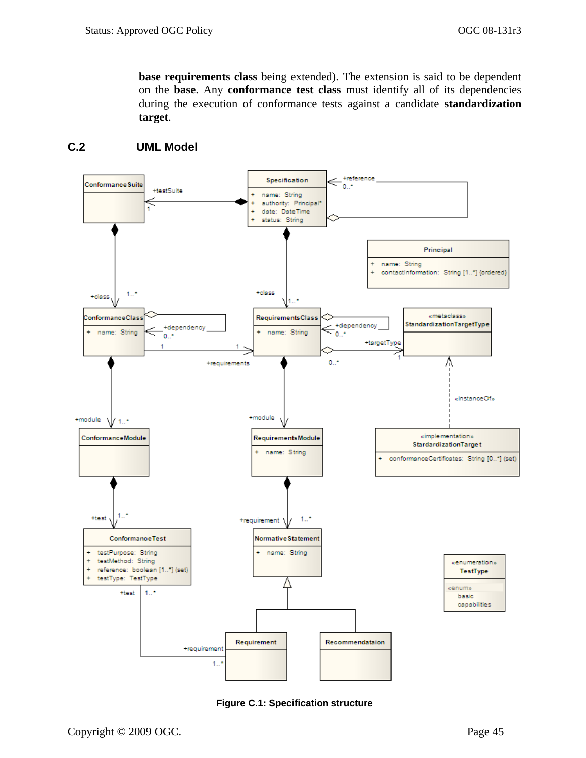**base requirements class** being extended). The extension is said to be dependent on the **base**. Any **conformance test class** must identify all of its dependencies during the execution of conformance tests against a candidate **standardization target**.

## C.2 UML Model

Figure C.1: Specification structure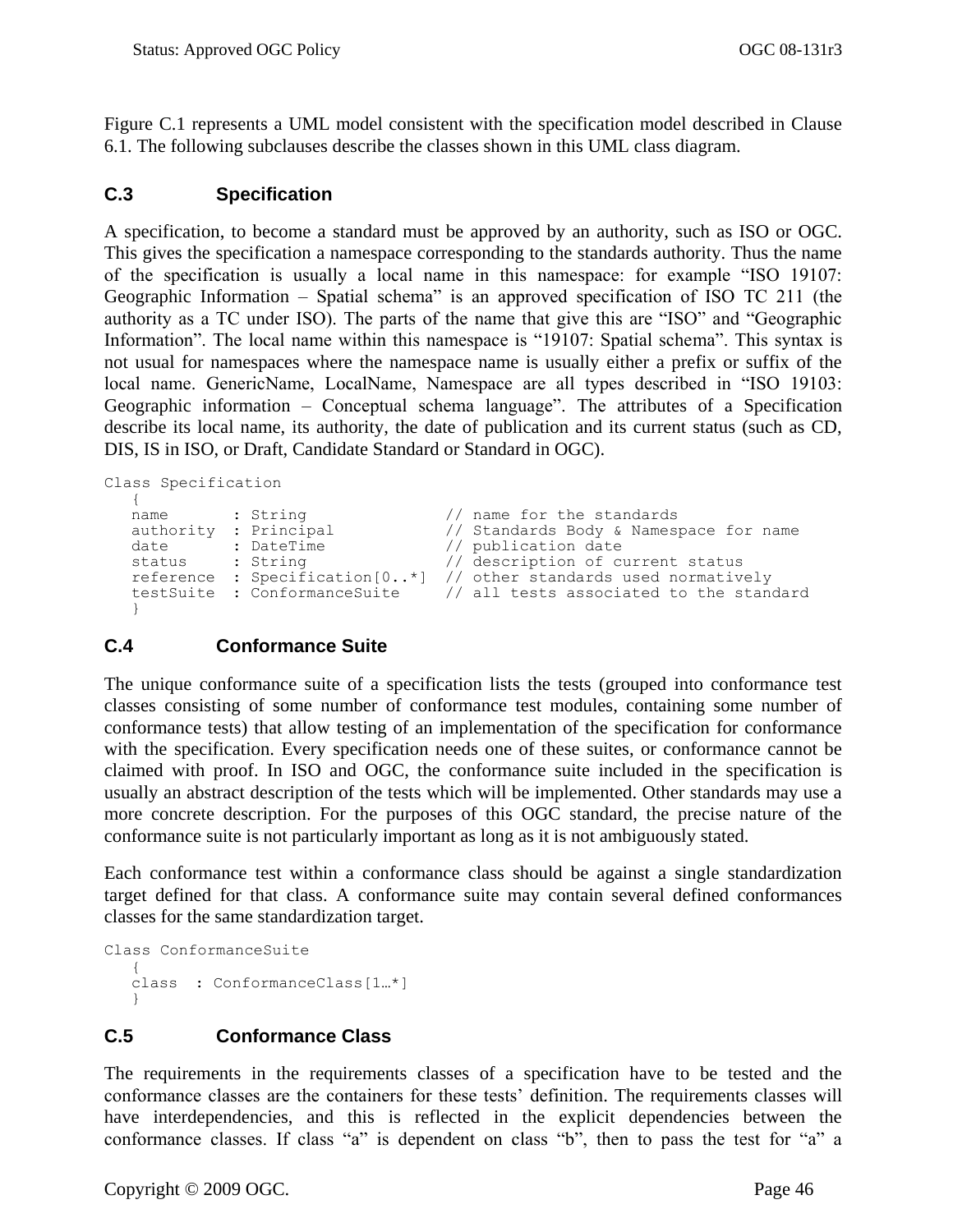Figure C.1 represents a UML model consistent with the specification model described in Clause 6.1. The following subclauses describe the classes shown in this UML class diagram.

## C.3 Specification

A specification, to become a standard must be approved by an authority, such as ISO or OGC. This gives the specification a namespace corresponding to the standards authority. Thus the name of the specification is usually a local name in this namespace: for example "ISO 19107: Geographic Information – Spatial schema" is an approved specification of ISO TC 211 (the authority as a TC under ISO). The parts of the name that give this are "ISO" and "Geographic Information". The local name within this namespace is "19107: Spatial schema". This syntax is not usual for namespaces where the namespace name is usually either a prefix or suffix of the local name. GenericName, LocalName, Namespace are all types described in "ISO 19103: Geographic information – Conceptual schema language". The attributes of a Specification describe its local name, its authority, the date of publication and its current status (such as CD, DIS, IS in ISO, or Draft, Candidate Standard or Standard in OGC).

```
Class Specification
   {
   name       : String               // name for the standards
   authority  : Principal            // Standards Body & Namespace for name
   date       : DateTime             // publication date
   status     : String               // description of current status
   reference  : Specification[0..*]  // other standards used normatively
   testSuite  : ConformanceSuite     // all tests associated to the standard
   }
```

## C.4 Conformance Suite

The unique conformance suite of a specification lists the tests (grouped into conformance test classes consisting of some number of conformance test modules, containing some number of conformance tests) that allow testing of an implementation of the specification for conformance with the specification. Every specification needs one of these suites, or conformance cannot be claimed with proof. In ISO and OGC, the conformance suite included in the specification is usually an abstract description of the tests which will be implemented. Other standards may use a more concrete description. For the purposes of this OGC standard, the precise nature of the conformance suite is not particularly important as long as it is not ambiguously stated.

Each conformance test within a conformance class should be against a single standardization target defined for that class. A conformance suite may contain several defined conformances classes for the same standardization target.

```
Class ConformanceSuite
   {
   class  : ConformanceClass[1…*]
   }
```

## C.5 Conformance Class

The requirements in the requirements classes of a specification have to be tested and the conformance classes are the containers for these tests' definition. The requirements classes will have interdependencies, and this is reflected in the explicit dependencies between the conformance classes. If class "a" is dependent on class "b", then to pass the test for "a" a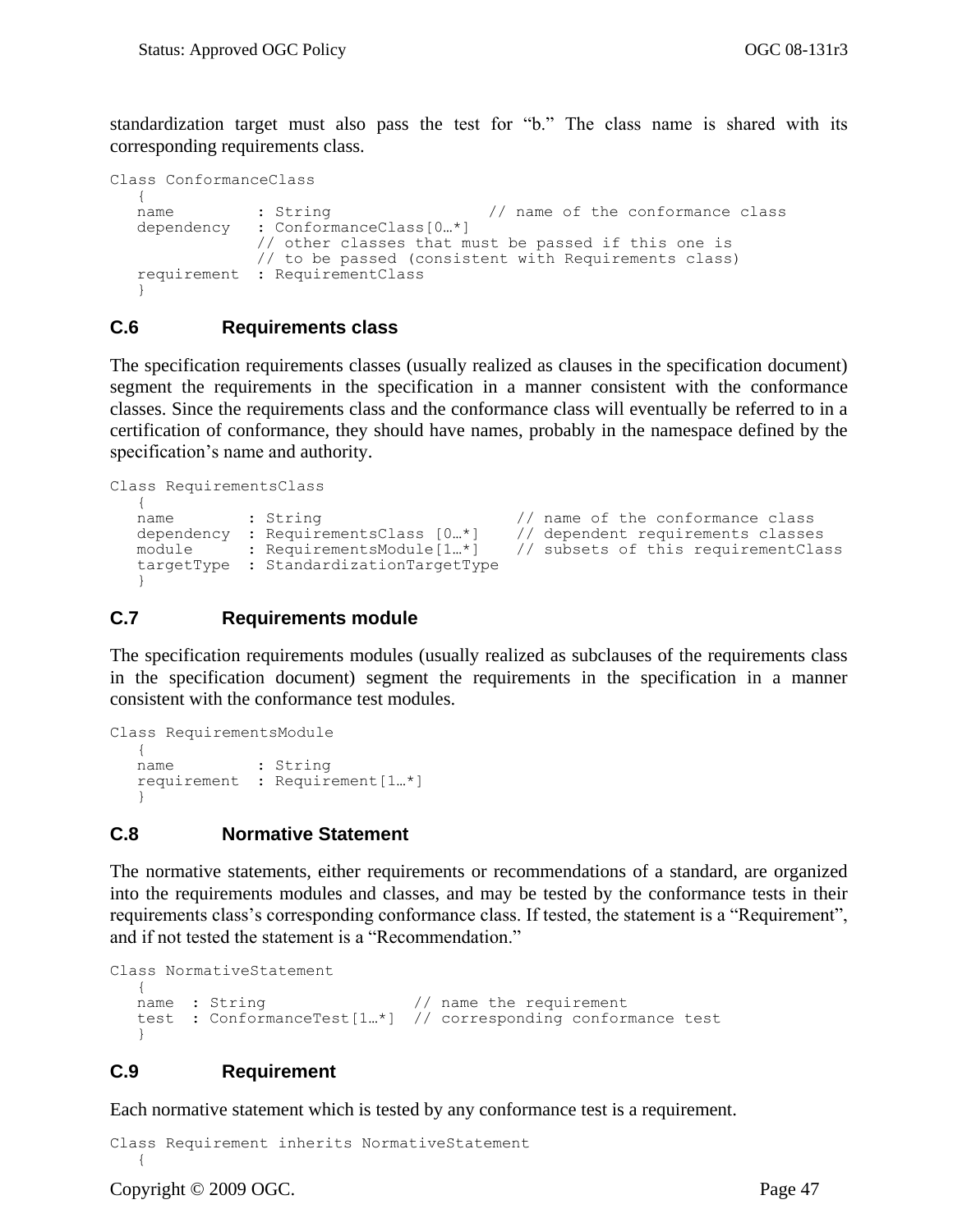standardization target must also pass the test for “b.” The class name is shared with its corresponding requirements class.

```
Class ConformanceClass
   {
   name         : String                 // name of the conformance class
   dependency   : ConformanceClass[0…*]
                // other classes that must be passed if this one is
                // to be passed (consistent with Requirements class)
   requirement  : RequirementClass
   }
```

## C.6 Requirements class

The specification requirements classes (usually realized as clauses in the specification document) segment the requirements in the specification in a manner consistent with the conformance classes. Since the requirements class and the conformance class will eventually be referred to in a certification of conformance, they should have names, probably in the namespace defined by the specification’s name and authority.

```
Class RequirementsClass
   {
   name        : String                     // name of the conformance class
   dependency  : RequirementsClass [0…*]    // dependent requirements classes
   module      : RequirementsModule[1…*]    // subsets of this requirementClass
   targetType  : StandardizationTargetType
   }
```

## C.7 Requirements module

The specification requirements modules (usually realized as subclauses of the requirements class in the specification document) segment the requirements in the specification in a manner consistent with the conformance test modules.

```
Class RequirementsModule
   {
   name         : String
   requirement  : Requirement[1…*]
   }
```

## C.8 Normative Statement

The normative statements, either requirements or recommendations of a standard, are organized into the requirements modules and classes, and may be tested by the conformance tests in their requirements class’s corresponding conformance class. If tested, the statement is a “Requirement”, and if not tested the statement is a “Recommendation.”

```
Class NormativeStatement
   {
   name  : String                // name the requirement
   test  : ConformanceTest[1…*]  // corresponding conformance test
   }
```

## C.9 Requirement

Each normative statement which is tested by any conformance test is a requirement.

```
Class Requirement inherits NormativeStatement
   {
```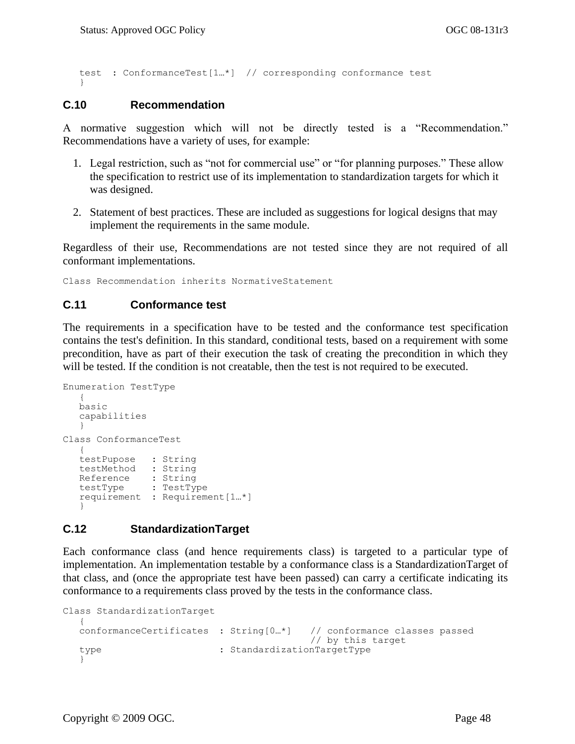```
   test  : ConformanceTest[1…*]  // corresponding conformance test
   }
```

## C.10 Recommendation

A normative suggestion which will not be directly tested is a “Recommendation.” Recommendations have a variety of uses, for example:

1. Legal restriction, such as “not for commercial use” or “for planning purposes.” These allow the specification to restrict use of its implementation to standardization targets for which it was designed.
2. Statement of best practices. These are included as suggestions for logical designs that may implement the requirements in the same module.

Regardless of their use, Recommendations are not tested since they are not required of all conformant implementations.

```
Class Recommendation inherits NormativeStatement
```

## C.11 Conformance test

The requirements in a specification have to be tested and the conformance test specification contains the test's definition. In this standard, conditional tests, based on a requirement with some precondition, have as part of their execution the task of creating the precondition in which they will be tested. If the condition is not creatable, then the test is not required to be executed.

```
Enumeration TestType
   {
   basic
   capabilities
   }
Class ConformanceTest
   {
   testPupose   : String
   testMethod   : String
   Reference    : String
   testType     : TestType
   requirement  : Requirement[1…*]
   }
```

## C.12 StandardizationTarget

Each conformance class (and hence requirements class) is targeted to a particular type of implementation. An implementation testable by a conformance class is a StandardizationTarget of that class, and (once the appropriate test have been passed) can carry a certificate indicating its conformance to a requirements class proved by the tests in the conformance class.

```
Class StandardizationTarget
   {
   conformanceCertificates  : String[0…*]   // conformance classes passed
                                            // by this target
   type                     : StandardizationTargetType
   }
```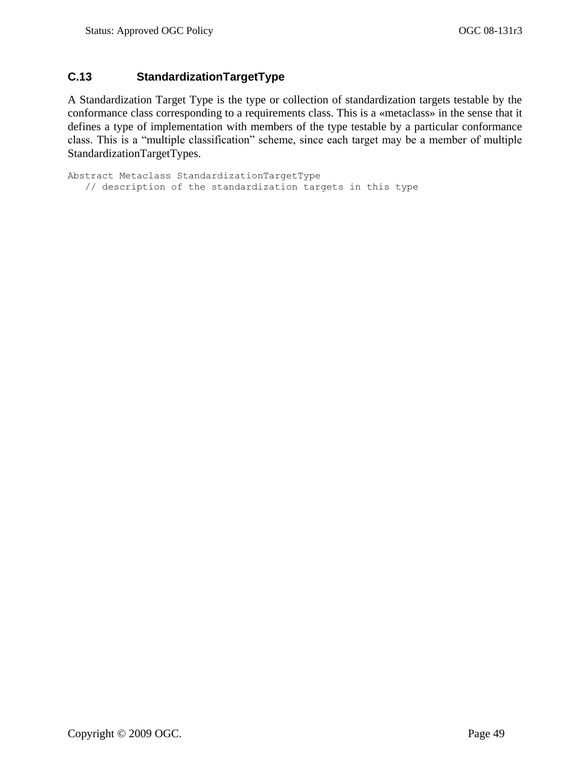### C.13 StandardizationTargetType

A Standardization Target Type is the type or collection of standardization targets testable by the conformance class corresponding to a requirements class. This is a «metaclass» in the sense that it defines a type of implementation with members of the type testable by a particular conformance class. This is a "multiple classification" scheme, since each target may be a member of multiple StandardizationTargetTypes.

```
Abstract Metaclass StandardizationTargetType
   // description of the standardization targets in this type
```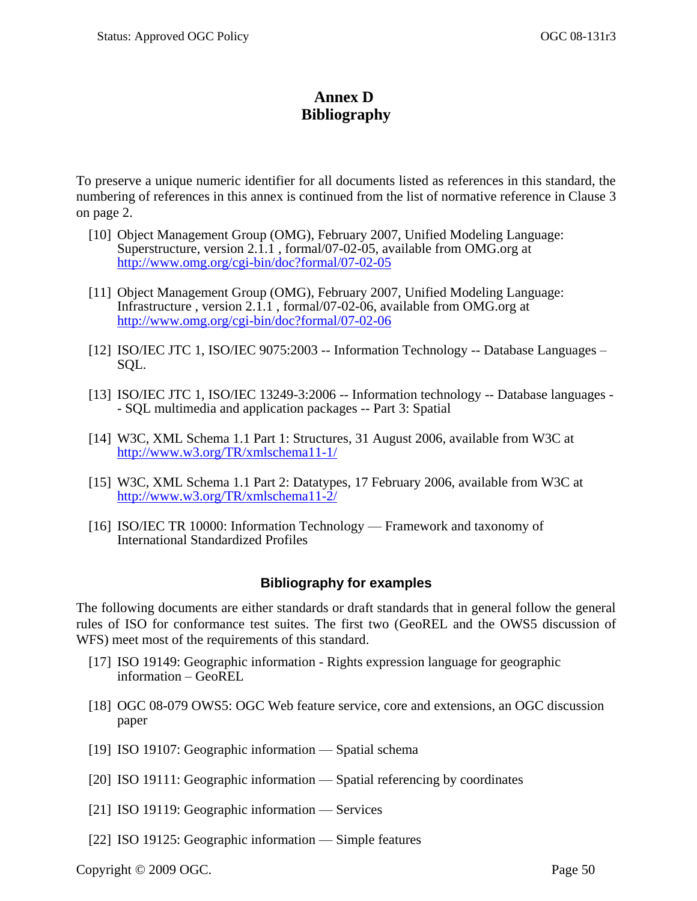# Annex D
# Bibliography

To preserve a unique numeric identifier for all documents listed as references in this standard, the numbering of references in this annex is continued from the list of normative reference in Clause 3 on page 2.

[10] Object Management Group (OMG), February 2007, Unified Modeling Language: Superstructure, version 2.1.1 , formal/07-02-05, available from OMG.org at http://www.omg.org/cgi-bin/doc?formal/07-02-05

[11] Object Management Group (OMG), February 2007, Unified Modeling Language: Infrastructure , version 2.1.1 , formal/07-02-06, available from OMG.org at http://www.omg.org/cgi-bin/doc?formal/07-02-06

[12] ISO/IEC JTC 1, ISO/IEC 9075:2003 -- Information Technology -- Database Languages – SQL.

[13] ISO/IEC JTC 1, ISO/IEC 13249-3:2006 -- Information technology -- Database languages -- SQL multimedia and application packages -- Part 3: Spatial

[14] W3C, XML Schema 1.1 Part 1: Structures, 31 August 2006, available from W3C at http://www.w3.org/TR/xmlschema11-1/

[15] W3C, XML Schema 1.1 Part 2: Datatypes, 17 February 2006, available from W3C at http://www.w3.org/TR/xmlschema11-2/

[16] ISO/IEC TR 10000: Information Technology — Framework and taxonomy of International Standardized Profiles

### Bibliography for examples

The following documents are either standards or draft standards that in general follow the general rules of ISO for conformance test suites. The first two (GeoREL and the OWS5 discussion of WFS) meet most of the requirements of this standard.

[17] ISO 19149: Geographic information - Rights expression language for geographic information – GeoREL

[18] OGC 08-079 OWS5: OGC Web feature service, core and extensions, an OGC discussion paper

[19] ISO 19107: Geographic information — Spatial schema

[20] ISO 19111: Geographic information — Spatial referencing by coordinates

[21] ISO 19119: Geographic information — Services

[22] ISO 19125: Geographic information — Simple features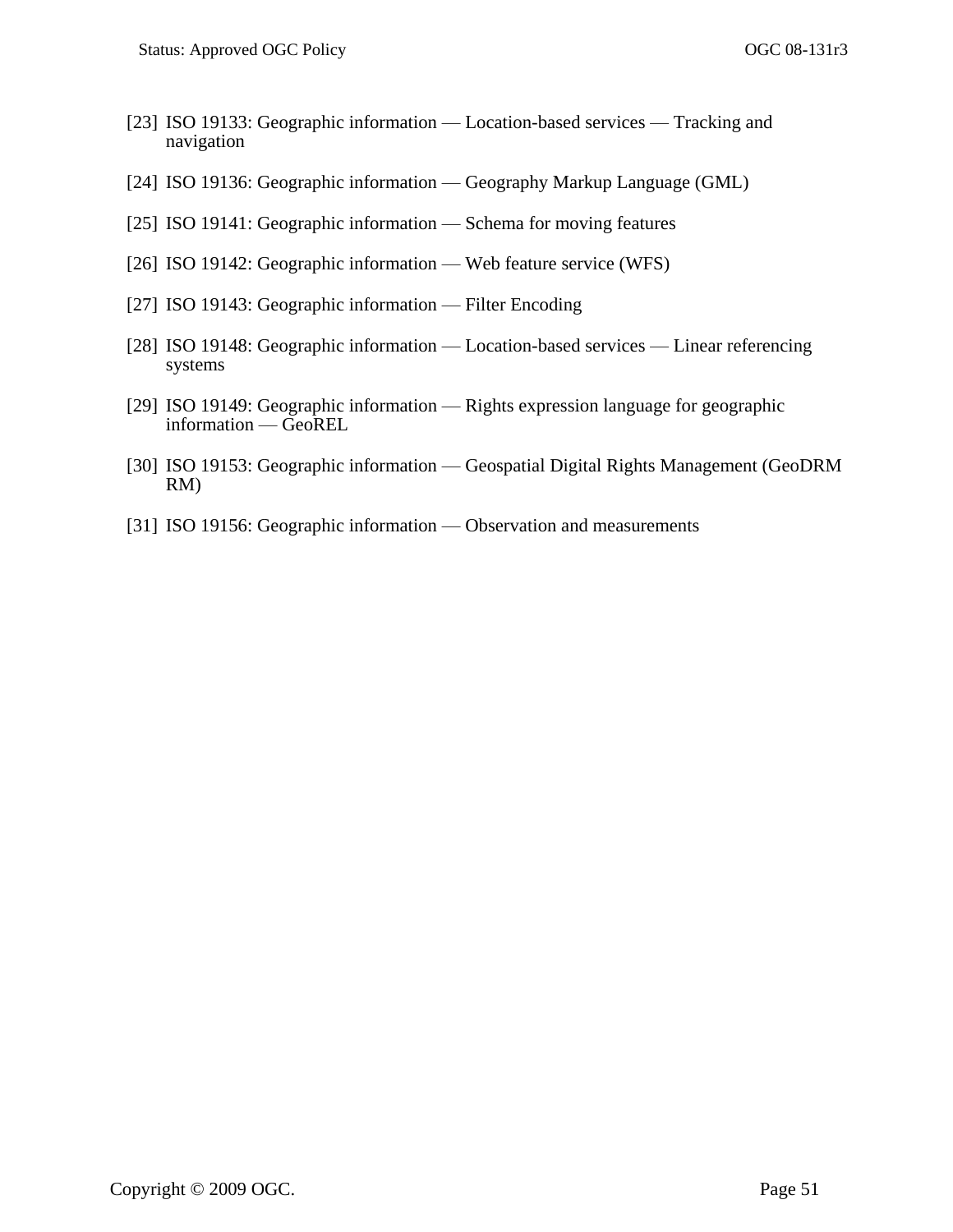[23] ISO 19133: Geographic information — Location-based services — Tracking and navigation

[24] ISO 19136: Geographic information — Geography Markup Language (GML)

[25] ISO 19141: Geographic information — Schema for moving features

[26] ISO 19142: Geographic information — Web feature service (WFS)

[27] ISO 19143: Geographic information — Filter Encoding

[28] ISO 19148: Geographic information — Location-based services — Linear referencing systems

[29] ISO 19149: Geographic information — Rights expression language for geographic information — GeoREL

[30] ISO 19153: Geographic information — Geospatial Digital Rights Management (GeoDRM RM)

[31] ISO 19156: Geographic information — Observation and measurements